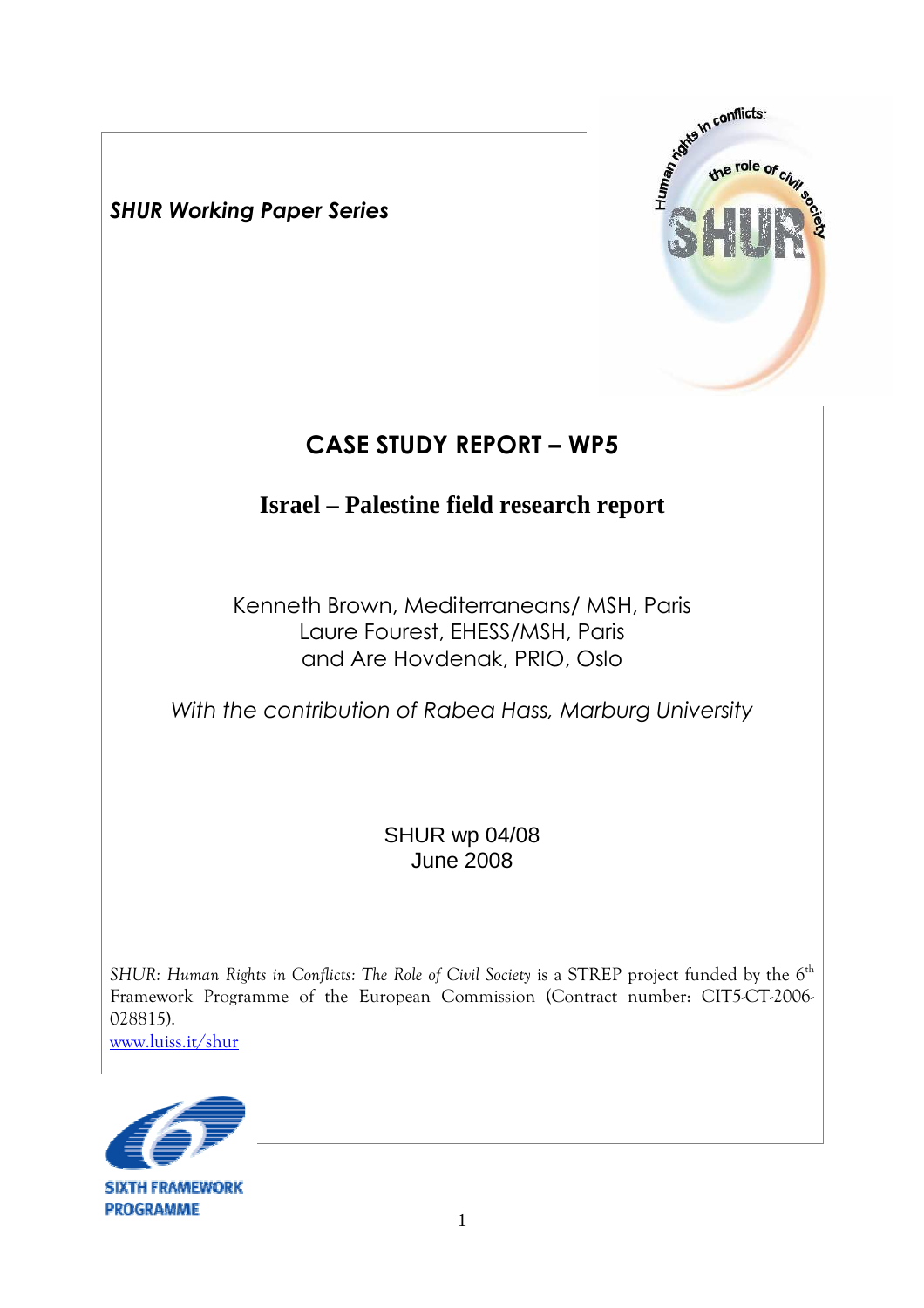*SHUR Working Paper Series*

# CASE STUDY REPORT – WP5

## Israel – Palestine field research report

Kenneth Brown, Mediterraneans/ MSH, Paris
Laure Fourest, EHESS/MSH, Paris
and Are Hovdenak, PRIO, Oslo

*With the contribution of Rabea Hass, Marburg University*

SHUR wp 04/08
June 2008

*SHUR: Human Rights in Conflicts: The Role of Civil Society* is a STREP project funded by the 6[th] Framework Programme of the European Commission (Contract number: CIT5-CT-2006-028815).
www.luiss.it/shur

SIXTH FRAMEWORK PROGRAMME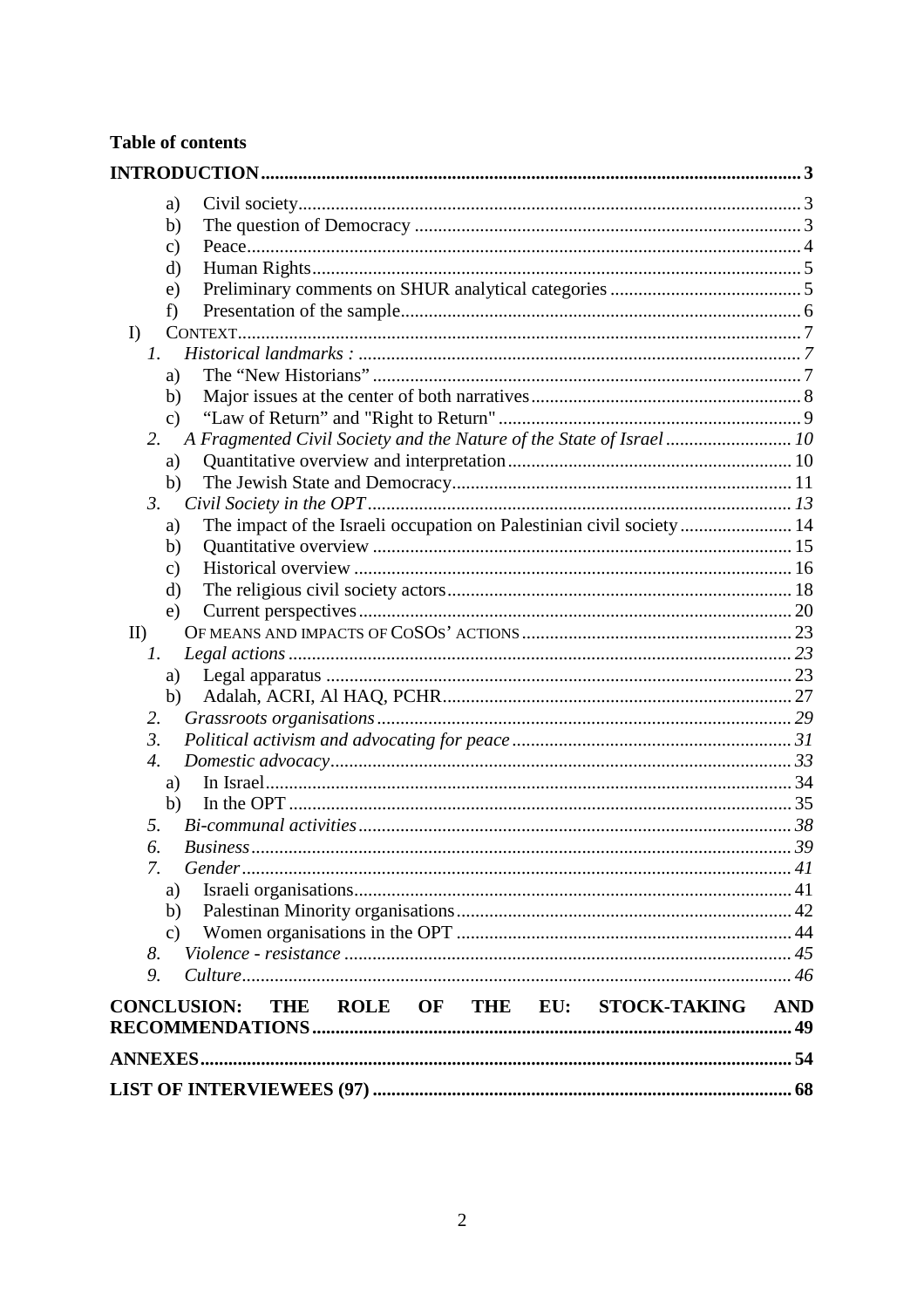**Table of contents**

**INTRODUCTION** .......... 3

- a) Civil society .......... 3
- b) The question of Democracy .......... 3
- c) Peace .......... 4
- d) Human Rights .......... 5
- e) Preliminary comments on SHUR analytical categories .......... 5
- f) Presentation of the sample .......... 6

I) CONTEXT .......... 7

- 1. *Historical landmarks :* .......... 7
  - a) The “New Historians” .......... 7
  - b) Major issues at the center of both narratives .......... 8
  - c) “Law of Return” and "Right to Return" .......... 9
- 2. *A Fragmented Civil Society and the Nature of the State of Israel* .......... 10
  - a) Quantitative overview and interpretation .......... 10
  - b) The Jewish State and Democracy .......... 11
- 3. *Civil Society in the OPT* .......... 13
  - a) The impact of the Israeli occupation on Palestinian civil society .......... 14
  - b) Quantitative overview .......... 15
  - c) Historical overview .......... 16
  - d) The religious civil society actors .......... 18
  - e) Current perspectives .......... 20

II) OF MEANS AND IMPACTS OF COSOS’ ACTIONS .......... 23

- 1. *Legal actions* .......... 23
  - a) Legal apparatus .......... 23
  - b) Adalah, ACRI, Al HAQ, PCHR .......... 27
- 2. *Grassroots organisations* .......... 29
- 3. *Political activism and advocating for peace* .......... 31
- 4. *Domestic advocacy* .......... 33
  - a) In Israel .......... 34
  - b) In the OPT .......... 35
- 5. *Bi-communal activities* .......... 38
- 6. *Business* .......... 39
- 7. *Gender* .......... 41
  - a) Israeli organisations .......... 41
  - b) Palestinan Minority organisations .......... 42
  - c) Women organisations in the OPT .......... 44
- 8. *Violence - resistance* .......... 45
- 9. *Culture* .......... 46

**CONCLUSION: THE ROLE OF THE EU: STOCK-TAKING AND RECOMMENDATIONS** .......... 49

**ANNEXES** .......... 54

**LIST OF INTERVIEWEES (97)** .......... 68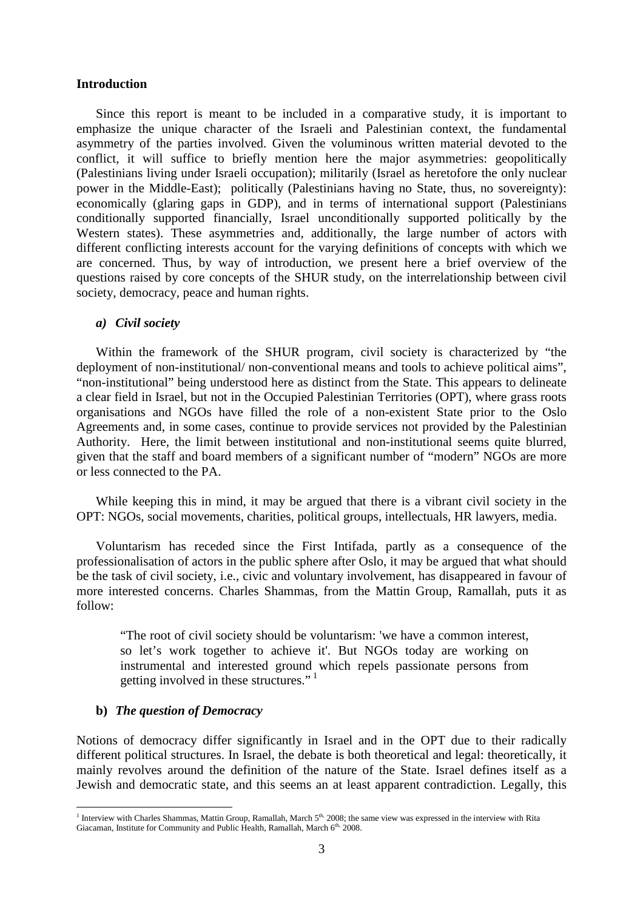## Introduction

Since this report is meant to be included in a comparative study, it is important to emphasize the unique character of the Israeli and Palestinian context, the fundamental asymmetry of the parties involved. Given the voluminous written material devoted to the conflict, it will suffice to briefly mention here the major asymmetries: geopolitically (Palestinians living under Israeli occupation); militarily (Israel as heretofore the only nuclear power in the Middle-East); politically (Palestinians having no State, thus, no sovereignty): economically (glaring gaps in GDP), and in terms of international support (Palestinians conditionally supported financially, Israel unconditionally supported politically by the Western states). These asymmetries and, additionally, the large number of actors with different conflicting interests account for the varying definitions of concepts with which we are concerned. Thus, by way of introduction, we present here a brief overview of the questions raised by core concepts of the SHUR study, on the interrelationship between civil society, democracy, peace and human rights.

### *a) Civil society*

Within the framework of the SHUR program, civil society is characterized by "the deployment of non-institutional/ non-conventional means and tools to achieve political aims", "non-institutional" being understood here as distinct from the State. This appears to delineate a clear field in Israel, but not in the Occupied Palestinian Territories (OPT), where grass roots organisations and NGOs have filled the role of a non-existent State prior to the Oslo Agreements and, in some cases, continue to provide services not provided by the Palestinian Authority. Here, the limit between institutional and non-institutional seems quite blurred, given that the staff and board members of a significant number of "modern" NGOs are more or less connected to the PA.

While keeping this in mind, it may be argued that there is a vibrant civil society in the OPT: NGOs, social movements, charities, political groups, intellectuals, HR lawyers, media.

Voluntarism has receded since the First Intifada, partly as a consequence of the professionalisation of actors in the public sphere after Oslo, it may be argued that what should be the task of civil society, i.e., civic and voluntary involvement, has disappeared in favour of more interested concerns. Charles Shammas, from the Mattin Group, Ramallah, puts it as follow:

> "The root of civil society should be voluntarism: 'we have a common interest, so let's work together to achieve it'. But NGOs today are working on instrumental and interested ground which repels passionate persons from getting involved in these structures." [1]

### **b)** ***The question of Democracy***

Notions of democracy differ significantly in Israel and in the OPT due to their radically different political structures. In Israel, the debate is both theoretical and legal: theoretically, it mainly revolves around the definition of the nature of the State. Israel defines itself as a Jewish and democratic state, and this seems an at least apparent contradiction. Legally, this

---

[1] Interview with Charles Shammas, Mattin Group, Ramallah, March 5th, 2008; the same view was expressed in the interview with Rita Giacaman, Institute for Community and Public Health, Ramallah, March 6th, 2008.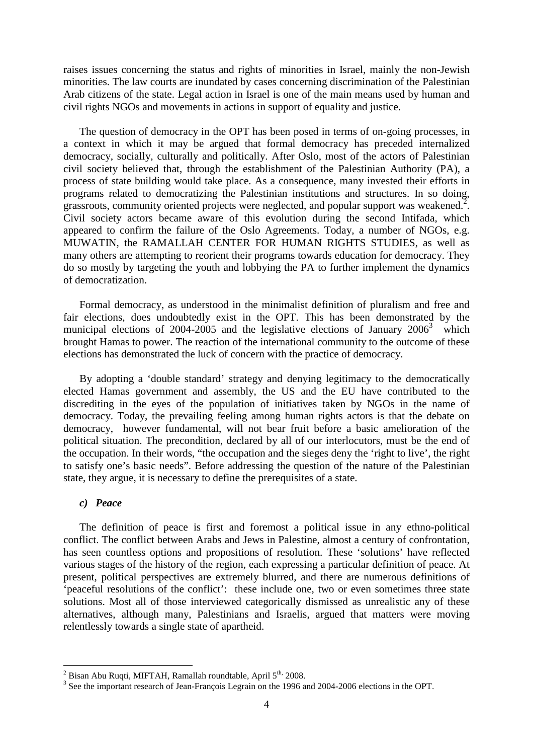raises issues concerning the status and rights of minorities in Israel, mainly the non-Jewish minorities. The law courts are inundated by cases concerning discrimination of the Palestinian Arab citizens of the state. Legal action in Israel is one of the main means used by human and civil rights NGOs and movements in actions in support of equality and justice.

The question of democracy in the OPT has been posed in terms of on-going processes, in a context in which it may be argued that formal democracy has preceded internalized democracy, socially, culturally and politically. After Oslo, most of the actors of Palestinian civil society believed that, through the establishment of the Palestinian Authority (PA), a process of state building would take place. As a consequence, many invested their efforts in programs related to democratizing the Palestinian institutions and structures. In so doing, grassroots, community oriented projects were neglected, and popular support was weakened.[2]. Civil society actors became aware of this evolution during the second Intifada, which appeared to confirm the failure of the Oslo Agreements. Today, a number of NGOs, e.g. MUWATIN, the RAMALLAH CENTER FOR HUMAN RIGHTS STUDIES, as well as many others are attempting to reorient their programs towards education for democracy. They do so mostly by targeting the youth and lobbying the PA to further implement the dynamics of democratization.

Formal democracy, as understood in the minimalist definition of pluralism and free and fair elections, does undoubtedly exist in the OPT. This has been demonstrated by the municipal elections of 2004-2005 and the legislative elections of January 2006[3] which brought Hamas to power. The reaction of the international community to the outcome of these elections has demonstrated the luck of concern with the practice of democracy.

By adopting a 'double standard' strategy and denying legitimacy to the democratically elected Hamas government and assembly, the US and the EU have contributed to the discrediting in the eyes of the population of initiatives taken by NGOs in the name of democracy. Today, the prevailing feeling among human rights actors is that the debate on democracy, however fundamental, will not bear fruit before a basic amelioration of the political situation. The precondition, declared by all of our interlocutors, must be the end of the occupation. In their words, "the occupation and the sieges deny the 'right to live', the right to satisfy one's basic needs". Before addressing the question of the nature of the Palestinian state, they argue, it is necessary to define the prerequisites of a state.

### *c) Peace*

The definition of peace is first and foremost a political issue in any ethno-political conflict. The conflict between Arabs and Jews in Palestine, almost a century of confrontation, has seen countless options and propositions of resolution. These 'solutions' have reflected various stages of the history of the region, each expressing a particular definition of peace. At present, political perspectives are extremely blurred, and there are numerous definitions of 'peaceful resolutions of the conflict': these include one, two or even sometimes three state solutions. Most all of those interviewed categorically dismissed as unrealistic any of these alternatives, although many, Palestinians and Israelis, argued that matters were moving relentlessly towards a single state of apartheid.

---

[2] Bisan Abu Ruqti, MIFTAH, Ramallah roundtable, April 5th, 2008.

[3] See the important research of Jean-François Legrain on the 1996 and 2004-2006 elections in the OPT.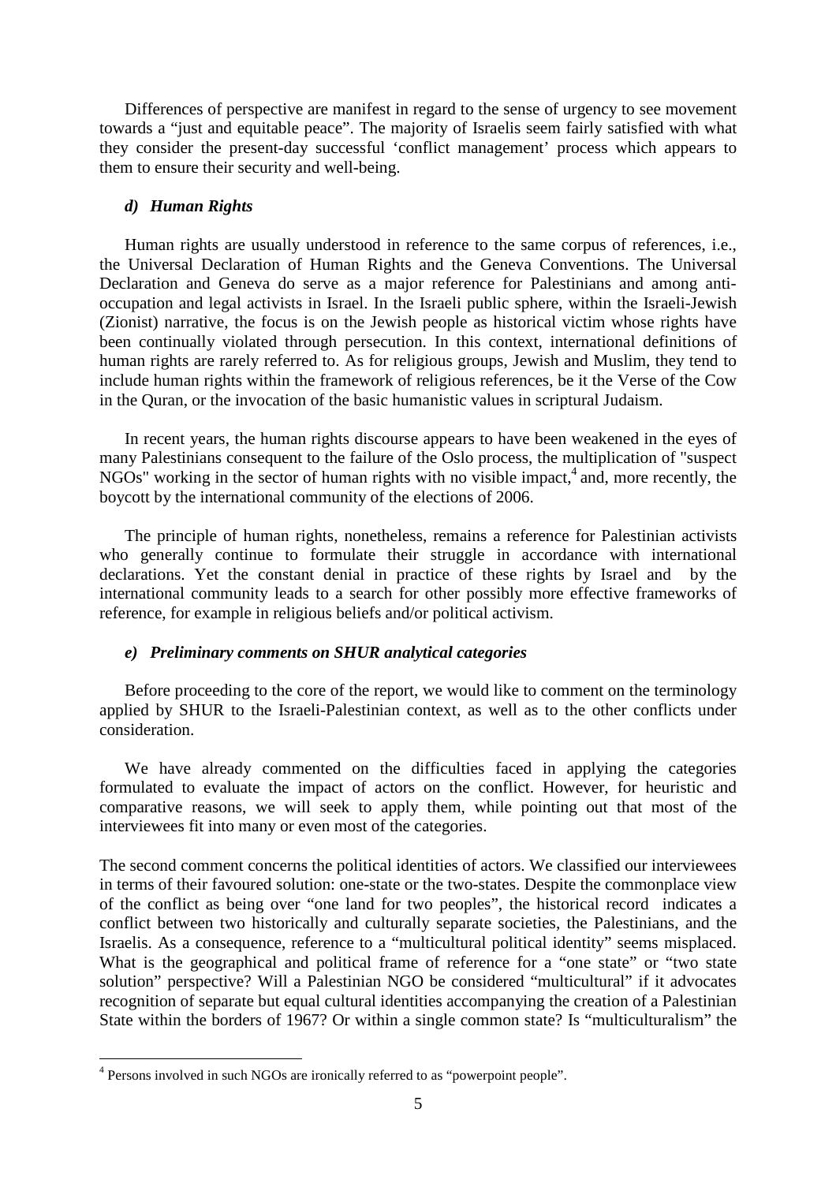Differences of perspective are manifest in regard to the sense of urgency to see movement towards a "just and equitable peace". The majority of Israelis seem fairly satisfied with what they consider the present-day successful 'conflict management' process which appears to them to ensure their security and well-being.

### *d) Human Rights*

Human rights are usually understood in reference to the same corpus of references, i.e., the Universal Declaration of Human Rights and the Geneva Conventions. The Universal Declaration and Geneva do serve as a major reference for Palestinians and among anti-occupation and legal activists in Israel. In the Israeli public sphere, within the Israeli-Jewish (Zionist) narrative, the focus is on the Jewish people as historical victim whose rights have been continually violated through persecution. In this context, international definitions of human rights are rarely referred to. As for religious groups, Jewish and Muslim, they tend to include human rights within the framework of religious references, be it the Verse of the Cow in the Quran, or the invocation of the basic humanistic values in scriptural Judaism.

In recent years, the human rights discourse appears to have been weakened in the eyes of many Palestinians consequent to the failure of the Oslo process, the multiplication of "suspect NGOs" working in the sector of human rights with no visible impact,[4] and, more recently, the boycott by the international community of the elections of 2006.

The principle of human rights, nonetheless, remains a reference for Palestinian activists who generally continue to formulate their struggle in accordance with international declarations. Yet the constant denial in practice of these rights by Israel and by the international community leads to a search for other possibly more effective frameworks of reference, for example in religious beliefs and/or political activism.

### *e) Preliminary comments on SHUR analytical categories*

Before proceeding to the core of the report, we would like to comment on the terminology applied by SHUR to the Israeli-Palestinian context, as well as to the other conflicts under consideration.

We have already commented on the difficulties faced in applying the categories formulated to evaluate the impact of actors on the conflict. However, for heuristic and comparative reasons, we will seek to apply them, while pointing out that most of the interviewees fit into many or even most of the categories.

The second comment concerns the political identities of actors. We classified our interviewees in terms of their favoured solution: one-state or the two-states. Despite the commonplace view of the conflict as being over "one land for two peoples", the historical record indicates a conflict between two historically and culturally separate societies, the Palestinians, and the Israelis. As a consequence, reference to a "multicultural political identity" seems misplaced. What is the geographical and political frame of reference for a "one state" or "two state solution" perspective? Will a Palestinian NGO be considered "multicultural" if it advocates recognition of separate but equal cultural identities accompanying the creation of a Palestinian State within the borders of 1967? Or within a single common state? Is "multiculturalism" the

---

[4] Persons involved in such NGOs are ironically referred to as "powerpoint people".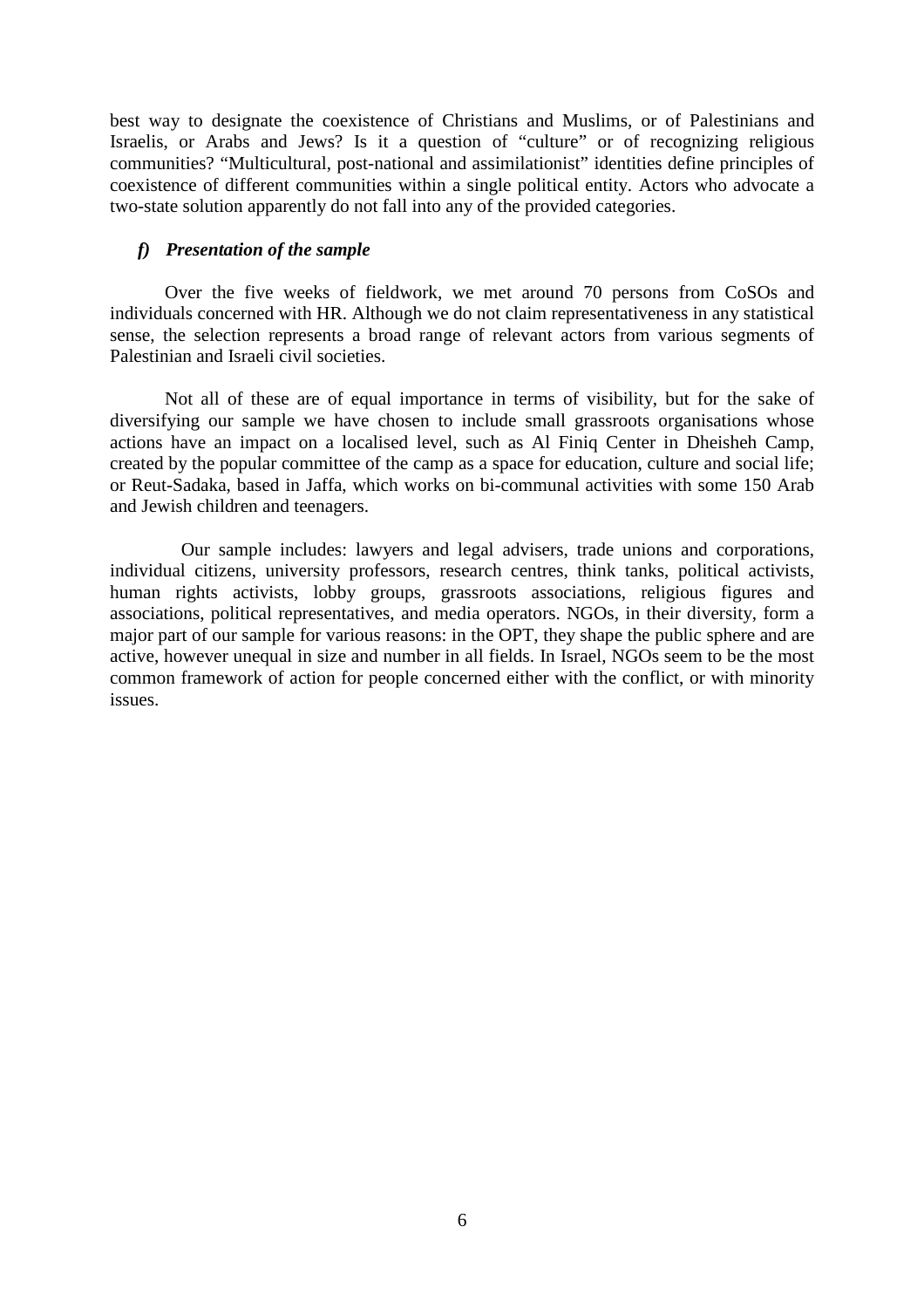best way to designate the coexistence of Christians and Muslims, or of Palestinians and Israelis, or Arabs and Jews? Is it a question of "culture" or of recognizing religious communities? "Multicultural, post-national and assimilationist" identities define principles of coexistence of different communities within a single political entity. Actors who advocate a two-state solution apparently do not fall into any of the provided categories.

### *f) Presentation of the sample*

Over the five weeks of fieldwork, we met around 70 persons from CoSOs and individuals concerned with HR. Although we do not claim representativeness in any statistical sense, the selection represents a broad range of relevant actors from various segments of Palestinian and Israeli civil societies.

Not all of these are of equal importance in terms of visibility, but for the sake of diversifying our sample we have chosen to include small grassroots organisations whose actions have an impact on a localised level, such as Al Finiq Center in Dheisheh Camp, created by the popular committee of the camp as a space for education, culture and social life; or Reut-Sadaka, based in Jaffa, which works on bi-communal activities with some 150 Arab and Jewish children and teenagers.

Our sample includes: lawyers and legal advisers, trade unions and corporations, individual citizens, university professors, research centres, think tanks, political activists, human rights activists, lobby groups, grassroots associations, religious figures and associations, political representatives, and media operators. NGOs, in their diversity, form a major part of our sample for various reasons: in the OPT, they shape the public sphere and are active, however unequal in size and number in all fields. In Israel, NGOs seem to be the most common framework of action for people concerned either with the conflict, or with minority issues.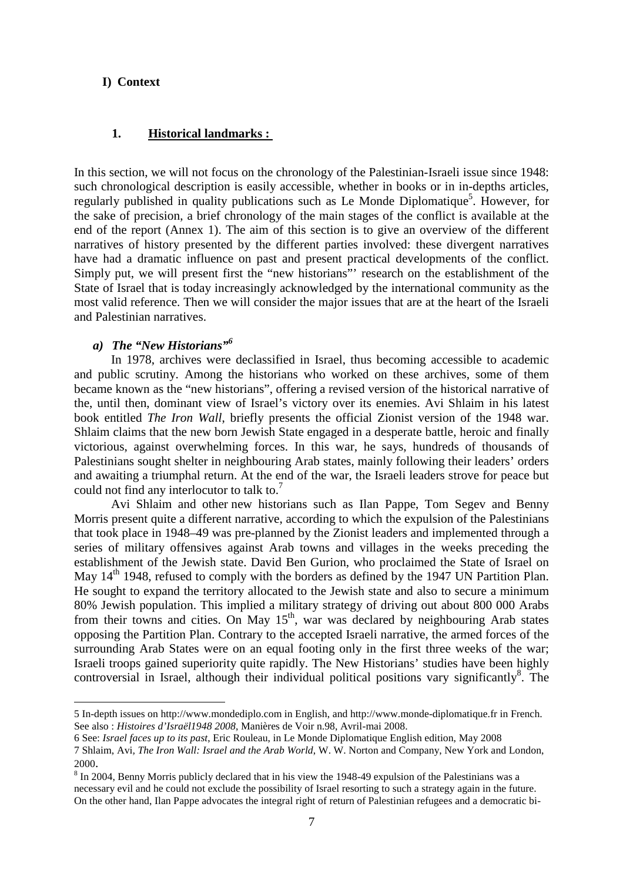## I) Context

### 1. Historical landmarks :

In this section, we will not focus on the chronology of the Palestinian-Israeli issue since 1948: such chronological description is easily accessible, whether in books or in in-depths articles, regularly published in quality publications such as Le Monde Diplomatique[5]. However, for the sake of precision, a brief chronology of the main stages of the conflict is available at the end of the report (Annex 1). The aim of this section is to give an overview of the different narratives of history presented by the different parties involved: these divergent narratives have had a dramatic influence on past and present practical developments of the conflict. Simply put, we will present first the "new historians"' research on the establishment of the State of Israel that is today increasingly acknowledged by the international community as the most valid reference. Then we will consider the major issues that are at the heart of the Israeli and Palestinian narratives.

#### a) *The "New Historians"*[6]

In 1978, archives were declassified in Israel, thus becoming accessible to academic and public scrutiny. Among the historians who worked on these archives, some of them became known as the "new historians", offering a revised version of the historical narrative of the, until then, dominant view of Israel's victory over its enemies. Avi Shlaim in his latest book entitled *The Iron Wall*, briefly presents the official Zionist version of the 1948 war. Shlaim claims that the new born Jewish State engaged in a desperate battle, heroic and finally victorious, against overwhelming forces. In this war, he says, hundreds of thousands of Palestinians sought shelter in neighbouring Arab states, mainly following their leaders' orders and awaiting a triumphal return. At the end of the war, the Israeli leaders strove for peace but could not find any interlocutor to talk to.[7]

Avi Shlaim and other new historians such as Ilan Pappe, Tom Segev and Benny Morris present quite a different narrative, according to which the expulsion of the Palestinians that took place in 1948–49 was pre-planned by the Zionist leaders and implemented through a series of military offensives against Arab towns and villages in the weeks preceding the establishment of the Jewish state. David Ben Gurion, who proclaimed the State of Israel on May 14th 1948, refused to comply with the borders as defined by the 1947 UN Partition Plan. He sought to expand the territory allocated to the Jewish state and also to secure a minimum 80% Jewish population. This implied a military strategy of driving out about 800 000 Arabs from their towns and cities. On May 15th, war was declared by neighbouring Arab states opposing the Partition Plan. Contrary to the accepted Israeli narrative, the armed forces of the surrounding Arab States were on an equal footing only in the first three weeks of the war; Israeli troops gained superiority quite rapidly. The New Historians' studies have been highly controversial in Israel, although their individual political positions vary significantly[8]. The

---

5 In-depth issues on http://www.mondediplo.com in English, and http://www.monde-diplomatique.fr in French. See also : *Histoires d'Israël1948 2008*, Manières de Voir n.98, Avril-mai 2008.

6 See: *Israel faces up to its past*, Eric Rouleau, in Le Monde Diplomatique English edition, May 2008

7 Shlaim, Avi, *The Iron Wall: Israel and the Arab World*, W. W. Norton and Company, New York and London, 2000.

8 In 2004, Benny Morris publicly declared that in his view the 1948-49 expulsion of the Palestinians was a necessary evil and he could not exclude the possibility of Israel resorting to such a strategy again in the future. On the other hand, Ilan Pappe advocates the integral right of return of Palestinian refugees and a democratic bi-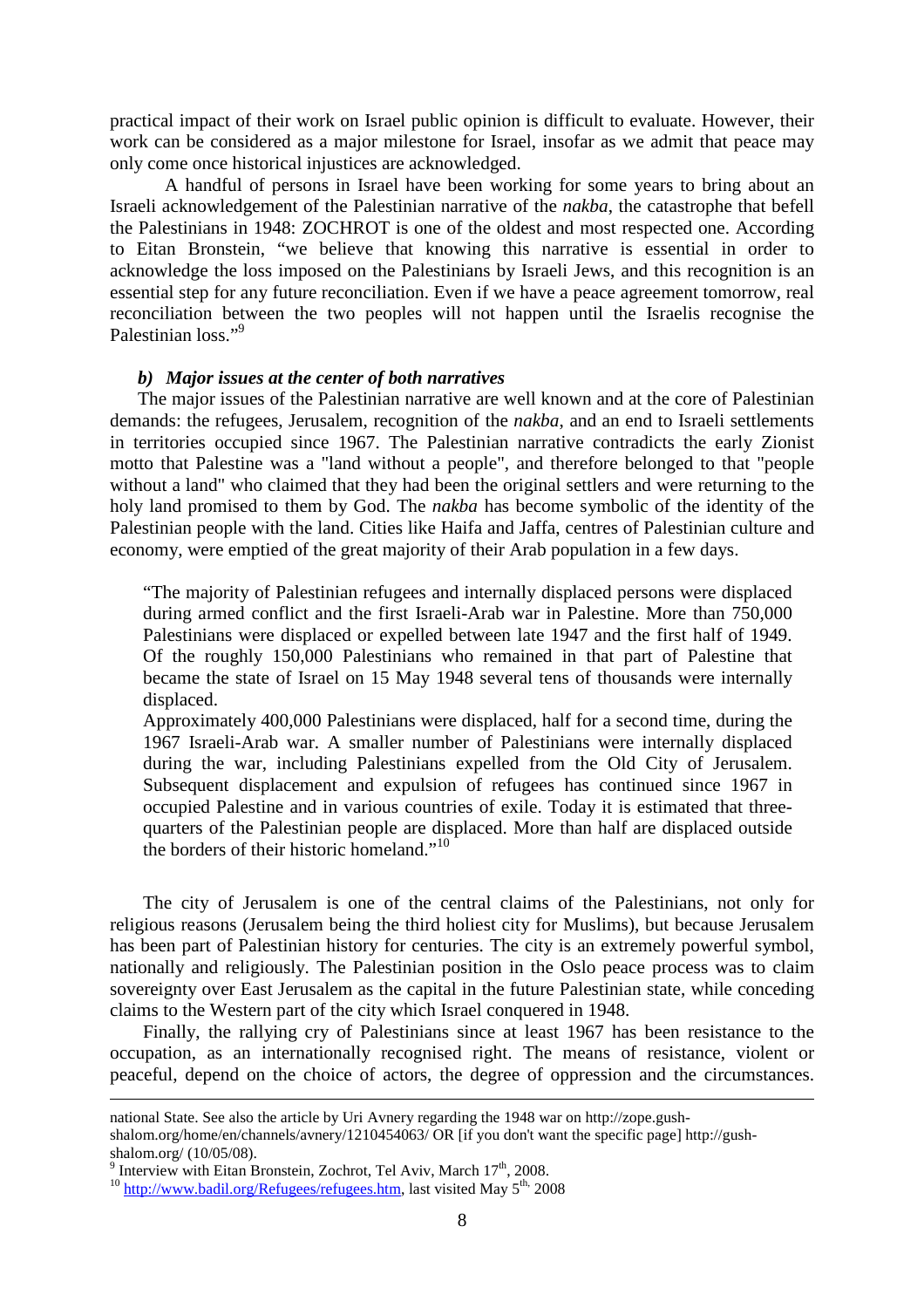practical impact of their work on Israel public opinion is difficult to evaluate. However, their work can be considered as a major milestone for Israel, insofar as we admit that peace may only come once historical injustices are acknowledged.

A handful of persons in Israel have been working for some years to bring about an Israeli acknowledgement of the Palestinian narrative of the *nakba*, the catastrophe that befell the Palestinians in 1948: ZOCHROT is one of the oldest and most respected one. According to Eitan Bronstein, "we believe that knowing this narrative is essential in order to acknowledge the loss imposed on the Palestinians by Israeli Jews, and this recognition is an essential step for any future reconciliation. Even if we have a peace agreement tomorrow, real reconciliation between the two peoples will not happen until the Israelis recognise the Palestinian loss."[9]

### *b) Major issues at the center of both narratives*

The major issues of the Palestinian narrative are well known and at the core of Palestinian demands: the refugees, Jerusalem, recognition of the *nakba*, and an end to Israeli settlements in territories occupied since 1967. The Palestinian narrative contradicts the early Zionist motto that Palestine was a "land without a people", and therefore belonged to that "people without a land" who claimed that they had been the original settlers and were returning to the holy land promised to them by God. The *nakba* has become symbolic of the identity of the Palestinian people with the land. Cities like Haifa and Jaffa, centres of Palestinian culture and economy, were emptied of the great majority of their Arab population in a few days.

> "The majority of Palestinian refugees and internally displaced persons were displaced during armed conflict and the first Israeli-Arab war in Palestine. More than 750,000 Palestinians were displaced or expelled between late 1947 and the first half of 1949. Of the roughly 150,000 Palestinians who remained in that part of Palestine that became the state of Israel on 15 May 1948 several tens of thousands were internally displaced.
>
> Approximately 400,000 Palestinians were displaced, half for a second time, during the 1967 Israeli-Arab war. A smaller number of Palestinians were internally displaced during the war, including Palestinians expelled from the Old City of Jerusalem. Subsequent displacement and expulsion of refugees has continued since 1967 in occupied Palestine and in various countries of exile. Today it is estimated that three-quarters of the Palestinian people are displaced. More than half are displaced outside the borders of their historic homeland."[10]

The city of Jerusalem is one of the central claims of the Palestinians, not only for religious reasons (Jerusalem being the third holiest city for Muslims), but because Jerusalem has been part of Palestinian history for centuries. The city is an extremely powerful symbol, nationally and religiously. The Palestinian position in the Oslo peace process was to claim sovereignty over East Jerusalem as the capital in the future Palestinian state, while conceding claims to the Western part of the city which Israel conquered in 1948.

Finally, the rallying cry of Palestinians since at least 1967 has been resistance to the occupation, as an internationally recognised right. The means of resistance, violent or peaceful, depend on the choice of actors, the degree of oppression and the circumstances.

---

national State. See also the article by Uri Avnery regarding the 1948 war on http://zope.gush-shalom.org/home/en/channels/avnery/1210454063/ OR [if you don't want the specific page] http://gush-shalom.org/ (10/05/08).

[9] Interview with Eitan Bronstein, Zochrot, Tel Aviv, March 17th, 2008.

[10] http://www.badil.org/Refugees/refugees.htm, last visited May 5th, 2008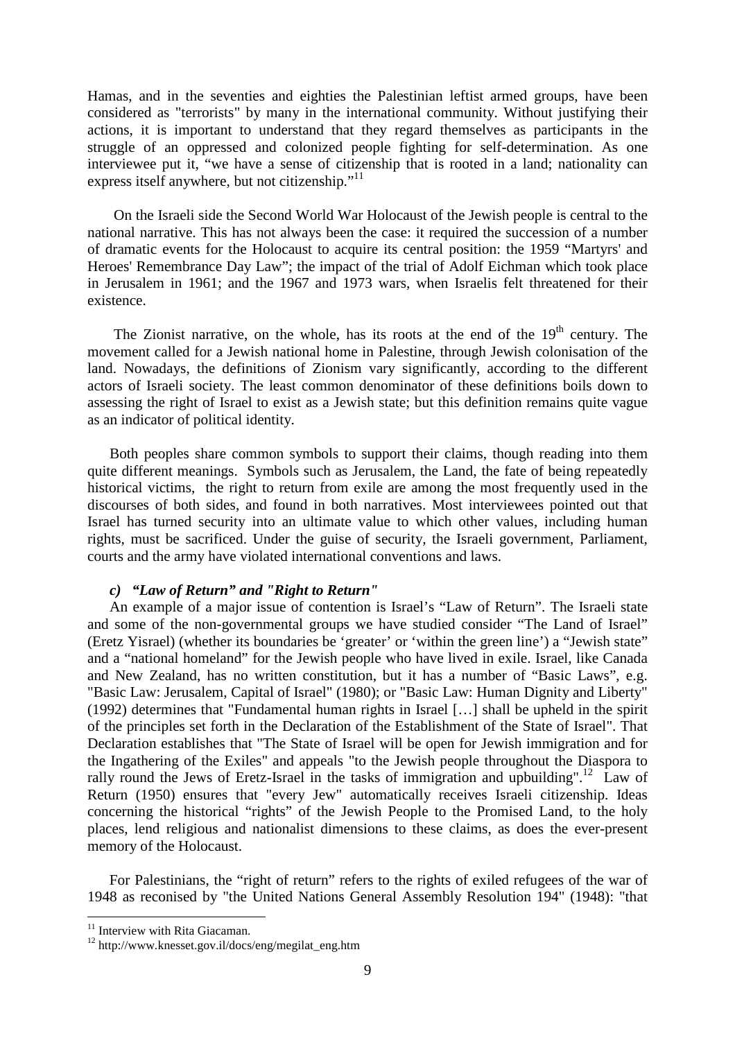Hamas, and in the seventies and eighties the Palestinian leftist armed groups, have been considered as "terrorists" by many in the international community. Without justifying their actions, it is important to understand that they regard themselves as participants in the struggle of an oppressed and colonized people fighting for self-determination. As one interviewee put it, “we have a sense of citizenship that is rooted in a land; nationality can express itself anywhere, but not citizenship.”[11]

On the Israeli side the Second World War Holocaust of the Jewish people is central to the national narrative. This has not always been the case: it required the succession of a number of dramatic events for the Holocaust to acquire its central position: the 1959 “Martyrs' and Heroes' Remembrance Day Law”; the impact of the trial of Adolf Eichman which took place in Jerusalem in 1961; and the 1967 and 1973 wars, when Israelis felt threatened for their existence.

The Zionist narrative, on the whole, has its roots at the end of the 19th century. The movement called for a Jewish national home in Palestine, through Jewish colonisation of the land. Nowadays, the definitions of Zionism vary significantly, according to the different actors of Israeli society. The least common denominator of these definitions boils down to assessing the right of Israel to exist as a Jewish state; but this definition remains quite vague as an indicator of political identity.

Both peoples share common symbols to support their claims, though reading into them quite different meanings. Symbols such as Jerusalem, the Land, the fate of being repeatedly historical victims, the right to return from exile are among the most frequently used in the discourses of both sides, and found in both narratives. Most interviewees pointed out that Israel has turned security into an ultimate value to which other values, including human rights, must be sacrificed. Under the guise of security, the Israeli government, Parliament, courts and the army have violated international conventions and laws.

#### *c) “Law of Return” and "Right to Return"*

An example of a major issue of contention is Israel’s “Law of Return”. The Israeli state and some of the non-governmental groups we have studied consider “The Land of Israel” (Eretz Yisrael) (whether its boundaries be ‘greater’ or ‘within the green line’) a “Jewish state” and a “national homeland” for the Jewish people who have lived in exile. Israel, like Canada and New Zealand, has no written constitution, but it has a number of “Basic Laws”, e.g. "Basic Law: Jerusalem, Capital of Israel" (1980); or "Basic Law: Human Dignity and Liberty" (1992) determines that "Fundamental human rights in Israel […] shall be upheld in the spirit of the principles set forth in the Declaration of the Establishment of the State of Israel". That Declaration establishes that "The State of Israel will be open for Jewish immigration and for the Ingathering of the Exiles" and appeals "to the Jewish people throughout the Diaspora to rally round the Jews of Eretz-Israel in the tasks of immigration and upbuilding".[12] Law of Return (1950) ensures that "every Jew" automatically receives Israeli citizenship. Ideas concerning the historical “rights” of the Jewish People to the Promised Land, to the holy places, lend religious and nationalist dimensions to these claims, as does the ever-present memory of the Holocaust.

For Palestinians, the “right of return” refers to the rights of exiled refugees of the war of 1948 as reconised by "the United Nations General Assembly Resolution 194" (1948): "that

[11] Interview with Rita Giacaman.

[12] http://www.knesset.gov.il/docs/eng/megilat_eng.htm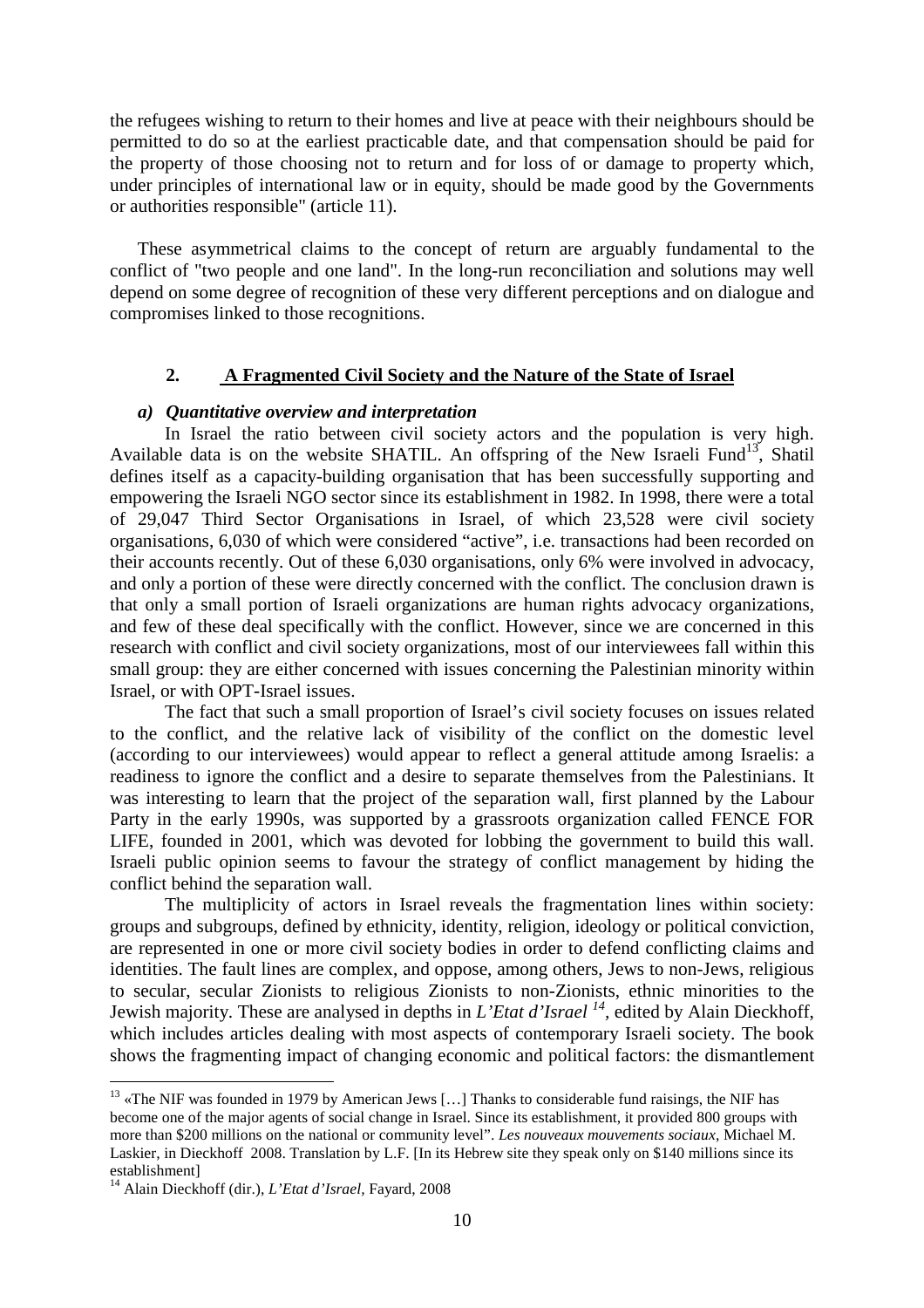the refugees wishing to return to their homes and live at peace with their neighbours should be permitted to do so at the earliest practicable date, and that compensation should be paid for the property of those choosing not to return and for loss of or damage to property which, under principles of international law or in equity, should be made good by the Governments or authorities responsible" (article 11).

These asymmetrical claims to the concept of return are arguably fundamental to the conflict of "two people and one land". In the long-run reconciliation and solutions may well depend on some degree of recognition of these very different perceptions and on dialogue and compromises linked to those recognitions.

## 2. **A Fragmented Civil Society and the Nature of the State of Israel**

### *a) Quantitative overview and interpretation*

In Israel the ratio between civil society actors and the population is very high. Available data is on the website SHATIL. An offspring of the New Israeli Fund[13], Shatil defines itself as a capacity-building organisation that has been successfully supporting and empowering the Israeli NGO sector since its establishment in 1982. In 1998, there were a total of 29,047 Third Sector Organisations in Israel, of which 23,528 were civil society organisations, 6,030 of which were considered "active", i.e. transactions had been recorded on their accounts recently. Out of these 6,030 organisations, only 6% were involved in advocacy, and only a portion of these were directly concerned with the conflict. The conclusion drawn is that only a small portion of Israeli organizations are human rights advocacy organizations, and few of these deal specifically with the conflict. However, since we are concerned in this research with conflict and civil society organizations, most of our interviewees fall within this small group: they are either concerned with issues concerning the Palestinian minority within Israel, or with OPT-Israel issues.

The fact that such a small proportion of Israel's civil society focuses on issues related to the conflict, and the relative lack of visibility of the conflict on the domestic level (according to our interviewees) would appear to reflect a general attitude among Israelis: a readiness to ignore the conflict and a desire to separate themselves from the Palestinians. It was interesting to learn that the project of the separation wall, first planned by the Labour Party in the early 1990s, was supported by a grassroots organization called FENCE FOR LIFE, founded in 2001, which was devoted for lobbing the government to build this wall. Israeli public opinion seems to favour the strategy of conflict management by hiding the conflict behind the separation wall.

The multiplicity of actors in Israel reveals the fragmentation lines within society: groups and subgroups, defined by ethnicity, identity, religion, ideology or political conviction, are represented in one or more civil society bodies in order to defend conflicting claims and identities. The fault lines are complex, and oppose, among others, Jews to non-Jews, religious to secular, secular Zionists to religious Zionists to non-Zionists, ethnic minorities to the Jewish majority. These are analysed in depths in *L'Etat d'Israel* [14], edited by Alain Dieckhoff, which includes articles dealing with most aspects of contemporary Israeli society. The book shows the fragmenting impact of changing economic and political factors: the dismantlement

---

[13] «The NIF was founded in 1979 by American Jews […] Thanks to considerable fund raisings, the NIF has become one of the major agents of social change in Israel. Since its establishment, it provided 800 groups with more than $200 millions on the national or community level". *Les nouveaux mouvements sociaux*, Michael M. Laskier, in Dieckhoff 2008. Translation by L.F. [In its Hebrew site they speak only on $140 millions since its establishment]

[14] Alain Dieckhoff (dir.), *L'Etat d'Israel*, Fayard, 2008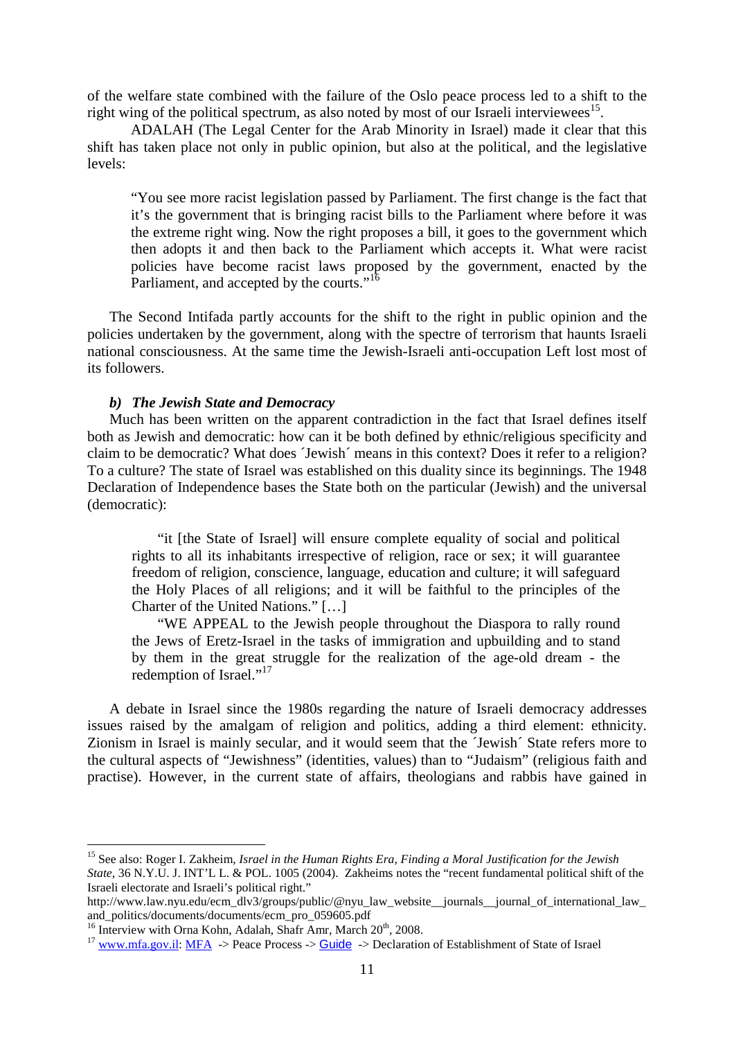of the welfare state combined with the failure of the Oslo peace process led to a shift to the right wing of the political spectrum, as also noted by most of our Israeli interviewees[15].

ADALAH (The Legal Center for the Arab Minority in Israel) made it clear that this shift has taken place not only in public opinion, but also at the political, and the legislative levels:

> "You see more racist legislation passed by Parliament. The first change is the fact that it's the government that is bringing racist bills to the Parliament where before it was the extreme right wing. Now the right proposes a bill, it goes to the government which then adopts it and then back to the Parliament which accepts it. What were racist policies have become racist laws proposed by the government, enacted by the Parliament, and accepted by the courts."[16]

The Second Intifada partly accounts for the shift to the right in public opinion and the policies undertaken by the government, along with the spectre of terrorism that haunts Israeli national consciousness. At the same time the Jewish-Israeli anti-occupation Left lost most of its followers.

#### *b) The Jewish State and Democracy*

Much has been written on the apparent contradiction in the fact that Israel defines itself both as Jewish and democratic: how can it be both defined by ethnic/religious specificity and claim to be democratic? What does ´Jewish´ means in this context? Does it refer to a religion? To a culture? The state of Israel was established on this duality since its beginnings. The 1948 Declaration of Independence bases the State both on the particular (Jewish) and the universal (democratic):

> "it [the State of Israel] will ensure complete equality of social and political rights to all its inhabitants irrespective of religion, race or sex; it will guarantee freedom of religion, conscience, language, education and culture; it will safeguard the Holy Places of all religions; and it will be faithful to the principles of the Charter of the United Nations." […]
>
> "WE APPEAL to the Jewish people throughout the Diaspora to rally round the Jews of Eretz-Israel in the tasks of immigration and upbuilding and to stand by them in the great struggle for the realization of the age-old dream - the redemption of Israel."[17]

A debate in Israel since the 1980s regarding the nature of Israeli democracy addresses issues raised by the amalgam of religion and politics, adding a third element: ethnicity. Zionism in Israel is mainly secular, and it would seem that the ´Jewish´ State refers more to the cultural aspects of "Jewishness" (identities, values) than to "Judaism" (religious faith and practise). However, in the current state of affairs, theologians and rabbis have gained in

---

[15] See also: Roger I. Zakheim, *Israel in the Human Rights Era, Finding a Moral Justification for the Jewish State*, 36 N.Y.U. J. INT'L L. & POL. 1005 (2004). Zakheims notes the "recent fundamental political shift of the Israeli electorate and Israeli's political right."
http://www.law.nyu.edu/ecm_dlv3/groups/public/@nyu_law_website__journals__journal_of_international_law_and_politics/documents/documents/ecm_pro_059605.pdf

[16] Interview with Orna Kohn, Adalah, Shafr Amr, March 20th, 2008.

[17] www.mfa.gov.il: MFA -> Peace Process -> Guide -> Declaration of Establishment of State of Israel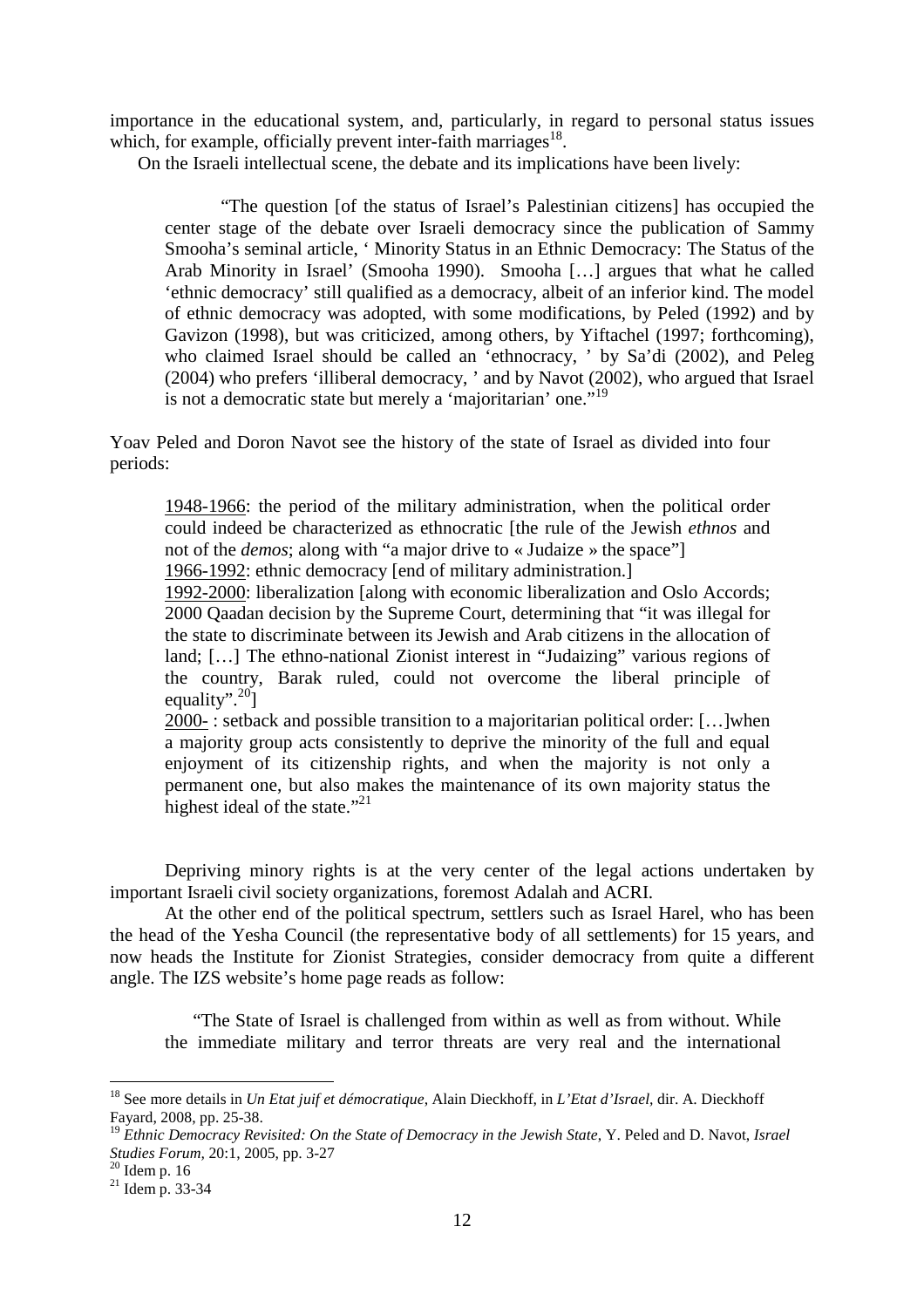importance in the educational system, and, particularly, in regard to personal status issues which, for example, officially prevent inter-faith marriages[18].

On the Israeli intellectual scene, the debate and its implications have been lively:

> "The question [of the status of Israel's Palestinian citizens] has occupied the center stage of the debate over Israeli democracy since the publication of Sammy Smooha's seminal article, ' Minority Status in an Ethnic Democracy: The Status of the Arab Minority in Israel' (Smooha 1990). Smooha […] argues that what he called 'ethnic democracy' still qualified as a democracy, albeit of an inferior kind. The model of ethnic democracy was adopted, with some modifications, by Peled (1992) and by Gavizon (1998), but was criticized, among others, by Yiftachel (1997; forthcoming), who claimed Israel should be called an 'ethnocracy, ' by Sa'di (2002), and Peleg (2004) who prefers 'illiberal democracy, ' and by Navot (2002), who argued that Israel is not a democratic state but merely a 'majoritarian' one."[19]

Yoav Peled and Doron Navot see the history of the state of Israel as divided into four periods:

> 1948-1966: the period of the military administration, when the political order could indeed be characterized as ethnocratic [the rule of the Jewish *ethnos* and not of the *demos*; along with "a major drive to « Judaize » the space"]
>
> 1966-1992: ethnic democracy [end of military administration.]
>
> 1992-2000: liberalization [along with economic liberalization and Oslo Accords; 2000 Qaadan decision by the Supreme Court, determining that "it was illegal for the state to discriminate between its Jewish and Arab citizens in the allocation of land; […] The ethno-national Zionist interest in "Judaizing" various regions of the country, Barak ruled, could not overcome the liberal principle of equality".[20]]
>
> 2000- : setback and possible transition to a majoritarian political order: […]when a majority group acts consistently to deprive the minority of the full and equal enjoyment of its citizenship rights, and when the majority is not only a permanent one, but also makes the maintenance of its own majority status the highest ideal of the state."[21]

Depriving minory rights is at the very center of the legal actions undertaken by important Israeli civil society organizations, foremost Adalah and ACRI.

At the other end of the political spectrum, settlers such as Israel Harel, who has been the head of the Yesha Council (the representative body of all settlements) for 15 years, and now heads the Institute for Zionist Strategies, consider democracy from quite a different angle. The IZS website's home page reads as follow:

> "The State of Israel is challenged from within as well as from without. While the immediate military and terror threats are very real and the international

---

[18] See more details in *Un Etat juif et démocratique*, Alain Dieckhoff, in *L'Etat d'Israel*, dir. A. Dieckhoff Fayard, 2008, pp. 25-38.

[19] *Ethnic Democracy Revisited: On the State of Democracy in the Jewish State*, Y. Peled and D. Navot, *Israel Studies Forum*, 20:1, 2005, pp. 3-27

[20] Idem p. 16

[21] Idem p. 33-34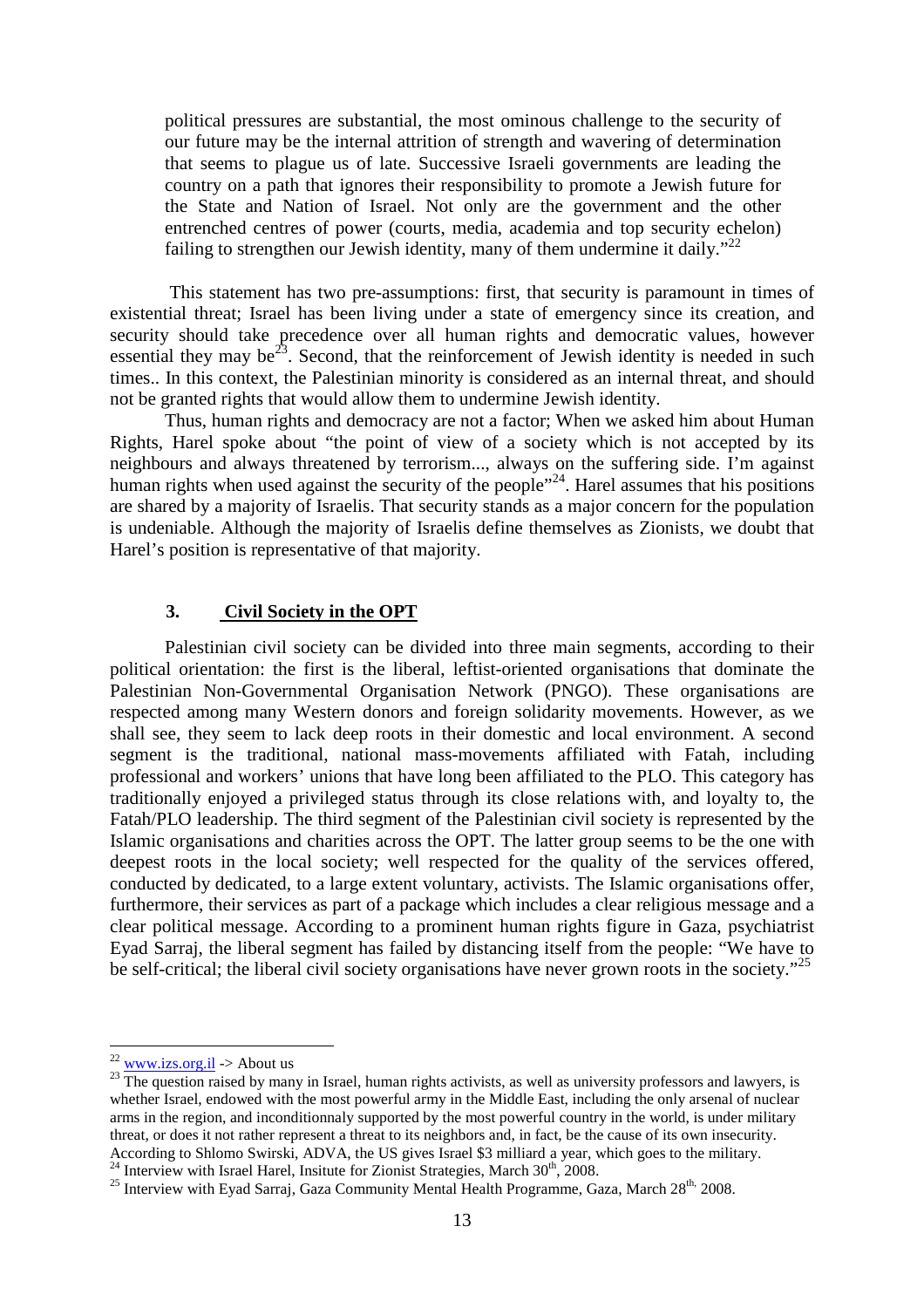political pressures are substantial, the most ominous challenge to the security of our future may be the internal attrition of strength and wavering of determination that seems to plague us of late. Successive Israeli governments are leading the country on a path that ignores their responsibility to promote a Jewish future for the State and Nation of Israel. Not only are the government and the other entrenched centres of power (courts, media, academia and top security echelon) failing to strengthen our Jewish identity, many of them undermine it daily."[22]

This statement has two pre-assumptions: first, that security is paramount in times of existential threat; Israel has been living under a state of emergency since its creation, and security should take precedence over all human rights and democratic values, however essential they may be[23]. Second, that the reinforcement of Jewish identity is needed in such times.. In this context, the Palestinian minority is considered as an internal threat, and should not be granted rights that would allow them to undermine Jewish identity.

Thus, human rights and democracy are not a factor; When we asked him about Human Rights, Harel spoke about "the point of view of a society which is not accepted by its neighbours and always threatened by terrorism..., always on the suffering side. I'm against human rights when used against the security of the people"[24]. Harel assumes that his positions are shared by a majority of Israelis. That security stands as a major concern for the population is undeniable. Although the majority of Israelis define themselves as Zionists, we doubt that Harel's position is representative of that majority.

## 3. Civil Society in the OPT

Palestinian civil society can be divided into three main segments, according to their political orientation: the first is the liberal, leftist-oriented organisations that dominate the Palestinian Non-Governmental Organisation Network (PNGO). These organisations are respected among many Western donors and foreign solidarity movements. However, as we shall see, they seem to lack deep roots in their domestic and local environment. A second segment is the traditional, national mass-movements affiliated with Fatah, including professional and workers' unions that have long been affiliated to the PLO. This category has traditionally enjoyed a privileged status through its close relations with, and loyalty to, the Fatah/PLO leadership. The third segment of the Palestinian civil society is represented by the Islamic organisations and charities across the OPT. The latter group seems to be the one with deepest roots in the local society; well respected for the quality of the services offered, conducted by dedicated, to a large extent voluntary, activists. The Islamic organisations offer, furthermore, their services as part of a package which includes a clear religious message and a clear political message. According to a prominent human rights figure in Gaza, psychiatrist Eyad Sarraj, the liberal segment has failed by distancing itself from the people: "We have to be self-critical; the liberal civil society organisations have never grown roots in the society."[25]

---

[22] www.izs.org.il -> About us

[23] The question raised by many in Israel, human rights activists, as well as university professors and lawyers, is whether Israel, endowed with the most powerful army in the Middle East, including the only arsenal of nuclear arms in the region, and inconditionnaly supported by the most powerful country in the world, is under military threat, or does it not rather represent a threat to its neighbors and, in fact, be the cause of its own insecurity. According to Shlomo Swirski, ADVA, the US gives Israel $3 milliard a year, which goes to the military.

[24] Interview with Israel Harel, Insitute for Zionist Strategies, March 30th, 2008.

[25] Interview with Eyad Sarraj, Gaza Community Mental Health Programme, Gaza, March 28th, 2008.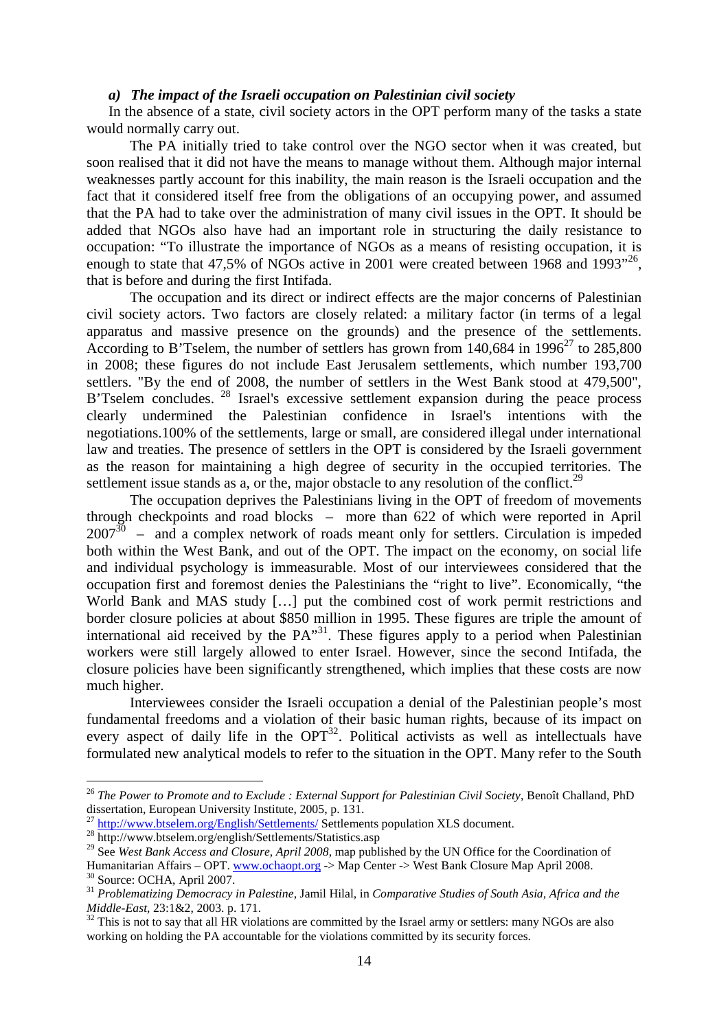### *a) The impact of the Israeli occupation on Palestinian civil society*

In the absence of a state, civil society actors in the OPT perform many of the tasks a state would normally carry out.

The PA initially tried to take control over the NGO sector when it was created, but soon realised that it did not have the means to manage without them. Although major internal weaknesses partly account for this inability, the main reason is the Israeli occupation and the fact that it considered itself free from the obligations of an occupying power, and assumed that the PA had to take over the administration of many civil issues in the OPT. It should be added that NGOs also have had an important role in structuring the daily resistance to occupation: "To illustrate the importance of NGOs as a means of resisting occupation, it is enough to state that 47,5% of NGOs active in 2001 were created between 1968 and 1993"[26], that is before and during the first Intifada.

The occupation and its direct or indirect effects are the major concerns of Palestinian civil society actors. Two factors are closely related: a military factor (in terms of a legal apparatus and massive presence on the grounds) and the presence of the settlements. According to B'Tselem, the number of settlers has grown from 140,684 in 1996[27] to 285,800 in 2008; these figures do not include East Jerusalem settlements, which number 193,700 settlers. "By the end of 2008, the number of settlers in the West Bank stood at 479,500", B'Tselem concludes. [28] Israel's excessive settlement expansion during the peace process clearly undermined the Palestinian confidence in Israel's intentions with the negotiations.100% of the settlements, large or small, are considered illegal under international law and treaties. The presence of settlers in the OPT is considered by the Israeli government as the reason for maintaining a high degree of security in the occupied territories. The settlement issue stands as a, or the, major obstacle to any resolution of the conflict.[29]

The occupation deprives the Palestinians living in the OPT of freedom of movements through checkpoints and road blocks – more than 622 of which were reported in April 2007[30] – and a complex network of roads meant only for settlers. Circulation is impeded both within the West Bank, and out of the OPT. The impact on the economy, on social life and individual psychology is immeasurable. Most of our interviewees considered that the occupation first and foremost denies the Palestinians the "right to live". Economically, "the World Bank and MAS study […] put the combined cost of work permit restrictions and border closure policies at about $850 million in 1995. These figures are triple the amount of international aid received by the PA"[31]. These figures apply to a period when Palestinian workers were still largely allowed to enter Israel. However, since the second Intifada, the closure policies have been significantly strengthened, which implies that these costs are now much higher.

Interviewees consider the Israeli occupation a denial of the Palestinian people's most fundamental freedoms and a violation of their basic human rights, because of its impact on every aspect of daily life in the OPT[32]. Political activists as well as intellectuals have formulated new analytical models to refer to the situation in the OPT. Many refer to the South

---

[26] *The Power to Promote and to Exclude : External Support for Palestinian Civil Society*, Benoît Challand, PhD dissertation, European University Institute, 2005, p. 131.

[27] http://www.btselem.org/English/Settlements/ Settlements population XLS document.

[28] http://www.btselem.org/english/Settlements/Statistics.asp

[29] See *West Bank Access and Closure, April 2008*, map published by the UN Office for the Coordination of Humanitarian Affairs – OPT. www.ochaopt.org -> Map Center -> West Bank Closure Map April 2008.

[30] Source: OCHA, April 2007.

[31] *Problematizing Democracy in Palestine*, Jamil Hilal, in *Comparative Studies of South Asia, Africa and the Middle-East*, 23:1&2, 2003. p. 171.

[32] This is not to say that all HR violations are committed by the Israel army or settlers: many NGOs are also working on holding the PA accountable for the violations committed by its security forces.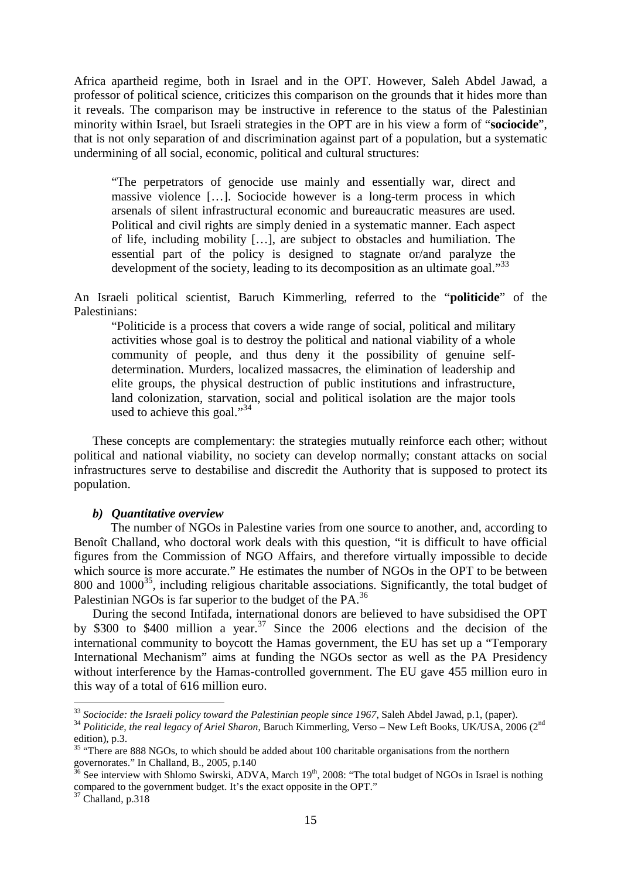Africa apartheid regime, both in Israel and in the OPT. However, Saleh Abdel Jawad, a professor of political science, criticizes this comparison on the grounds that it hides more than it reveals. The comparison may be instructive in reference to the status of the Palestinian minority within Israel, but Israeli strategies in the OPT are in his view a form of "**sociocide**", that is not only separation of and discrimination against part of a population, but a systematic undermining of all social, economic, political and cultural structures:

> "The perpetrators of genocide use mainly and essentially war, direct and massive violence […]. Sociocide however is a long-term process in which arsenals of silent infrastructural economic and bureaucratic measures are used. Political and civil rights are simply denied in a systematic manner. Each aspect of life, including mobility […], are subject to obstacles and humiliation. The essential part of the policy is designed to stagnate or/and paralyze the development of the society, leading to its decomposition as an ultimate goal."[33]

An Israeli political scientist, Baruch Kimmerling, referred to the "**politicide**" of the Palestinians:

> "Politicide is a process that covers a wide range of social, political and military activities whose goal is to destroy the political and national viability of a whole community of people, and thus deny it the possibility of genuine self-determination. Murders, localized massacres, the elimination of leadership and elite groups, the physical destruction of public institutions and infrastructure, land colonization, starvation, social and political isolation are the major tools used to achieve this goal."[34]

These concepts are complementary: the strategies mutually reinforce each other; without political and national viability, no society can develop normally; constant attacks on social infrastructures serve to destabilise and discredit the Authority that is supposed to protect its population.

#### *b) Quantitative overview*

The number of NGOs in Palestine varies from one source to another, and, according to Benoît Challand, who doctoral work deals with this question, "it is difficult to have official figures from the Commission of NGO Affairs, and therefore virtually impossible to decide which source is more accurate." He estimates the number of NGOs in the OPT to be between 800 and 1000[35], including religious charitable associations. Significantly, the total budget of Palestinian NGOs is far superior to the budget of the PA.[36]

During the second Intifada, international donors are believed to have subsidised the OPT by \$300 to \$400 million a year.[37] Since the 2006 elections and the decision of the international community to boycott the Hamas government, the EU has set up a "Temporary International Mechanism" aims at funding the NGOs sector as well as the PA Presidency without interference by the Hamas-controlled government. The EU gave 455 million euro in this way of a total of 616 million euro.

---

[33] *Sociocide: the Israeli policy toward the Palestinian people since 1967*, Saleh Abdel Jawad, p.1, (paper).

[34] *Politicide, the real legacy of Ariel Sharon*, Baruch Kimmerling, Verso – New Left Books, UK/USA, 2006 (2nd edition), p.3.

[35] "There are 888 NGOs, to which should be added about 100 charitable organisations from the northern governorates." In Challand, B., 2005, p.140

[36] See interview with Shlomo Swirski, ADVA, March 19th, 2008: "The total budget of NGOs in Israel is nothing compared to the government budget. It's the exact opposite in the OPT."

[37] Challand, p.318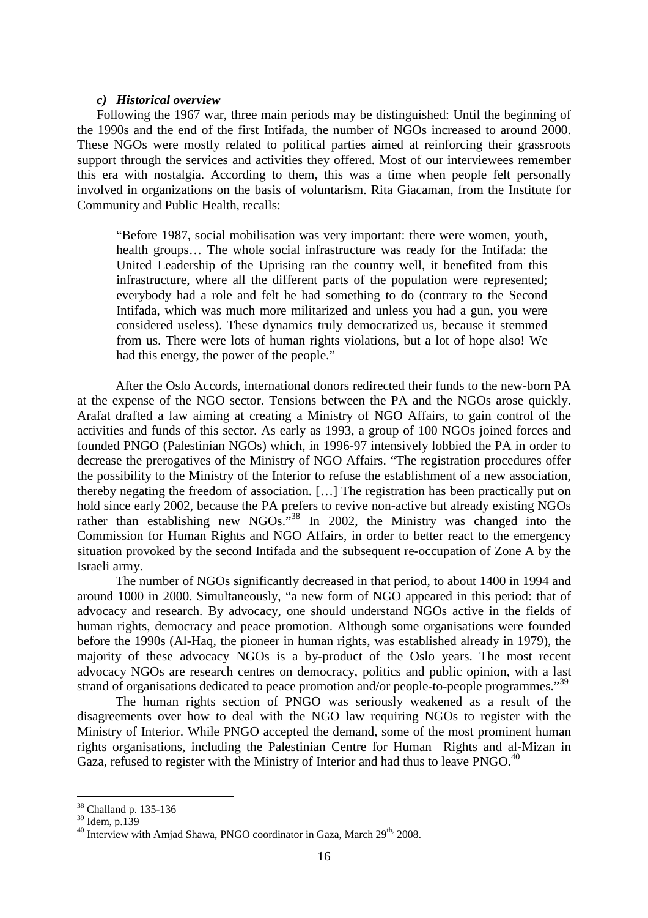### *c) Historical overview*

Following the 1967 war, three main periods may be distinguished: Until the beginning of the 1990s and the end of the first Intifada, the number of NGOs increased to around 2000. These NGOs were mostly related to political parties aimed at reinforcing their grassroots support through the services and activities they offered. Most of our interviewees remember this era with nostalgia. According to them, this was a time when people felt personally involved in organizations on the basis of voluntarism. Rita Giacaman, from the Institute for Community and Public Health, recalls:

> "Before 1987, social mobilisation was very important: there were women, youth, health groups… The whole social infrastructure was ready for the Intifada: the United Leadership of the Uprising ran the country well, it benefited from this infrastructure, where all the different parts of the population were represented; everybody had a role and felt he had something to do (contrary to the Second Intifada, which was much more militarized and unless you had a gun, you were considered useless). These dynamics truly democratized us, because it stemmed from us. There were lots of human rights violations, but a lot of hope also! We had this energy, the power of the people."

After the Oslo Accords, international donors redirected their funds to the new-born PA at the expense of the NGO sector. Tensions between the PA and the NGOs arose quickly. Arafat drafted a law aiming at creating a Ministry of NGO Affairs, to gain control of the activities and funds of this sector. As early as 1993, a group of 100 NGOs joined forces and founded PNGO (Palestinian NGOs) which, in 1996-97 intensively lobbied the PA in order to decrease the prerogatives of the Ministry of NGO Affairs. "The registration procedures offer the possibility to the Ministry of the Interior to refuse the establishment of a new association, thereby negating the freedom of association. […] The registration has been practically put on hold since early 2002, because the PA prefers to revive non-active but already existing NGOs rather than establishing new NGOs."[38] In 2002, the Ministry was changed into the Commission for Human Rights and NGO Affairs, in order to better react to the emergency situation provoked by the second Intifada and the subsequent re-occupation of Zone A by the Israeli army.

The number of NGOs significantly decreased in that period, to about 1400 in 1994 and around 1000 in 2000. Simultaneously, "a new form of NGO appeared in this period: that of advocacy and research. By advocacy, one should understand NGOs active in the fields of human rights, democracy and peace promotion. Although some organisations were founded before the 1990s (Al-Haq, the pioneer in human rights, was established already in 1979), the majority of these advocacy NGOs is a by-product of the Oslo years. The most recent advocacy NGOs are research centres on democracy, politics and public opinion, with a last strand of organisations dedicated to peace promotion and/or people-to-people programmes."[39]

The human rights section of PNGO was seriously weakened as a result of the disagreements over how to deal with the NGO law requiring NGOs to register with the Ministry of Interior. While PNGO accepted the demand, some of the most prominent human rights organisations, including the Palestinian Centre for Human Rights and al-Mizan in Gaza, refused to register with the Ministry of Interior and had thus to leave PNGO.[40]

---

[38] Challand p. 135-136

[39] Idem, p.139

[40] Interview with Amjad Shawa, PNGO coordinator in Gaza, March 29th, 2008.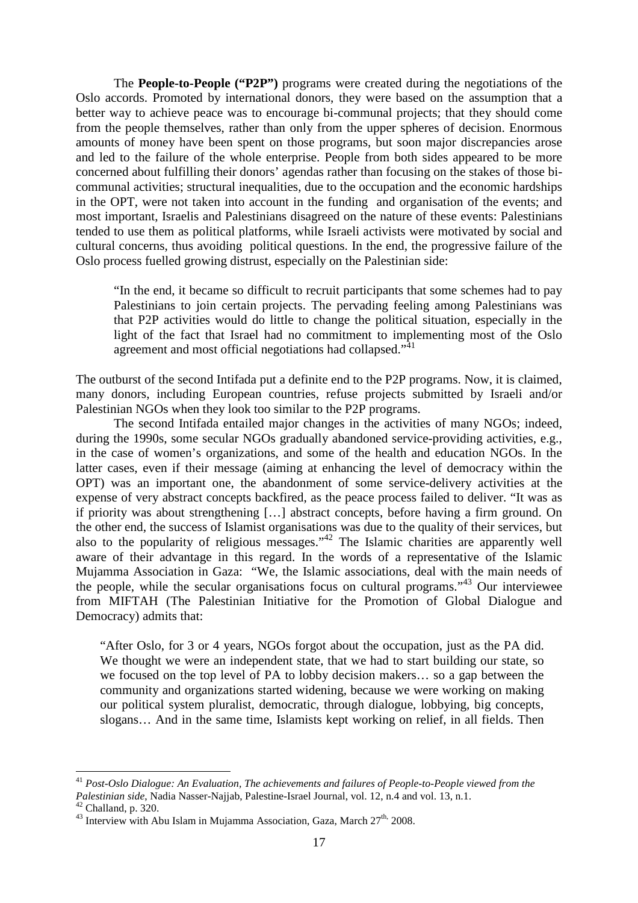The **People-to-People ("P2P")** programs were created during the negotiations of the Oslo accords. Promoted by international donors, they were based on the assumption that a better way to achieve peace was to encourage bi-communal projects; that they should come from the people themselves, rather than only from the upper spheres of decision. Enormous amounts of money have been spent on those programs, but soon major discrepancies arose and led to the failure of the whole enterprise. People from both sides appeared to be more concerned about fulfilling their donors' agendas rather than focusing on the stakes of those bi-communal activities; structural inequalities, due to the occupation and the economic hardships in the OPT, were not taken into account in the funding and organisation of the events; and most important, Israelis and Palestinians disagreed on the nature of these events: Palestinians tended to use them as political platforms, while Israeli activists were motivated by social and cultural concerns, thus avoiding political questions. In the end, the progressive failure of the Oslo process fuelled growing distrust, especially on the Palestinian side:

> "In the end, it became so difficult to recruit participants that some schemes had to pay Palestinians to join certain projects. The pervading feeling among Palestinians was that P2P activities would do little to change the political situation, especially in the light of the fact that Israel had no commitment to implementing most of the Oslo agreement and most official negotiations had collapsed."[41]

The outburst of the second Intifada put a definite end to the P2P programs. Now, it is claimed, many donors, including European countries, refuse projects submitted by Israeli and/or Palestinian NGOs when they look too similar to the P2P programs.

The second Intifada entailed major changes in the activities of many NGOs; indeed, during the 1990s, some secular NGOs gradually abandoned service-providing activities, e.g., in the case of women's organizations, and some of the health and education NGOs. In the latter cases, even if their message (aiming at enhancing the level of democracy within the OPT) was an important one, the abandonment of some service-delivery activities at the expense of very abstract concepts backfired, as the peace process failed to deliver. "It was as if priority was about strengthening […] abstract concepts, before having a firm ground. On the other end, the success of Islamist organisations was due to the quality of their services, but also to the popularity of religious messages."[42] The Islamic charities are apparently well aware of their advantage in this regard. In the words of a representative of the Islamic Mujamma Association in Gaza: "We, the Islamic associations, deal with the main needs of the people, while the secular organisations focus on cultural programs."[43] Our interviewee from MIFTAH (The Palestinian Initiative for the Promotion of Global Dialogue and Democracy) admits that:

> "After Oslo, for 3 or 4 years, NGOs forgot about the occupation, just as the PA did. We thought we were an independent state, that we had to start building our state, so we focused on the top level of PA to lobby decision makers… so a gap between the community and organizations started widening, because we were working on making our political system pluralist, democratic, through dialogue, lobbying, big concepts, slogans… And in the same time, Islamists kept working on relief, in all fields. Then

---

[41] *Post-Oslo Dialogue: An Evaluation, The achievements and failures of People-to-People viewed from the Palestinian side*, Nadia Nasser-Najjab, Palestine-Israel Journal, vol. 12, n.4 and vol. 13, n.1.

[42] Challand, p. 320.

[43] Interview with Abu Islam in Mujamma Association, Gaza, March 27th, 2008.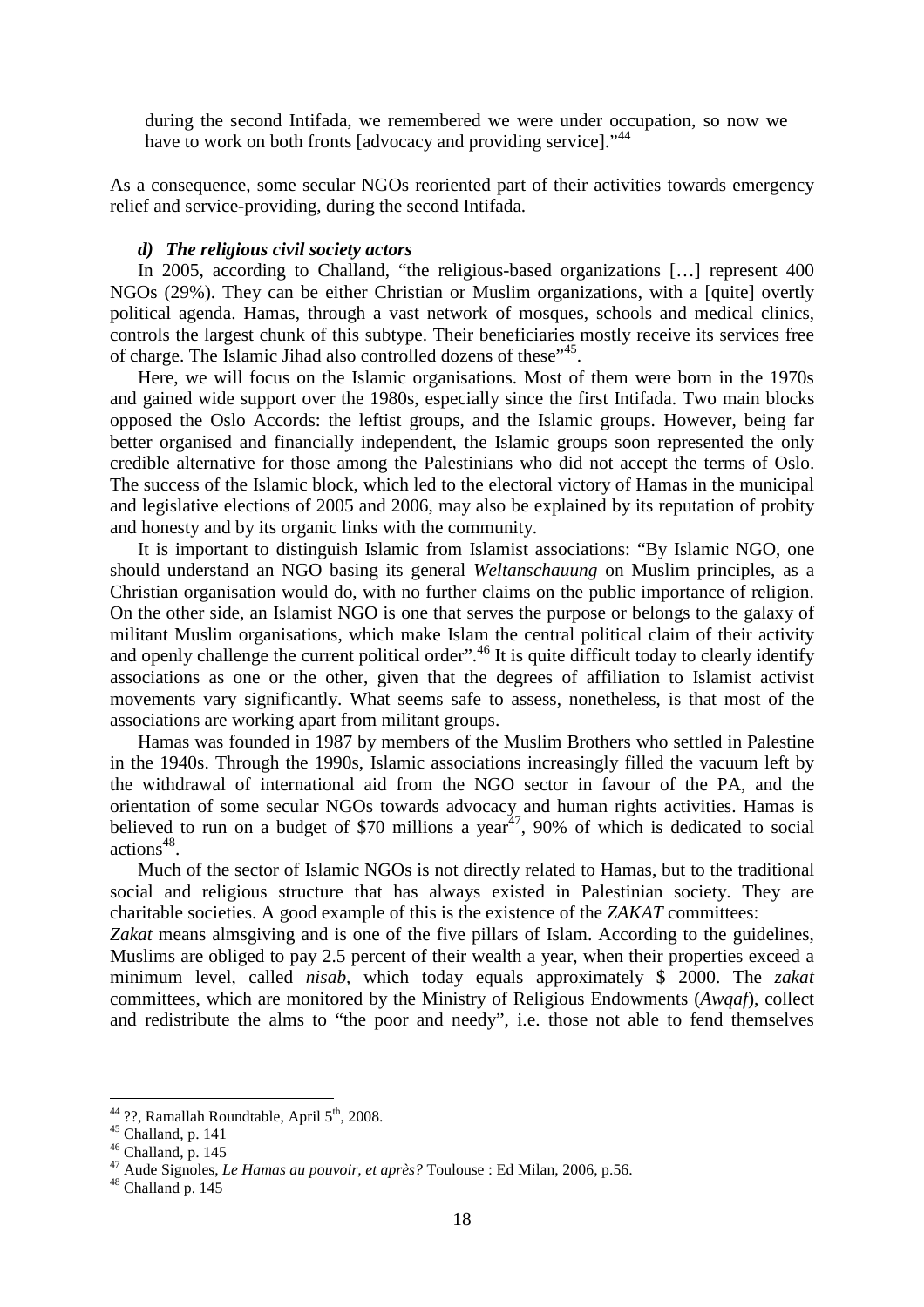during the second Intifada, we remembered we were under occupation, so now we have to work on both fronts [advocacy and providing service]."[44]

As a consequence, some secular NGOs reoriented part of their activities towards emergency relief and service-providing, during the second Intifada.

#### *d) The religious civil society actors*

In 2005, according to Challand, "the religious-based organizations […] represent 400 NGOs (29%). They can be either Christian or Muslim organizations, with a [quite] overtly political agenda. Hamas, through a vast network of mosques, schools and medical clinics, controls the largest chunk of this subtype. Their beneficiaries mostly receive its services free of charge. The Islamic Jihad also controlled dozens of these"[45].

Here, we will focus on the Islamic organisations. Most of them were born in the 1970s and gained wide support over the 1980s, especially since the first Intifada. Two main blocks opposed the Oslo Accords: the leftist groups, and the Islamic groups. However, being far better organised and financially independent, the Islamic groups soon represented the only credible alternative for those among the Palestinians who did not accept the terms of Oslo. The success of the Islamic block, which led to the electoral victory of Hamas in the municipal and legislative elections of 2005 and 2006, may also be explained by its reputation of probity and honesty and by its organic links with the community.

It is important to distinguish Islamic from Islamist associations: "By Islamic NGO, one should understand an NGO basing its general *Weltanschauung* on Muslim principles, as a Christian organisation would do, with no further claims on the public importance of religion. On the other side, an Islamist NGO is one that serves the purpose or belongs to the galaxy of militant Muslim organisations, which make Islam the central political claim of their activity and openly challenge the current political order".[46] It is quite difficult today to clearly identify associations as one or the other, given that the degrees of affiliation to Islamist activist movements vary significantly. What seems safe to assess, nonetheless, is that most of the associations are working apart from militant groups.

Hamas was founded in 1987 by members of the Muslim Brothers who settled in Palestine in the 1940s. Through the 1990s, Islamic associations increasingly filled the vacuum left by the withdrawal of international aid from the NGO sector in favour of the PA, and the orientation of some secular NGOs towards advocacy and human rights activities. Hamas is believed to run on a budget of $70 millions a year[47], 90% of which is dedicated to social actions[48].

Much of the sector of Islamic NGOs is not directly related to Hamas, but to the traditional social and religious structure that has always existed in Palestinian society. They are charitable societies. A good example of this is the existence of the *ZAKAT* committees:

*Zakat* means almsgiving and is one of the five pillars of Islam. According to the guidelines, Muslims are obliged to pay 2.5 percent of their wealth a year, when their properties exceed a minimum level, called *nisab*, which today equals approximately $ 2000. The *zakat* committees, which are monitored by the Ministry of Religious Endowments (*Awqaf*), collect and redistribute the alms to "the poor and needy", i.e. those not able to fend themselves

---

[44] ??, Ramallah Roundtable, April 5th, 2008.

[45] Challand, p. 141

[46] Challand, p. 145

[47] Aude Signoles, *Le Hamas au pouvoir, et après?* Toulouse : Ed Milan, 2006, p.56.

[48] Challand p. 145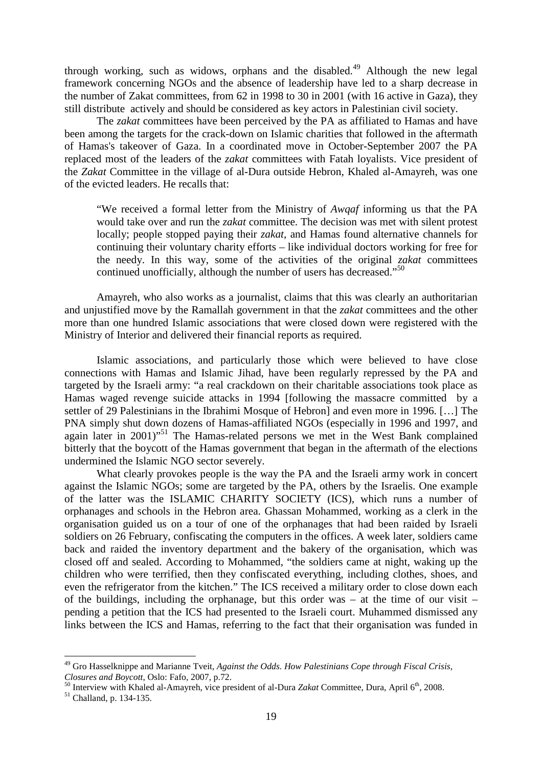through working, such as widows, orphans and the disabled.[49] Although the new legal framework concerning NGOs and the absence of leadership have led to a sharp decrease in the number of Zakat committees, from 62 in 1998 to 30 in 2001 (with 16 active in Gaza), they still distribute actively and should be considered as key actors in Palestinian civil society.

The *zakat* committees have been perceived by the PA as affiliated to Hamas and have been among the targets for the crack-down on Islamic charities that followed in the aftermath of Hamas's takeover of Gaza. In a coordinated move in October-September 2007 the PA replaced most of the leaders of the *zakat* committees with Fatah loyalists. Vice president of the *Zakat* Committee in the village of al-Dura outside Hebron, Khaled al-Amayreh, was one of the evicted leaders. He recalls that:

> "We received a formal letter from the Ministry of *Awqaf* informing us that the PA would take over and run the *zakat* committee. The decision was met with silent protest locally; people stopped paying their *zakat*, and Hamas found alternative channels for continuing their voluntary charity efforts – like individual doctors working for free for the needy. In this way, some of the activities of the original *zakat* committees continued unofficially, although the number of users has decreased."[50]

Amayreh, who also works as a journalist, claims that this was clearly an authoritarian and unjustified move by the Ramallah government in that the *zakat* committees and the other more than one hundred Islamic associations that were closed down were registered with the Ministry of Interior and delivered their financial reports as required.

Islamic associations, and particularly those which were believed to have close connections with Hamas and Islamic Jihad, have been regularly repressed by the PA and targeted by the Israeli army: "a real crackdown on their charitable associations took place as Hamas waged revenge suicide attacks in 1994 [following the massacre committed by a settler of 29 Palestinians in the Ibrahimi Mosque of Hebron] and even more in 1996. […] The PNA simply shut down dozens of Hamas-affiliated NGOs (especially in 1996 and 1997, and again later in 2001)"[51] The Hamas-related persons we met in the West Bank complained bitterly that the boycott of the Hamas government that began in the aftermath of the elections undermined the Islamic NGO sector severely.

What clearly provokes people is the way the PA and the Israeli army work in concert against the Islamic NGOs; some are targeted by the PA, others by the Israelis. One example of the latter was the ISLAMIC CHARITY SOCIETY (ICS), which runs a number of orphanages and schools in the Hebron area. Ghassan Mohammed, working as a clerk in the organisation guided us on a tour of one of the orphanages that had been raided by Israeli soldiers on 26 February, confiscating the computers in the offices. A week later, soldiers came back and raided the inventory department and the bakery of the organisation, which was closed off and sealed. According to Mohammed, "the soldiers came at night, waking up the children who were terrified, then they confiscated everything, including clothes, shoes, and even the refrigerator from the kitchen." The ICS received a military order to close down each of the buildings, including the orphanage, but this order was – at the time of our visit – pending a petition that the ICS had presented to the Israeli court. Muhammed dismissed any links between the ICS and Hamas, referring to the fact that their organisation was funded in

---

[49] Gro Hasselknippe and Marianne Tveit, *Against the Odds. How Palestinians Cope through Fiscal Crisis, Closures and Boycott*, Oslo: Fafo, 2007, p.72.

[50] Interview with Khaled al-Amayreh, vice president of al-Dura *Zakat* Committee, Dura, April 6th, 2008.

[51] Challand, p. 134-135.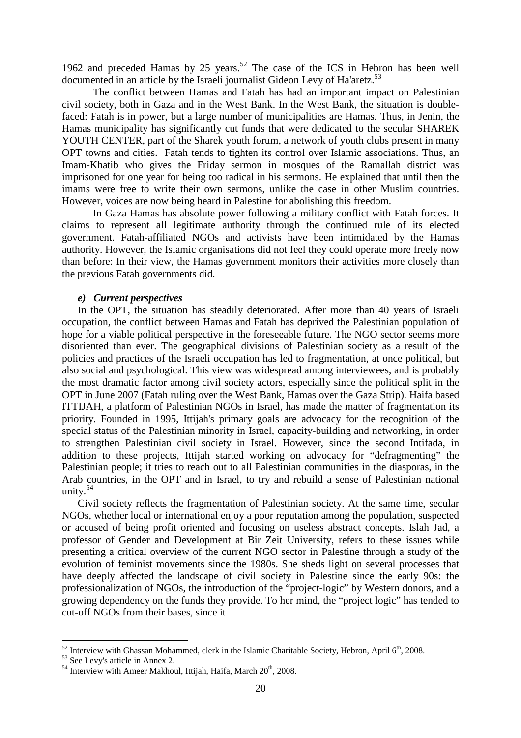1962 and preceded Hamas by 25 years.[52] The case of the ICS in Hebron has been well documented in an article by the Israeli journalist Gideon Levy of Ha'aretz.[53]

The conflict between Hamas and Fatah has had an important impact on Palestinian civil society, both in Gaza and in the West Bank. In the West Bank, the situation is double-faced: Fatah is in power, but a large number of municipalities are Hamas. Thus, in Jenin, the Hamas municipality has significantly cut funds that were dedicated to the secular SHAREK YOUTH CENTER, part of the Sharek youth forum, a network of youth clubs present in many OPT towns and cities. Fatah tends to tighten its control over Islamic associations. Thus, an Imam-Khatib who gives the Friday sermon in mosques of the Ramallah district was imprisoned for one year for being too radical in his sermons. He explained that until then the imams were free to write their own sermons, unlike the case in other Muslim countries. However, voices are now being heard in Palestine for abolishing this freedom.

In Gaza Hamas has absolute power following a military conflict with Fatah forces. It claims to represent all legitimate authority through the continued rule of its elected government. Fatah-affiliated NGOs and activists have been intimidated by the Hamas authority. However, the Islamic organisations did not feel they could operate more freely now than before: In their view, the Hamas government monitors their activities more closely than the previous Fatah governments did.

### *e) Current perspectives*

In the OPT, the situation has steadily deteriorated. After more than 40 years of Israeli occupation, the conflict between Hamas and Fatah has deprived the Palestinian population of hope for a viable political perspective in the foreseeable future. The NGO sector seems more disoriented than ever. The geographical divisions of Palestinian society as a result of the policies and practices of the Israeli occupation has led to fragmentation, at once political, but also social and psychological. This view was widespread among interviewees, and is probably the most dramatic factor among civil society actors, especially since the political split in the OPT in June 2007 (Fatah ruling over the West Bank, Hamas over the Gaza Strip). Haifa based ITTIJAH, a platform of Palestinian NGOs in Israel, has made the matter of fragmentation its priority. Founded in 1995, Ittijah's primary goals are advocacy for the recognition of the special status of the Palestinian minority in Israel, capacity-building and networking, in order to strengthen Palestinian civil society in Israel. However, since the second Intifada, in addition to these projects, Ittijah started working on advocacy for "defragmenting" the Palestinian people; it tries to reach out to all Palestinian communities in the diasporas, in the Arab countries, in the OPT and in Israel, to try and rebuild a sense of Palestinian national unity.[54]

Civil society reflects the fragmentation of Palestinian society. At the same time, secular NGOs, whether local or international enjoy a poor reputation among the population, suspected or accused of being profit oriented and focusing on useless abstract concepts. Islah Jad, a professor of Gender and Development at Bir Zeit University, refers to these issues while presenting a critical overview of the current NGO sector in Palestine through a study of the evolution of feminist movements since the 1980s. She sheds light on several processes that have deeply affected the landscape of civil society in Palestine since the early 90s: the professionalization of NGOs, the introduction of the "project-logic" by Western donors, and a growing dependency on the funds they provide. To her mind, the "project logic" has tended to cut-off NGOs from their bases, since it

---

[52] Interview with Ghassan Mohammed, clerk in the Islamic Charitable Society, Hebron, April 6th, 2008.

[53] See Levy's article in Annex 2.

[54] Interview with Ameer Makhoul, Ittijah, Haifa, March 20th, 2008.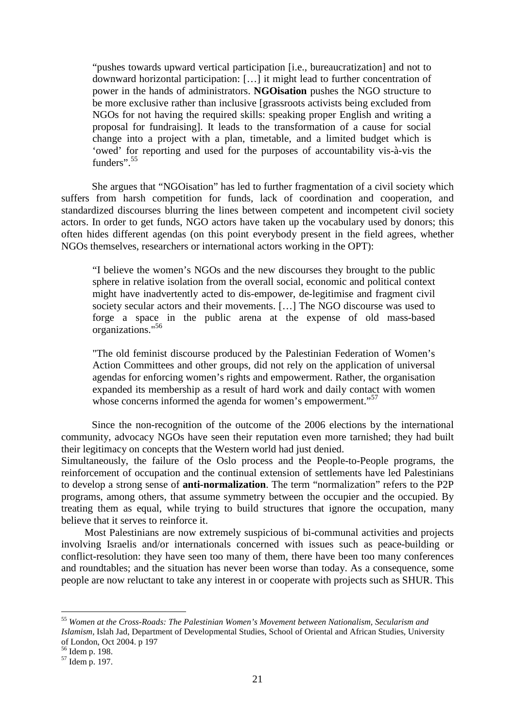> "pushes towards upward vertical participation [i.e., bureaucratization] and not to downward horizontal participation: […] it might lead to further concentration of power in the hands of administrators. **NGOisation** pushes the NGO structure to be more exclusive rather than inclusive [grassroots activists being excluded from NGOs for not having the required skills: speaking proper English and writing a proposal for fundraising]. It leads to the transformation of a cause for social change into a project with a plan, timetable, and a limited budget which is 'owed' for reporting and used for the purposes of accountability vis-à-vis the funders".[55]

She argues that "NGOisation" has led to further fragmentation of a civil society which suffers from harsh competition for funds, lack of coordination and cooperation, and standardized discourses blurring the lines between competent and incompetent civil society actors. In order to get funds, NGO actors have taken up the vocabulary used by donors; this often hides different agendas (on this point everybody present in the field agrees, whether NGOs themselves, researchers or international actors working in the OPT):

> "I believe the women's NGOs and the new discourses they brought to the public sphere in relative isolation from the overall social, economic and political context might have inadvertently acted to dis-empower, de-legitimise and fragment civil society secular actors and their movements. […] The NGO discourse was used to forge a space in the public arena at the expense of old mass-based organizations."[56]

> "The old feminist discourse produced by the Palestinian Federation of Women's Action Committees and other groups, did not rely on the application of universal agendas for enforcing women's rights and empowerment. Rather, the organisation expanded its membership as a result of hard work and daily contact with women whose concerns informed the agenda for women's empowerment."[57]

Since the non-recognition of the outcome of the 2006 elections by the international community, advocacy NGOs have seen their reputation even more tarnished; they had built their legitimacy on concepts that the Western world had just denied.
Simultaneously, the failure of the Oslo process and the People-to-People programs, the reinforcement of occupation and the continual extension of settlements have led Palestinians to develop a strong sense of **anti-normalization**. The term "normalization" refers to the P2P programs, among others, that assume symmetry between the occupier and the occupied. By treating them as equal, while trying to build structures that ignore the occupation, many believe that it serves to reinforce it.

Most Palestinians are now extremely suspicious of bi-communal activities and projects involving Israelis and/or internationals concerned with issues such as peace-building or conflict-resolution: they have seen too many of them, there have been too many conferences and roundtables; and the situation has never been worse than today. As a consequence, some people are now reluctant to take any interest in or cooperate with projects such as SHUR. This

---

[55] *Women at the Cross-Roads: The Palestinian Women's Movement between Nationalism, Secularism and Islamism,* Islah Jad, Department of Developmental Studies, School of Oriental and African Studies, University of London, Oct 2004. p 197

[56] Idem p. 198.

[57] Idem p. 197.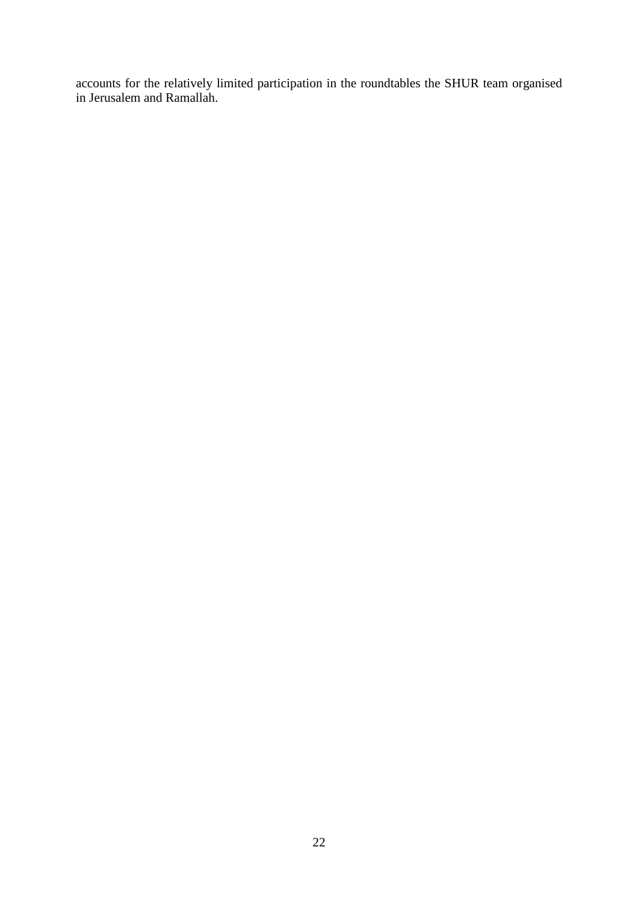accounts for the relatively limited participation in the roundtables the SHUR team organised in Jerusalem and Ramallah.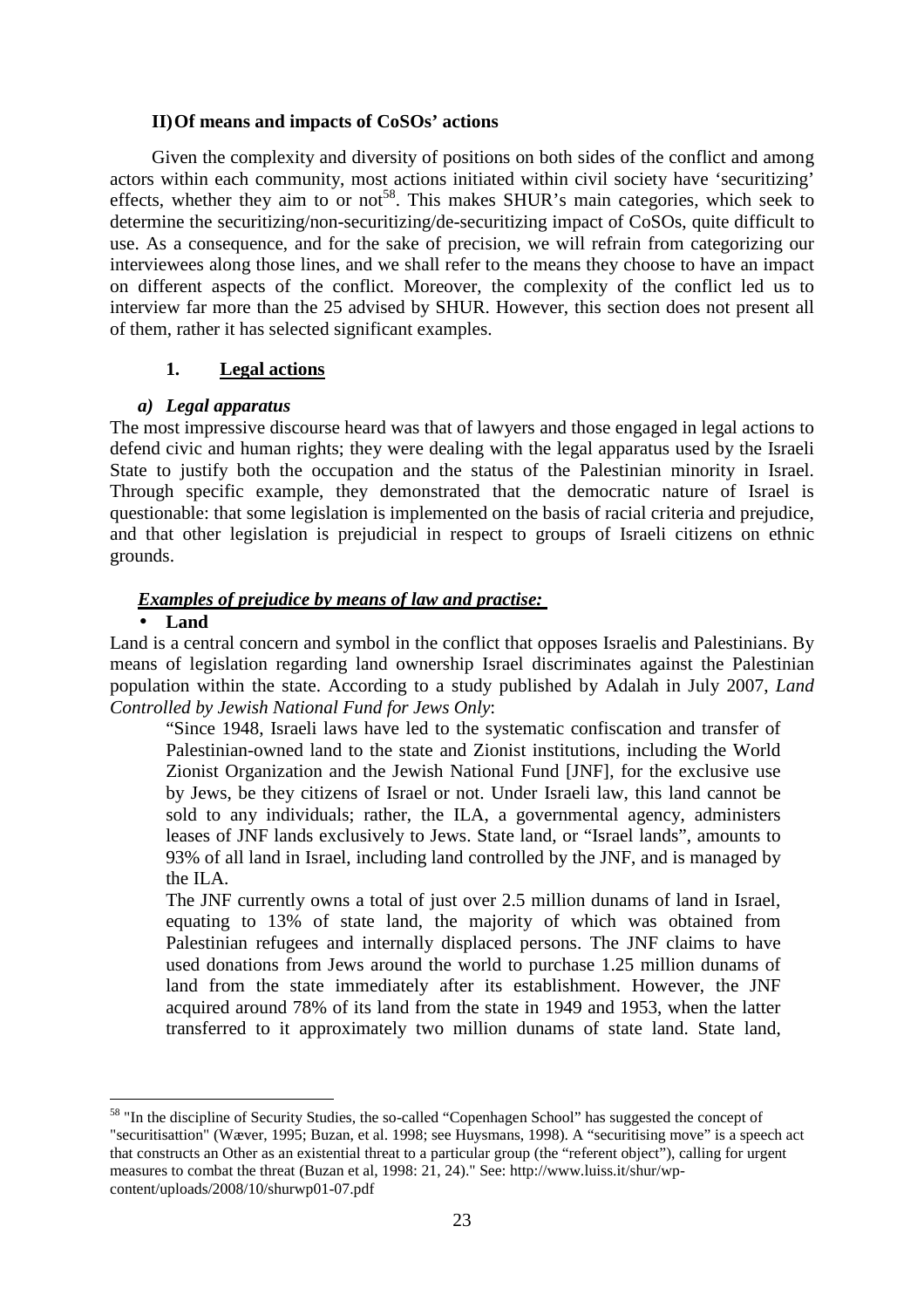## II) Of means and impacts of CoSOs' actions

Given the complexity and diversity of positions on both sides of the conflict and among actors within each community, most actions initiated within civil society have 'securitizing' effects, whether they aim to or not[58]. This makes SHUR's main categories, which seek to determine the securitizing/non-securitizing/de-securitizing impact of CoSOs, quite difficult to use. As a consequence, and for the sake of precision, we will refrain from categorizing our interviewees along those lines, and we shall refer to the means they choose to have an impact on different aspects of the conflict. Moreover, the complexity of the conflict led us to interview far more than the 25 advised by SHUR. However, this section does not present all of them, rather it has selected significant examples.

### 1. Legal actions

#### *a) Legal apparatus*

The most impressive discourse heard was that of lawyers and those engaged in legal actions to defend civic and human rights; they were dealing with the legal apparatus used by the Israeli State to justify both the occupation and the status of the Palestinian minority in Israel. Through specific example, they demonstrated that the democratic nature of Israel is questionable: that some legislation is implemented on the basis of racial criteria and prejudice, and that other legislation is prejudicial in respect to groups of Israeli citizens on ethnic grounds.

***Examples of prejudice by means of law and practise:***

- **Land**

Land is a central concern and symbol in the conflict that opposes Israelis and Palestinians. By means of legislation regarding land ownership Israel discriminates against the Palestinian population within the state. According to a study published by Adalah in July 2007, *Land Controlled by Jewish National Fund for Jews Only*:

> "Since 1948, Israeli laws have led to the systematic confiscation and transfer of Palestinian-owned land to the state and Zionist institutions, including the World Zionist Organization and the Jewish National Fund [JNF], for the exclusive use by Jews, be they citizens of Israel or not. Under Israeli law, this land cannot be sold to any individuals; rather, the ILA, a governmental agency, administers leases of JNF lands exclusively to Jews. State land, or "Israel lands", amounts to 93% of all land in Israel, including land controlled by the JNF, and is managed by the ILA.
>
> The JNF currently owns a total of just over 2.5 million dunams of land in Israel, equating to 13% of state land, the majority of which was obtained from Palestinian refugees and internally displaced persons. The JNF claims to have used donations from Jews around the world to purchase 1.25 million dunams of land from the state immediately after its establishment. However, the JNF acquired around 78% of its land from the state in 1949 and 1953, when the latter transferred to it approximately two million dunams of state land. State land,

---

[58] "In the discipline of Security Studies, the so-called "Copenhagen School" has suggested the concept of "securitisattion" (Wæver, 1995; Buzan, et al. 1998; see Huysmans, 1998). A "securitising move" is a speech act that constructs an Other as an existential threat to a particular group (the "referent object"), calling for urgent measures to combat the threat (Buzan et al, 1998: 21, 24)." See: http://www.luiss.it/shur/wp-content/uploads/2008/10/shurwp01-07.pdf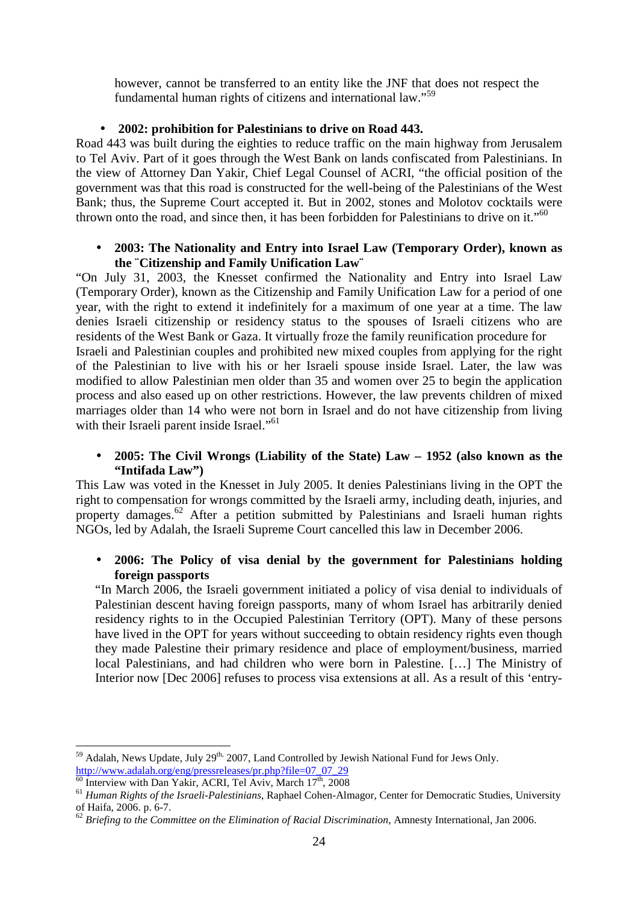however, cannot be transferred to an entity like the JNF that does not respect the fundamental human rights of citizens and international law."[59]

- **2002: prohibition for Palestinians to drive on Road 443.**

Road 443 was built during the eighties to reduce traffic on the main highway from Jerusalem to Tel Aviv. Part of it goes through the West Bank on lands confiscated from Palestinians. In the view of Attorney Dan Yakir, Chief Legal Counsel of ACRI, "the official position of the government was that this road is constructed for the well-being of the Palestinians of the West Bank; thus, the Supreme Court accepted it. But in 2002, stones and Molotov cocktails were thrown onto the road, and since then, it has been forbidden for Palestinians to drive on it."[60]

- **2003: The Nationality and Entry into Israel Law (Temporary Order), known as the ¨Citizenship and Family Unification Law¨**

"On July 31, 2003, the Knesset confirmed the Nationality and Entry into Israel Law (Temporary Order), known as the Citizenship and Family Unification Law for a period of one year, with the right to extend it indefinitely for a maximum of one year at a time. The law denies Israeli citizenship or residency status to the spouses of Israeli citizens who are residents of the West Bank or Gaza. It virtually froze the family reunification procedure for Israeli and Palestinian couples and prohibited new mixed couples from applying for the right of the Palestinian to live with his or her Israeli spouse inside Israel. Later, the law was modified to allow Palestinian men older than 35 and women over 25 to begin the application process and also eased up on other restrictions. However, the law prevents children of mixed marriages older than 14 who were not born in Israel and do not have citizenship from living with their Israeli parent inside Israel."[61]

- **2005: The Civil Wrongs (Liability of the State) Law – 1952 (also known as the "Intifada Law")**

This Law was voted in the Knesset in July 2005. It denies Palestinians living in the OPT the right to compensation for wrongs committed by the Israeli army, including death, injuries, and property damages.[62] After a petition submitted by Palestinians and Israeli human rights NGOs, led by Adalah, the Israeli Supreme Court cancelled this law in December 2006.

- **2006: The Policy of visa denial by the government for Palestinians holding foreign passports**

"In March 2006, the Israeli government initiated a policy of visa denial to individuals of Palestinian descent having foreign passports, many of whom Israel has arbitrarily denied residency rights to in the Occupied Palestinian Territory (OPT). Many of these persons have lived in the OPT for years without succeeding to obtain residency rights even though they made Palestine their primary residence and place of employment/business, married local Palestinians, and had children who were born in Palestine. […] The Ministry of Interior now [Dec 2006] refuses to process visa extensions at all. As a result of this 'entry-

---

[59] Adalah, News Update, July 29th, 2007, Land Controlled by Jewish National Fund for Jews Only. http://www.adalah.org/eng/pressreleases/pr.php?file=07_07_29

[60] Interview with Dan Yakir, ACRI, Tel Aviv, March 17th, 2008

[61] *Human Rights of the Israeli-Palestinians*, Raphael Cohen-Almagor, Center for Democratic Studies, University of Haifa, 2006. p. 6-7.

[62] *Briefing to the Committee on the Elimination of Racial Discrimination*, Amnesty International, Jan 2006.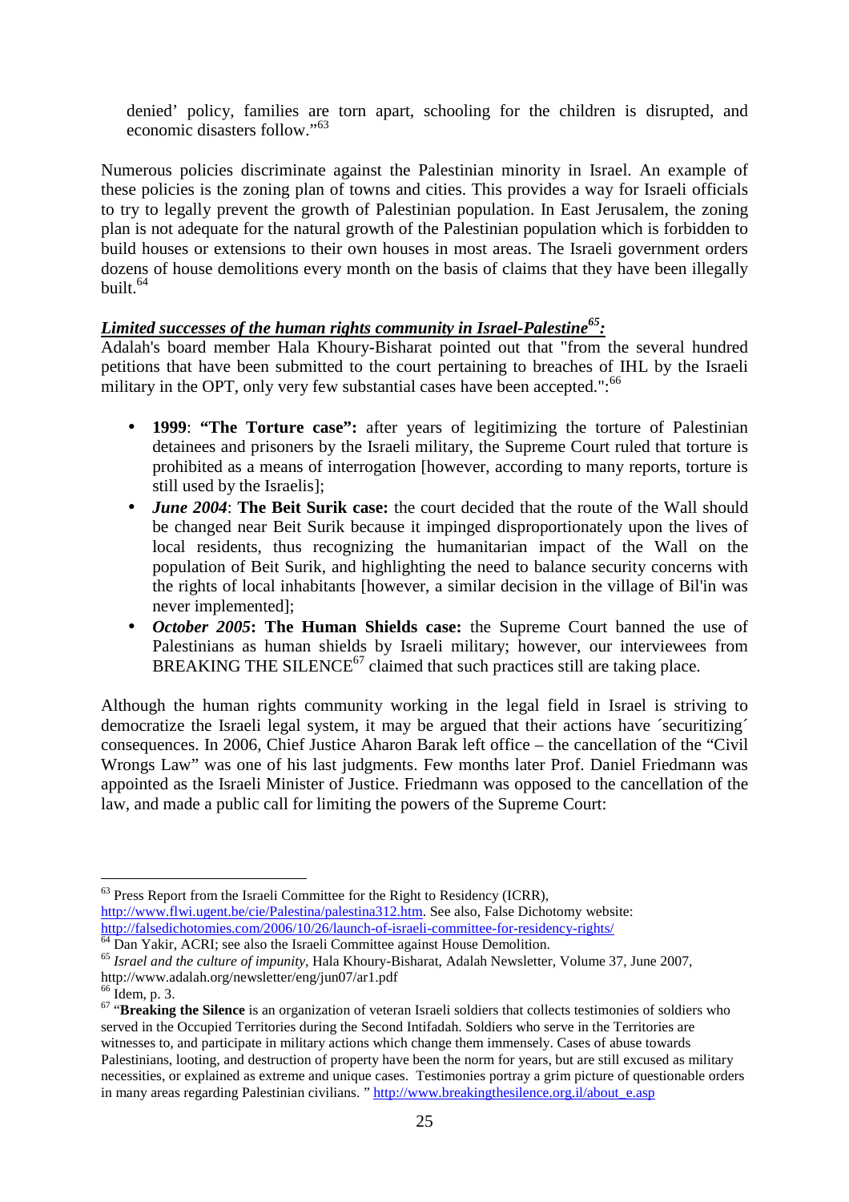denied' policy, families are torn apart, schooling for the children is disrupted, and economic disasters follow."[63]

Numerous policies discriminate against the Palestinian minority in Israel. An example of these policies is the zoning plan of towns and cities. This provides a way for Israeli officials to try to legally prevent the growth of Palestinian population. In East Jerusalem, the zoning plan is not adequate for the natural growth of the Palestinian population which is forbidden to build houses or extensions to their own houses in most areas. The Israeli government orders dozens of house demolitions every month on the basis of claims that they have been illegally built.[64]

***Limited successes of the human rights community in Israel-Palestine[65]:***

Adalah's board member Hala Khoury-Bisharat pointed out that "from the several hundred petitions that have been submitted to the court pertaining to breaches of IHL by the Israeli military in the OPT, only very few substantial cases have been accepted.":[66]

- **1999**: **"The Torture case":** after years of legitimizing the torture of Palestinian detainees and prisoners by the Israeli military, the Supreme Court ruled that torture is prohibited as a means of interrogation [however, according to many reports, torture is still used by the Israelis];
- ***June 2004***: **The Beit Surik case:** the court decided that the route of the Wall should be changed near Beit Surik because it impinged disproportionately upon the lives of local residents, thus recognizing the humanitarian impact of the Wall on the population of Beit Surik, and highlighting the need to balance security concerns with the rights of local inhabitants [however, a similar decision in the village of Bil'in was never implemented];
- ***October 2005*****: The Human Shields case:** the Supreme Court banned the use of Palestinians as human shields by Israeli military; however, our interviewees from BREAKING THE SILENCE[67] claimed that such practices still are taking place.

Although the human rights community working in the legal field in Israel is striving to democratize the Israeli legal system, it may be argued that their actions have ´securitizing´ consequences. In 2006, Chief Justice Aharon Barak left office – the cancellation of the "Civil Wrongs Law" was one of his last judgments. Few months later Prof. Daniel Friedmann was appointed as the Israeli Minister of Justice. Friedmann was opposed to the cancellation of the law, and made a public call for limiting the powers of the Supreme Court:

---

[63] Press Report from the Israeli Committee for the Right to Residency (ICRR), http://www.flwi.ugent.be/cie/Palestina/palestina312.htm. See also, False Dichotomy website: http://falsedichotomies.com/2006/10/26/launch-of-israeli-committee-for-residency-rights/

[64] Dan Yakir, ACRI; see also the Israeli Committee against House Demolition.

[65] *Israel and the culture of impunity*, Hala Khoury-Bisharat, Adalah Newsletter, Volume 37, June 2007, http://www.adalah.org/newsletter/eng/jun07/ar1.pdf

[66] Idem, p. 3.

[67] "**Breaking the Silence** is an organization of veteran Israeli soldiers that collects testimonies of soldiers who served in the Occupied Territories during the Second Intifadah. Soldiers who serve in the Territories are witnesses to, and participate in military actions which change them immensely. Cases of abuse towards Palestinians, looting, and destruction of property have been the norm for years, but are still excused as military necessities, or explained as extreme and unique cases. Testimonies portray a grim picture of questionable orders in many areas regarding Palestinian civilians. " http://www.breakingthesilence.org.il/about_e.asp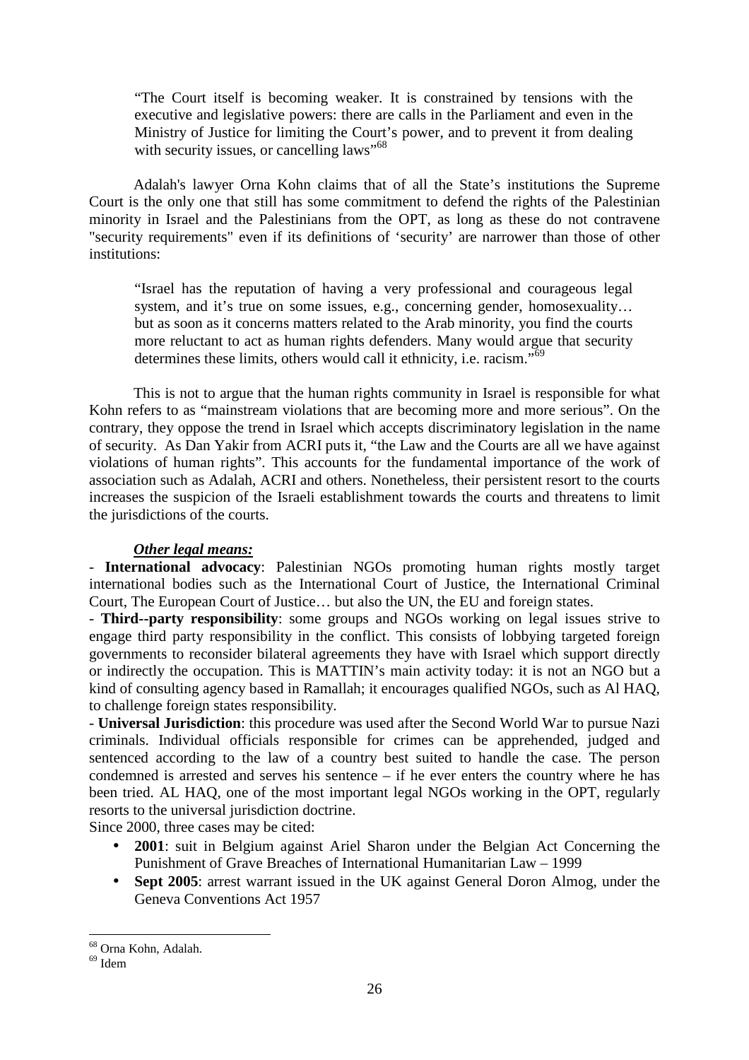> "The Court itself is becoming weaker. It is constrained by tensions with the executive and legislative powers: there are calls in the Parliament and even in the Ministry of Justice for limiting the Court's power, and to prevent it from dealing with security issues, or cancelling laws"[68]

Adalah's lawyer Orna Kohn claims that of all the State's institutions the Supreme Court is the only one that still has some commitment to defend the rights of the Palestinian minority in Israel and the Palestinians from the OPT, as long as these do not contravene "security requirements" even if its definitions of 'security' are narrower than those of other institutions:

> "Israel has the reputation of having a very professional and courageous legal system, and it's true on some issues, e.g., concerning gender, homosexuality… but as soon as it concerns matters related to the Arab minority, you find the courts more reluctant to act as human rights defenders. Many would argue that security determines these limits, others would call it ethnicity, i.e. racism."[69]

This is not to argue that the human rights community in Israel is responsible for what Kohn refers to as "mainstream violations that are becoming more and more serious". On the contrary, they oppose the trend in Israel which accepts discriminatory legislation in the name of security. As Dan Yakir from ACRI puts it, "the Law and the Courts are all we have against violations of human rights". This accounts for the fundamental importance of the work of association such as Adalah, ACRI and others. Nonetheless, their persistent resort to the courts increases the suspicion of the Israeli establishment towards the courts and threatens to limit the jurisdictions of the courts.

***Other legal means:***

- **International advocacy**: Palestinian NGOs promoting human rights mostly target international bodies such as the International Court of Justice, the International Criminal Court, The European Court of Justice… but also the UN, the EU and foreign states.
- **Third--party responsibility**: some groups and NGOs working on legal issues strive to engage third party responsibility in the conflict. This consists of lobbying targeted foreign governments to reconsider bilateral agreements they have with Israel which support directly or indirectly the occupation. This is MATTIN's main activity today: it is not an NGO but a kind of consulting agency based in Ramallah; it encourages qualified NGOs, such as Al HAQ, to challenge foreign states responsibility.
- **Universal Jurisdiction**: this procedure was used after the Second World War to pursue Nazi criminals. Individual officials responsible for crimes can be apprehended, judged and sentenced according to the law of a country best suited to handle the case. The person condemned is arrested and serves his sentence – if he ever enters the country where he has been tried. AL HAQ, one of the most important legal NGOs working in the OPT, regularly resorts to the universal jurisdiction doctrine.

Since 2000, three cases may be cited:

- **2001**: suit in Belgium against Ariel Sharon under the Belgian Act Concerning the Punishment of Grave Breaches of International Humanitarian Law – 1999
- **Sept 2005**: arrest warrant issued in the UK against General Doron Almog, under the Geneva Conventions Act 1957

---

[68] Orna Kohn, Adalah.

[69] Idem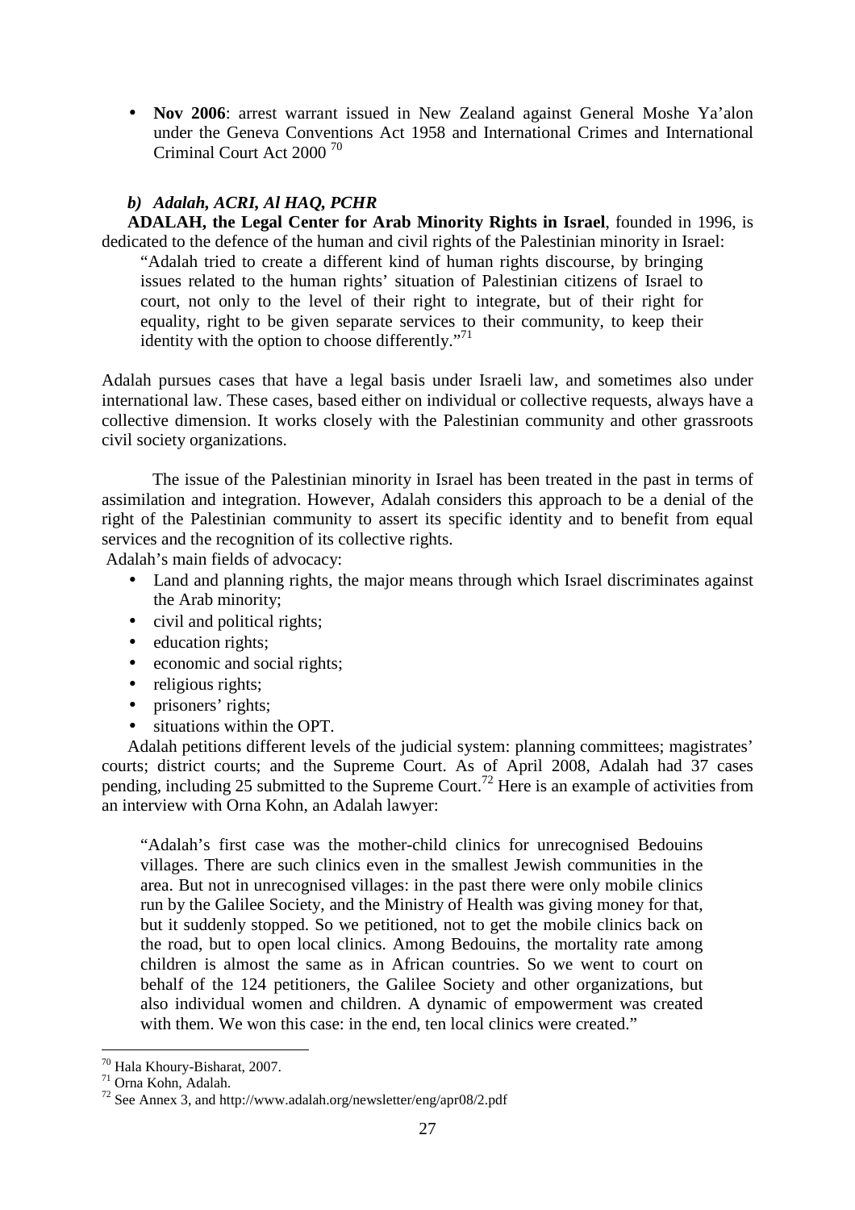- **Nov 2006**: arrest warrant issued in New Zealand against General Moshe Ya'alon under the Geneva Conventions Act 1958 and International Crimes and International Criminal Court Act 2000 [70]

### *b) Adalah, ACRI, Al HAQ, PCHR*

**ADALAH, the Legal Center for Arab Minority Rights in Israel**, founded in 1996, is dedicated to the defence of the human and civil rights of the Palestinian minority in Israel:

> "Adalah tried to create a different kind of human rights discourse, by bringing issues related to the human rights' situation of Palestinian citizens of Israel to court, not only to the level of their right to integrate, but of their right for equality, right to be given separate services to their community, to keep their identity with the option to choose differently."[71]

Adalah pursues cases that have a legal basis under Israeli law, and sometimes also under international law. These cases, based either on individual or collective requests, always have a collective dimension. It works closely with the Palestinian community and other grassroots civil society organizations.

The issue of the Palestinian minority in Israel has been treated in the past in terms of assimilation and integration. However, Adalah considers this approach to be a denial of the right of the Palestinian community to assert its specific identity and to benefit from equal services and the recognition of its collective rights.

Adalah's main fields of advocacy:

- Land and planning rights, the major means through which Israel discriminates against the Arab minority;
- civil and political rights;
- education rights;
- economic and social rights;
- religious rights;
- prisoners' rights;
- situations within the OPT.

Adalah petitions different levels of the judicial system: planning committees; magistrates' courts; district courts; and the Supreme Court. As of April 2008, Adalah had 37 cases pending, including 25 submitted to the Supreme Court.[72] Here is an example of activities from an interview with Orna Kohn, an Adalah lawyer:

> "Adalah's first case was the mother-child clinics for unrecognised Bedouins villages. There are such clinics even in the smallest Jewish communities in the area. But not in unrecognised villages: in the past there were only mobile clinics run by the Galilee Society, and the Ministry of Health was giving money for that, but it suddenly stopped. So we petitioned, not to get the mobile clinics back on the road, but to open local clinics. Among Bedouins, the mortality rate among children is almost the same as in African countries. So we went to court on behalf of the 124 petitioners, the Galilee Society and other organizations, but also individual women and children. A dynamic of empowerment was created with them. We won this case: in the end, ten local clinics were created."

---

[70] Hala Khoury-Bisharat, 2007.

[71] Orna Kohn, Adalah.

[72] See Annex 3, and http://www.adalah.org/newsletter/eng/apr08/2.pdf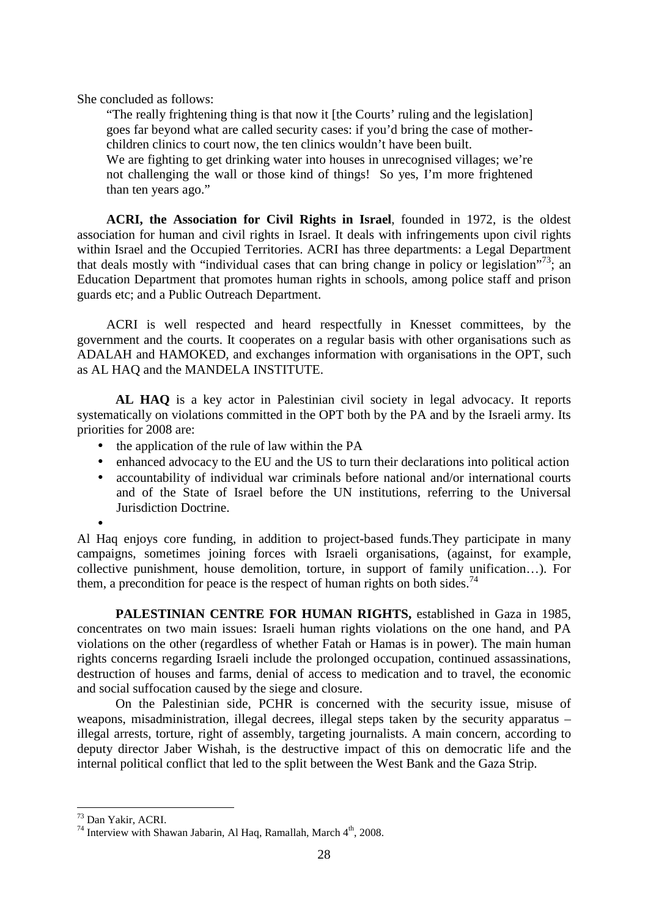She concluded as follows:

> "The really frightening thing is that now it [the Courts' ruling and the legislation] goes far beyond what are called security cases: if you'd bring the case of mother-children clinics to court now, the ten clinics wouldn't have been built.
> We are fighting to get drinking water into houses in unrecognised villages; we're not challenging the wall or those kind of things! So yes, I'm more frightened than ten years ago."

**ACRI, the Association for Civil Rights in Israel**, founded in 1972, is the oldest association for human and civil rights in Israel. It deals with infringements upon civil rights within Israel and the Occupied Territories. ACRI has three departments: a Legal Department that deals mostly with "individual cases that can bring change in policy or legislation"[73]; an Education Department that promotes human rights in schools, among police staff and prison guards etc; and a Public Outreach Department.

ACRI is well respected and heard respectfully in Knesset committees, by the government and the courts. It cooperates on a regular basis with other organisations such as ADALAH and HAMOKED, and exchanges information with organisations in the OPT, such as AL HAQ and the MANDELA INSTITUTE.

**AL HAQ** is a key actor in Palestinian civil society in legal advocacy. It reports systematically on violations committed in the OPT both by the PA and by the Israeli army. Its priorities for 2008 are:

- the application of the rule of law within the PA
- enhanced advocacy to the EU and the US to turn their declarations into political action
- accountability of individual war criminals before national and/or international courts and of the State of Israel before the UN institutions, referring to the Universal Jurisdiction Doctrine.

Al Haq enjoys core funding, in addition to project-based funds.They participate in many campaigns, sometimes joining forces with Israeli organisations, (against, for example, collective punishment, house demolition, torture, in support of family unification…). For them, a precondition for peace is the respect of human rights on both sides.[74]

**PALESTINIAN CENTRE FOR HUMAN RIGHTS,** established in Gaza in 1985, concentrates on two main issues: Israeli human rights violations on the one hand, and PA violations on the other (regardless of whether Fatah or Hamas is in power). The main human rights concerns regarding Israeli include the prolonged occupation, continued assassinations, destruction of houses and farms, denial of access to medication and to travel, the economic and social suffocation caused by the siege and closure.

On the Palestinian side, PCHR is concerned with the security issue, misuse of weapons, misadministration, illegal decrees, illegal steps taken by the security apparatus – illegal arrests, torture, right of assembly, targeting journalists. A main concern, according to deputy director Jaber Wishah, is the destructive impact of this on democratic life and the internal political conflict that led to the split between the West Bank and the Gaza Strip.

---

[73] Dan Yakir, ACRI.

[74] Interview with Shawan Jabarin, Al Haq, Ramallah, March 4th, 2008.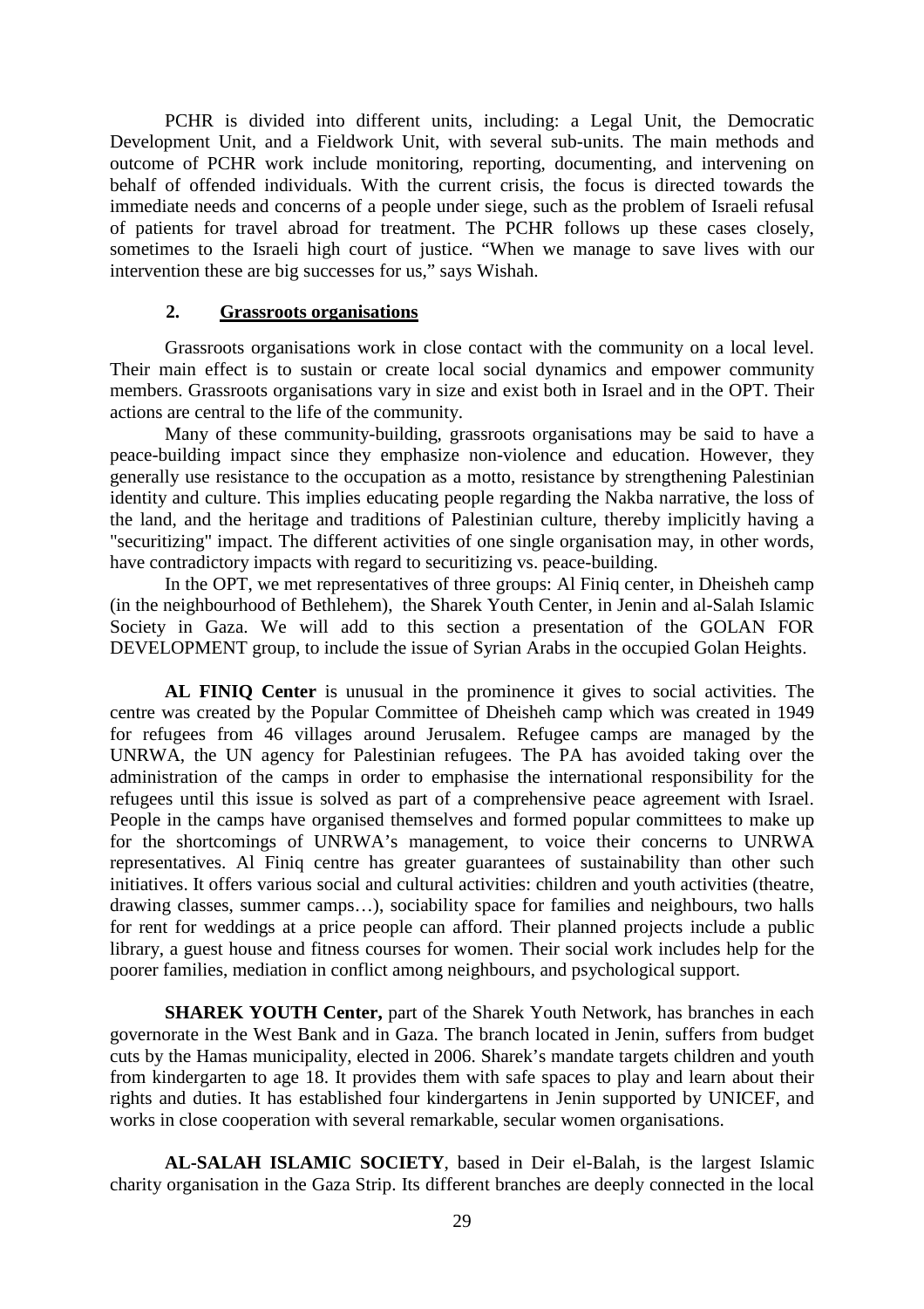PCHR is divided into different units, including: a Legal Unit, the Democratic Development Unit, and a Fieldwork Unit, with several sub-units. The main methods and outcome of PCHR work include monitoring, reporting, documenting, and intervening on behalf of offended individuals. With the current crisis, the focus is directed towards the immediate needs and concerns of a people under siege, such as the problem of Israeli refusal of patients for travel abroad for treatment. The PCHR follows up these cases closely, sometimes to the Israeli high court of justice. "When we manage to save lives with our intervention these are big successes for us," says Wishah.

### 2. Grassroots organisations

Grassroots organisations work in close contact with the community on a local level. Their main effect is to sustain or create local social dynamics and empower community members. Grassroots organisations vary in size and exist both in Israel and in the OPT. Their actions are central to the life of the community.

Many of these community-building, grassroots organisations may be said to have a peace-building impact since they emphasize non-violence and education. However, they generally use resistance to the occupation as a motto, resistance by strengthening Palestinian identity and culture. This implies educating people regarding the Nakba narrative, the loss of the land, and the heritage and traditions of Palestinian culture, thereby implicitly having a "securitizing" impact. The different activities of one single organisation may, in other words, have contradictory impacts with regard to securitizing vs. peace-building.

In the OPT, we met representatives of three groups: Al Finiq center, in Dheisheh camp (in the neighbourhood of Bethlehem), the Sharek Youth Center, in Jenin and al-Salah Islamic Society in Gaza. We will add to this section a presentation of the GOLAN FOR DEVELOPMENT group, to include the issue of Syrian Arabs in the occupied Golan Heights.

**AL FINIQ Center** is unusual in the prominence it gives to social activities. The centre was created by the Popular Committee of Dheisheh camp which was created in 1949 for refugees from 46 villages around Jerusalem. Refugee camps are managed by the UNRWA, the UN agency for Palestinian refugees. The PA has avoided taking over the administration of the camps in order to emphasise the international responsibility for the refugees until this issue is solved as part of a comprehensive peace agreement with Israel. People in the camps have organised themselves and formed popular committees to make up for the shortcomings of UNRWA's management, to voice their concerns to UNRWA representatives. Al Finiq centre has greater guarantees of sustainability than other such initiatives. It offers various social and cultural activities: children and youth activities (theatre, drawing classes, summer camps…), sociability space for families and neighbours, two halls for rent for weddings at a price people can afford. Their planned projects include a public library, a guest house and fitness courses for women. Their social work includes help for the poorer families, mediation in conflict among neighbours, and psychological support.

**SHAREK YOUTH Center,** part of the Sharek Youth Network, has branches in each governorate in the West Bank and in Gaza. The branch located in Jenin, suffers from budget cuts by the Hamas municipality, elected in 2006. Sharek's mandate targets children and youth from kindergarten to age 18. It provides them with safe spaces to play and learn about their rights and duties. It has established four kindergartens in Jenin supported by UNICEF, and works in close cooperation with several remarkable, secular women organisations.

**AL-SALAH ISLAMIC SOCIETY**, based in Deir el-Balah, is the largest Islamic charity organisation in the Gaza Strip. Its different branches are deeply connected in the local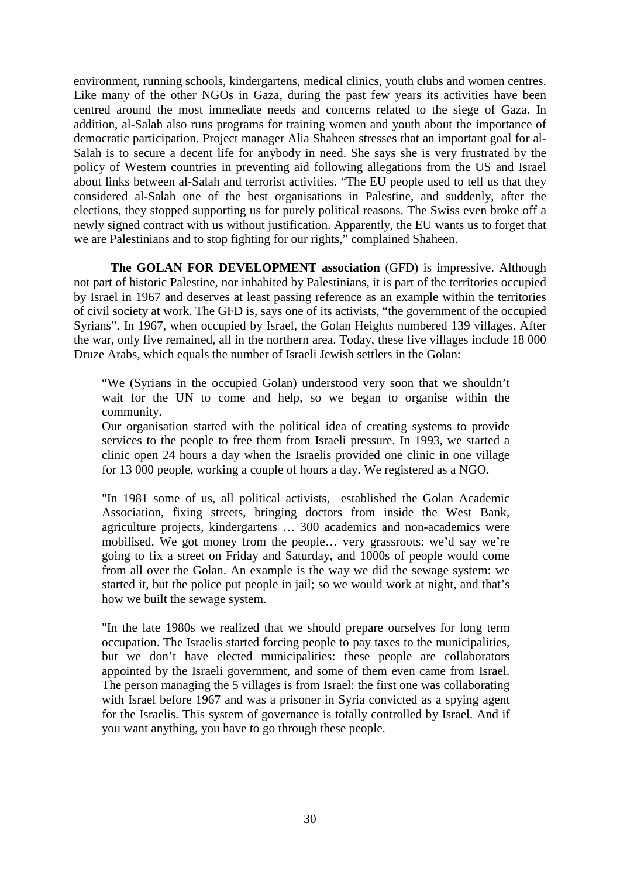environment, running schools, kindergartens, medical clinics, youth clubs and women centres. Like many of the other NGOs in Gaza, during the past few years its activities have been centred around the most immediate needs and concerns related to the siege of Gaza. In addition, al-Salah also runs programs for training women and youth about the importance of democratic participation. Project manager Alia Shaheen stresses that an important goal for al-Salah is to secure a decent life for anybody in need. She says she is very frustrated by the policy of Western countries in preventing aid following allegations from the US and Israel about links between al-Salah and terrorist activities. "The EU people used to tell us that they considered al-Salah one of the best organisations in Palestine, and suddenly, after the elections, they stopped supporting us for purely political reasons. The Swiss even broke off a newly signed contract with us without justification. Apparently, the EU wants us to forget that we are Palestinians and to stop fighting for our rights," complained Shaheen.

**The GOLAN FOR DEVELOPMENT association** (GFD) is impressive. Although not part of historic Palestine, nor inhabited by Palestinians, it is part of the territories occupied by Israel in 1967 and deserves at least passing reference as an example within the territories of civil society at work. The GFD is, says one of its activists, "the government of the occupied Syrians". In 1967, when occupied by Israel, the Golan Heights numbered 139 villages. After the war, only five remained, all in the northern area. Today, these five villages include 18 000 Druze Arabs, which equals the number of Israeli Jewish settlers in the Golan:

> "We (Syrians in the occupied Golan) understood very soon that we shouldn't wait for the UN to come and help, so we began to organise within the community.
> Our organisation started with the political idea of creating systems to provide services to the people to free them from Israeli pressure. In 1993, we started a clinic open 24 hours a day when the Israelis provided one clinic in one village for 13 000 people, working a couple of hours a day. We registered as a NGO.
>
> "In 1981 some of us, all political activists, established the Golan Academic Association, fixing streets, bringing doctors from inside the West Bank, agriculture projects, kindergartens … 300 academics and non-academics were mobilised. We got money from the people… very grassroots: we'd say we're going to fix a street on Friday and Saturday, and 1000s of people would come from all over the Golan. An example is the way we did the sewage system: we started it, but the police put people in jail; so we would work at night, and that's how we built the sewage system.
>
> "In the late 1980s we realized that we should prepare ourselves for long term occupation. The Israelis started forcing people to pay taxes to the municipalities, but we don't have elected municipalities: these people are collaborators appointed by the Israeli government, and some of them even came from Israel. The person managing the 5 villages is from Israel: the first one was collaborating with Israel before 1967 and was a prisoner in Syria convicted as a spying agent for the Israelis. This system of governance is totally controlled by Israel. And if you want anything, you have to go through these people.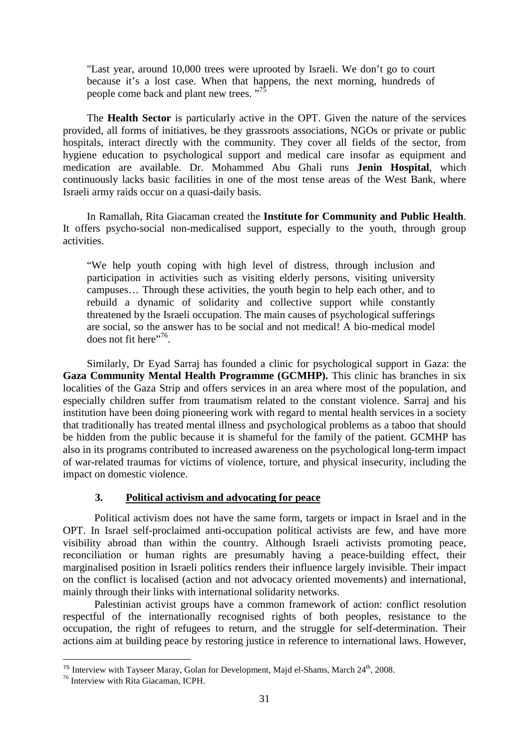> "Last year, around 10,000 trees were uprooted by Israeli. We don't go to court because it's a lost case. When that happens, the next morning, hundreds of people come back and plant new trees. "[75]

The **Health Sector** is particularly active in the OPT. Given the nature of the services provided, all forms of initiatives, be they grassroots associations, NGOs or private or public hospitals, interact directly with the community. They cover all fields of the sector, from hygiene education to psychological support and medical care insofar as equipment and medication are available. Dr. Mohammed Abu Ghali runs **Jenin Hospital**, which continuously lacks basic facilities in one of the most tense areas of the West Bank, where Israeli army raids occur on a quasi-daily basis.

In Ramallah, Rita Giacaman created the **Institute for Community and Public Health**. It offers psycho-social non-medicalised support, especially to the youth, through group activities.

> "We help youth coping with high level of distress, through inclusion and participation in activities such as visiting elderly persons, visiting university campuses… Through these activities, the youth begin to help each other, and to rebuild a dynamic of solidarity and collective support while constantly threatened by the Israeli occupation. The main causes of psychological sufferings are social, so the answer has to be social and not medical! A bio-medical model does not fit here"[76].

Similarly, Dr Eyad Sarraj has founded a clinic for psychological support in Gaza: the **Gaza Community Mental Health Programme (GCMHP).** This clinic has branches in six localities of the Gaza Strip and offers services in an area where most of the population, and especially children suffer from traumatism related to the constant violence. Sarraj and his institution have been doing pioneering work with regard to mental health services in a society that traditionally has treated mental illness and psychological problems as a taboo that should be hidden from the public because it is shameful for the family of the patient. GCMHP has also in its programs contributed to increased awareness on the psychological long-term impact of war-related traumas for victims of violence, torture, and physical insecurity, including the impact on domestic violence.

### 3. Political activism and advocating for peace

Political activism does not have the same form, targets or impact in Israel and in the OPT. In Israel self-proclaimed anti-occupation political activists are few, and have more visibility abroad than within the country. Although Israeli activists promoting peace, reconciliation or human rights are presumably having a peace-building effect, their marginalised position in Israeli politics renders their influence largely invisible. Their impact on the conflict is localised (action and not advocacy oriented movements) and international, mainly through their links with international solidarity networks.

Palestinian activist groups have a common framework of action: conflict resolution respectful of the internationally recognised rights of both peoples, resistance to the occupation, the right of refugees to return, and the struggle for self-determination. Their actions aim at building peace by restoring justice in reference to international laws. However,

---

[75] Interview with Tayseer Maray, Golan for Development, Majd el-Shams, March 24th, 2008.

[76] Interview with Rita Giacaman, ICPH.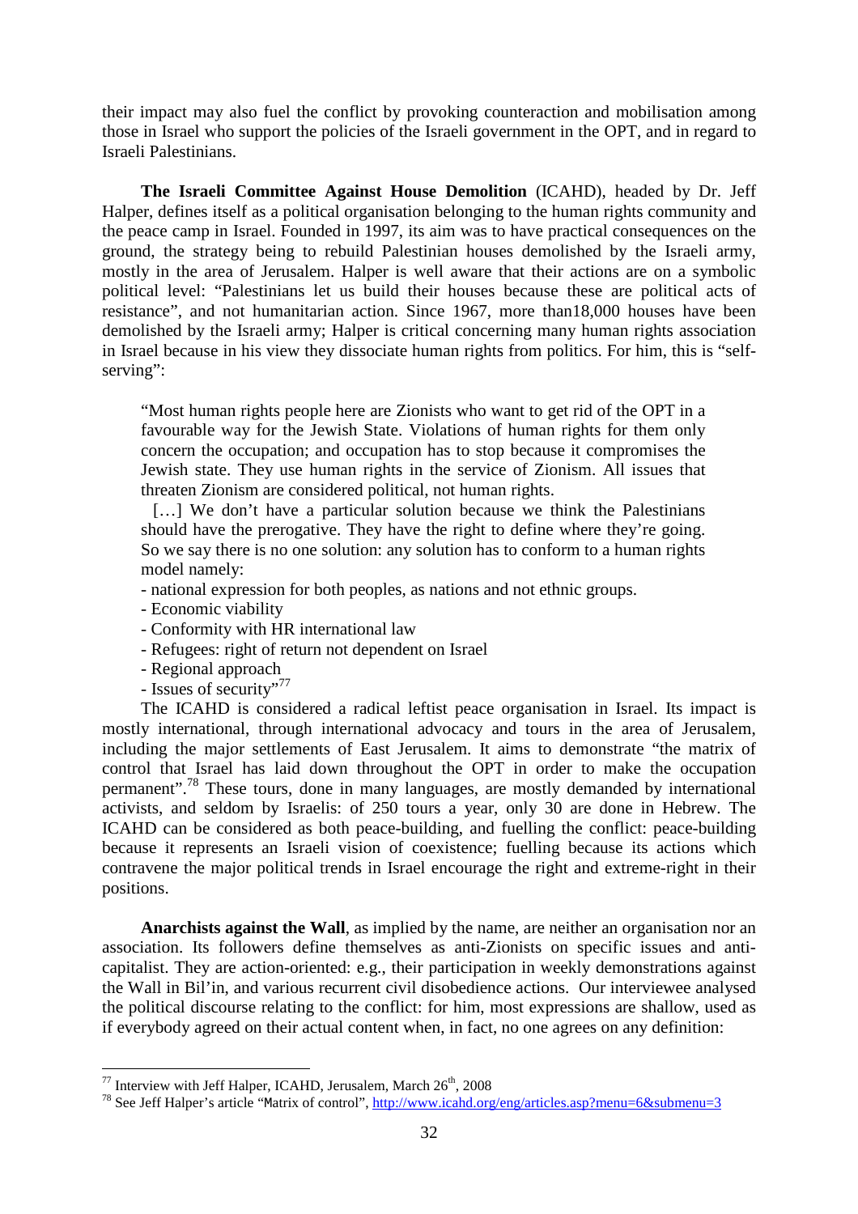their impact may also fuel the conflict by provoking counteraction and mobilisation among those in Israel who support the policies of the Israeli government in the OPT, and in regard to Israeli Palestinians.

**The Israeli Committee Against House Demolition** (ICAHD), headed by Dr. Jeff Halper, defines itself as a political organisation belonging to the human rights community and the peace camp in Israel. Founded in 1997, its aim was to have practical consequences on the ground, the strategy being to rebuild Palestinian houses demolished by the Israeli army, mostly in the area of Jerusalem. Halper is well aware that their actions are on a symbolic political level: "Palestinians let us build their houses because these are political acts of resistance", and not humanitarian action. Since 1967, more than18,000 houses have been demolished by the Israeli army; Halper is critical concerning many human rights association in Israel because in his view they dissociate human rights from politics. For him, this is "self-serving":

> "Most human rights people here are Zionists who want to get rid of the OPT in a favourable way for the Jewish State. Violations of human rights for them only concern the occupation; and occupation has to stop because it compromises the Jewish state. They use human rights in the service of Zionism. All issues that threaten Zionism are considered political, not human rights.
>
> […] We don't have a particular solution because we think the Palestinians should have the prerogative. They have the right to define where they're going. So we say there is no one solution: any solution has to conform to a human rights model namely:
>
> - national expression for both peoples, as nations and not ethnic groups.
> - Economic viability
> - Conformity with HR international law
> - Refugees: right of return not dependent on Israel
> - Regional approach
> - Issues of security"[77]

The ICAHD is considered a radical leftist peace organisation in Israel. Its impact is mostly international, through international advocacy and tours in the area of Jerusalem, including the major settlements of East Jerusalem. It aims to demonstrate "the matrix of control that Israel has laid down throughout the OPT in order to make the occupation permanent".[78] These tours, done in many languages, are mostly demanded by international activists, and seldom by Israelis: of 250 tours a year, only 30 are done in Hebrew. The ICAHD can be considered as both peace-building, and fuelling the conflict: peace-building because it represents an Israeli vision of coexistence; fuelling because its actions which contravene the major political trends in Israel encourage the right and extreme-right in their positions.

**Anarchists against the Wall**, as implied by the name, are neither an organisation nor an association. Its followers define themselves as anti-Zionists on specific issues and anti-capitalist. They are action-oriented: e.g., their participation in weekly demonstrations against the Wall in Bil'in, and various recurrent civil disobedience actions. Our interviewee analysed the political discourse relating to the conflict: for him, most expressions are shallow, used as if everybody agreed on their actual content when, in fact, no one agrees on any definition:

---

[77] Interview with Jeff Halper, ICAHD, Jerusalem, March 26th, 2008

[78] See Jeff Halper's article "Matrix of control", http://www.icahd.org/eng/articles.asp?menu=6&submenu=3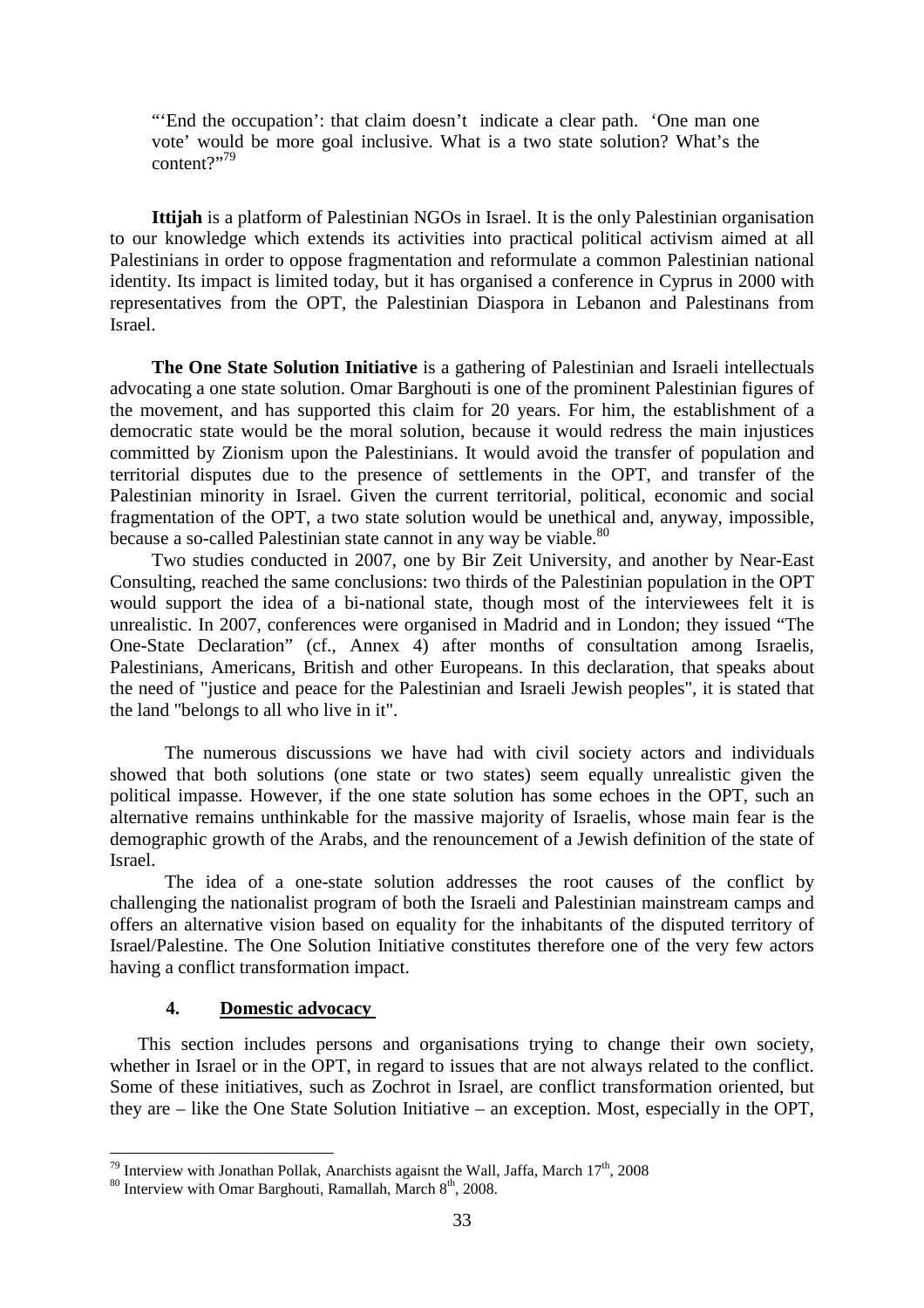"'End the occupation': that claim doesn't indicate a clear path. 'One man one vote' would be more goal inclusive. What is a two state solution? What's the content?"[79]

**Ittijah** is a platform of Palestinian NGOs in Israel. It is the only Palestinian organisation to our knowledge which extends its activities into practical political activism aimed at all Palestinians in order to oppose fragmentation and reformulate a common Palestinian national identity. Its impact is limited today, but it has organised a conference in Cyprus in 2000 with representatives from the OPT, the Palestinian Diaspora in Lebanon and Palestinans from Israel.

**The One State Solution Initiative** is a gathering of Palestinian and Israeli intellectuals advocating a one state solution. Omar Barghouti is one of the prominent Palestinian figures of the movement, and has supported this claim for 20 years. For him, the establishment of a democratic state would be the moral solution, because it would redress the main injustices committed by Zionism upon the Palestinians. It would avoid the transfer of population and territorial disputes due to the presence of settlements in the OPT, and transfer of the Palestinian minority in Israel. Given the current territorial, political, economic and social fragmentation of the OPT, a two state solution would be unethical and, anyway, impossible, because a so-called Palestinian state cannot in any way be viable.[80]

Two studies conducted in 2007, one by Bir Zeit University, and another by Near-East Consulting, reached the same conclusions: two thirds of the Palestinian population in the OPT would support the idea of a bi-national state, though most of the interviewees felt it is unrealistic. In 2007, conferences were organised in Madrid and in London; they issued "The One-State Declaration" (cf., Annex 4) after months of consultation among Israelis, Palestinians, Americans, British and other Europeans. In this declaration, that speaks about the need of "justice and peace for the Palestinian and Israeli Jewish peoples", it is stated that the land "belongs to all who live in it".

The numerous discussions we have had with civil society actors and individuals showed that both solutions (one state or two states) seem equally unrealistic given the political impasse. However, if the one state solution has some echoes in the OPT, such an alternative remains unthinkable for the massive majority of Israelis, whose main fear is the demographic growth of the Arabs, and the renouncement of a Jewish definition of the state of Israel.

The idea of a one-state solution addresses the root causes of the conflict by challenging the nationalist program of both the Israeli and Palestinian mainstream camps and offers an alternative vision based on equality for the inhabitants of the disputed territory of Israel/Palestine. The One Solution Initiative constitutes therefore one of the very few actors having a conflict transformation impact.

## 4. Domestic advocacy

This section includes persons and organisations trying to change their own society, whether in Israel or in the OPT, in regard to issues that are not always related to the conflict. Some of these initiatives, such as Zochrot in Israel, are conflict transformation oriented, but they are – like the One State Solution Initiative – an exception. Most, especially in the OPT,

---

[79] Interview with Jonathan Pollak, Anarchists agaisnt the Wall, Jaffa, March 17th, 2008

[80] Interview with Omar Barghouti, Ramallah, March 8th, 2008.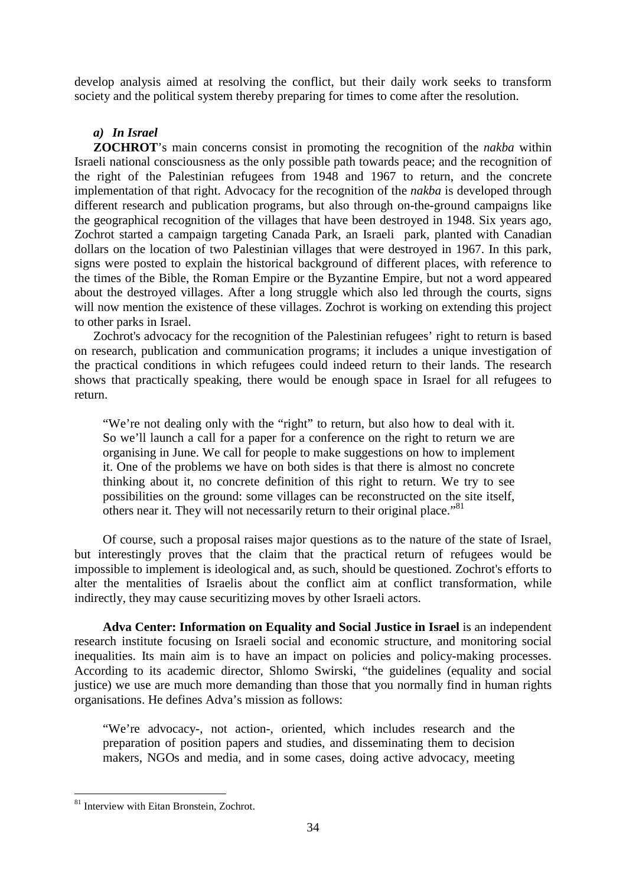develop analysis aimed at resolving the conflict, but their daily work seeks to transform society and the political system thereby preparing for times to come after the resolution.

### *a) In Israel*

**ZOCHROT**'s main concerns consist in promoting the recognition of the *nakba* within Israeli national consciousness as the only possible path towards peace; and the recognition of the right of the Palestinian refugees from 1948 and 1967 to return, and the concrete implementation of that right. Advocacy for the recognition of the *nakba* is developed through different research and publication programs, but also through on-the-ground campaigns like the geographical recognition of the villages that have been destroyed in 1948. Six years ago, Zochrot started a campaign targeting Canada Park, an Israeli park, planted with Canadian dollars on the location of two Palestinian villages that were destroyed in 1967. In this park, signs were posted to explain the historical background of different places, with reference to the times of the Bible, the Roman Empire or the Byzantine Empire, but not a word appeared about the destroyed villages. After a long struggle which also led through the courts, signs will now mention the existence of these villages. Zochrot is working on extending this project to other parks in Israel.

Zochrot's advocacy for the recognition of the Palestinian refugees' right to return is based on research, publication and communication programs; it includes a unique investigation of the practical conditions in which refugees could indeed return to their lands. The research shows that practically speaking, there would be enough space in Israel for all refugees to return.

> "We're not dealing only with the "right" to return, but also how to deal with it. So we'll launch a call for a paper for a conference on the right to return we are organising in June. We call for people to make suggestions on how to implement it. One of the problems we have on both sides is that there is almost no concrete thinking about it, no concrete definition of this right to return. We try to see possibilities on the ground: some villages can be reconstructed on the site itself, others near it. They will not necessarily return to their original place."[81]

Of course, such a proposal raises major questions as to the nature of the state of Israel, but interestingly proves that the claim that the practical return of refugees would be impossible to implement is ideological and, as such, should be questioned. Zochrot's efforts to alter the mentalities of Israelis about the conflict aim at conflict transformation, while indirectly, they may cause securitizing moves by other Israeli actors.

**Adva Center: Information on Equality and Social Justice in Israel** is an independent research institute focusing on Israeli social and economic structure, and monitoring social inequalities. Its main aim is to have an impact on policies and policy-making processes. According to its academic director, Shlomo Swirski, "the guidelines (equality and social justice) we use are much more demanding than those that you normally find in human rights organisations. He defines Adva's mission as follows:

> "We're advocacy-, not action-, oriented, which includes research and the preparation of position papers and studies, and disseminating them to decision makers, NGOs and media, and in some cases, doing active advocacy, meeting

[81] Interview with Eitan Bronstein, Zochrot.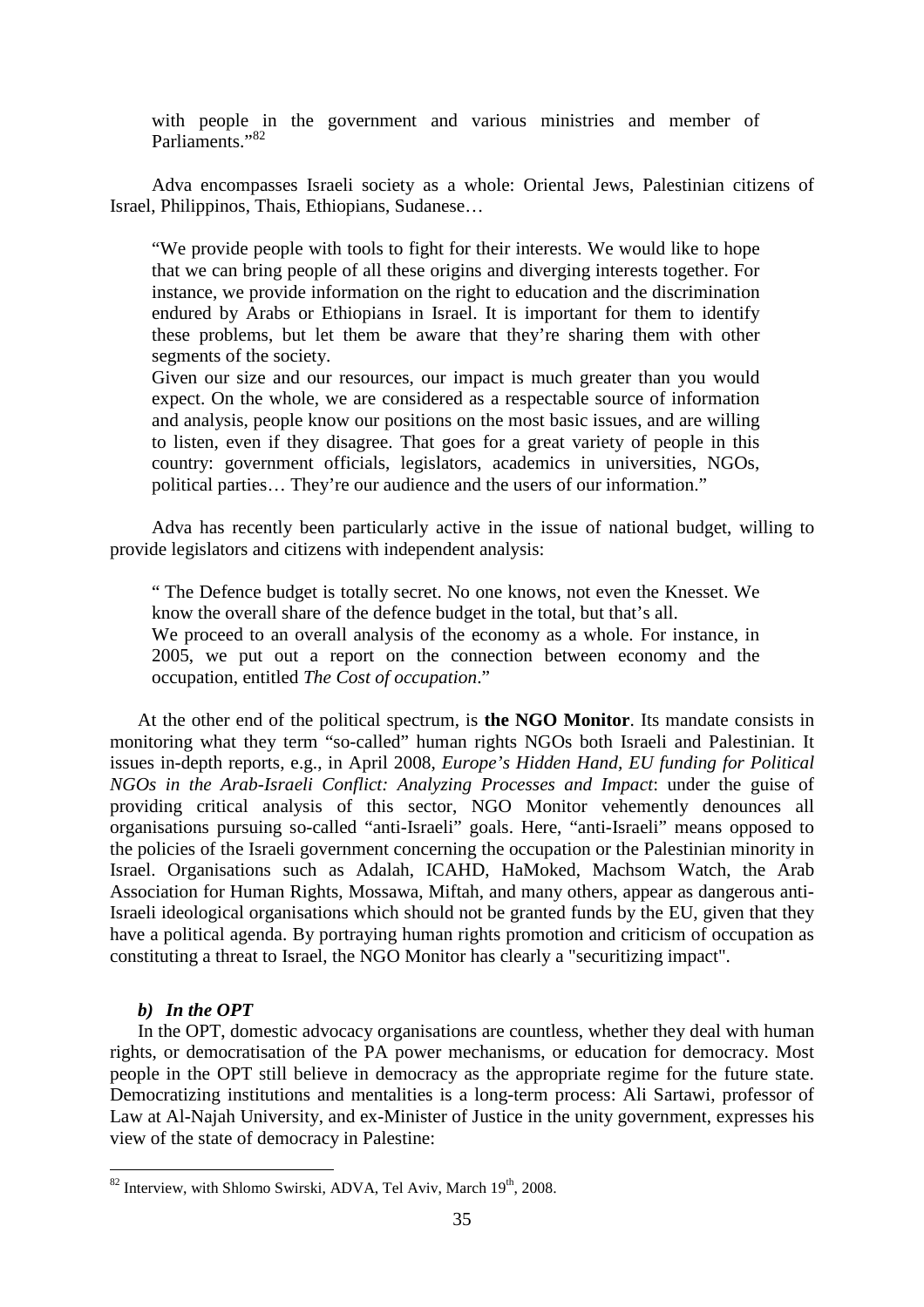> with people in the government and various ministries and member of Parliaments."[82]

Adva encompasses Israeli society as a whole: Oriental Jews, Palestinian citizens of Israel, Philippinos, Thais, Ethiopians, Sudanese…

> "We provide people with tools to fight for their interests. We would like to hope that we can bring people of all these origins and diverging interests together. For instance, we provide information on the right to education and the discrimination endured by Arabs or Ethiopians in Israel. It is important for them to identify these problems, but let them be aware that they're sharing them with other segments of the society.
>
> Given our size and our resources, our impact is much greater than you would expect. On the whole, we are considered as a respectable source of information and analysis, people know our positions on the most basic issues, and are willing to listen, even if they disagree. That goes for a great variety of people in this country: government officials, legislators, academics in universities, NGOs, political parties… They're our audience and the users of our information."

Adva has recently been particularly active in the issue of national budget, willing to provide legislators and citizens with independent analysis:

> " The Defence budget is totally secret. No one knows, not even the Knesset. We know the overall share of the defence budget in the total, but that's all.
>
> We proceed to an overall analysis of the economy as a whole. For instance, in 2005, we put out a report on the connection between economy and the occupation, entitled *The Cost of occupation*."

At the other end of the political spectrum, is **the NGO Monitor**. Its mandate consists in monitoring what they term "so-called" human rights NGOs both Israeli and Palestinian. It issues in-depth reports, e.g., in April 2008, *Europe's Hidden Hand, EU funding for Political NGOs in the Arab-Israeli Conflict: Analyzing Processes and Impact*: under the guise of providing critical analysis of this sector, NGO Monitor vehemently denounces all organisations pursuing so-called "anti-Israeli" goals. Here, "anti-Israeli" means opposed to the policies of the Israeli government concerning the occupation or the Palestinian minority in Israel. Organisations such as Adalah, ICAHD, HaMoked, Machsom Watch, the Arab Association for Human Rights, Mossawa, Miftah, and many others, appear as dangerous anti-Israeli ideological organisations which should not be granted funds by the EU, given that they have a political agenda. By portraying human rights promotion and criticism of occupation as constituting a threat to Israel, the NGO Monitor has clearly a "securitizing impact".

#### *b) In the OPT*

In the OPT, domestic advocacy organisations are countless, whether they deal with human rights, or democratisation of the PA power mechanisms, or education for democracy. Most people in the OPT still believe in democracy as the appropriate regime for the future state. Democratizing institutions and mentalities is a long-term process: Ali Sartawi, professor of Law at Al-Najah University, and ex-Minister of Justice in the unity government, expresses his view of the state of democracy in Palestine:

---

[82] Interview, with Shlomo Swirski, ADVA, Tel Aviv, March 19th, 2008.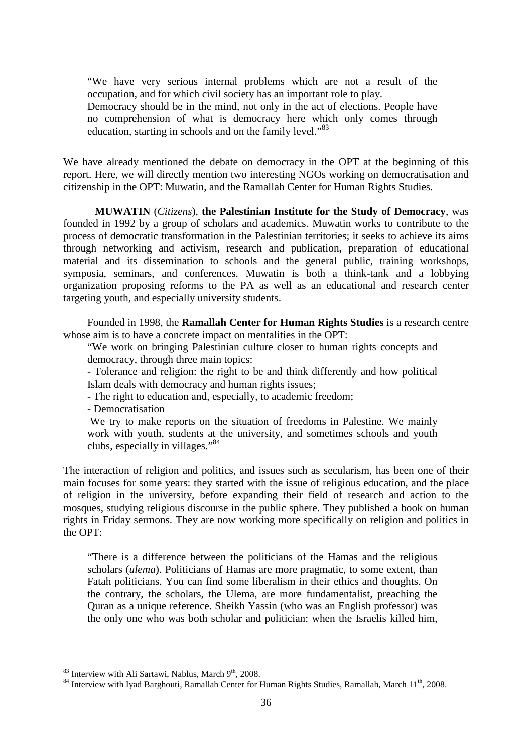> "We have very serious internal problems which are not a result of the occupation, and for which civil society has an important role to play.
> Democracy should be in the mind, not only in the act of elections. People have no comprehension of what is democracy here which only comes through education, starting in schools and on the family level."[83]

We have already mentioned the debate on democracy in the OPT at the beginning of this report. Here, we will directly mention two interesting NGOs working on democratisation and citizenship in the OPT: Muwatin, and the Ramallah Center for Human Rights Studies.

**MUWATIN** (*Citizens*), **the Palestinian Institute for the Study of Democracy**, was founded in 1992 by a group of scholars and academics. Muwatin works to contribute to the process of democratic transformation in the Palestinian territories; it seeks to achieve its aims through networking and activism, research and publication, preparation of educational material and its dissemination to schools and the general public, training workshops, symposia, seminars, and conferences. Muwatin is both a think-tank and a lobbying organization proposing reforms to the PA as well as an educational and research center targeting youth, and especially university students.

Founded in 1998, the **Ramallah Center for Human Rights Studies** is a research centre whose aim is to have a concrete impact on mentalities in the OPT:

> "We work on bringing Palestinian culture closer to human rights concepts and democracy, through three main topics:
> - Tolerance and religion: the right to be and think differently and how political Islam deals with democracy and human rights issues;
> - The right to education and, especially, to academic freedom;
> - Democratisation
>
> We try to make reports on the situation of freedoms in Palestine. We mainly work with youth, students at the university, and sometimes schools and youth clubs, especially in villages."[84]

The interaction of religion and politics, and issues such as secularism, has been one of their main focuses for some years: they started with the issue of religious education, and the place of religion in the university, before expanding their field of research and action to the mosques, studying religious discourse in the public sphere. They published a book on human rights in Friday sermons. They are now working more specifically on religion and politics in the OPT:

> "There is a difference between the politicians of the Hamas and the religious scholars (*ulema*). Politicians of Hamas are more pragmatic, to some extent, than Fatah politicians. You can find some liberalism in their ethics and thoughts. On the contrary, the scholars, the Ulema, are more fundamentalist, preaching the Quran as a unique reference. Sheikh Yassin (who was an English professor) was the only one who was both scholar and politician: when the Israelis killed him,

[83] Interview with Ali Sartawi, Nablus, March 9th, 2008.

[84] Interview with Iyad Barghouti, Ramallah Center for Human Rights Studies, Ramallah, March 11th, 2008.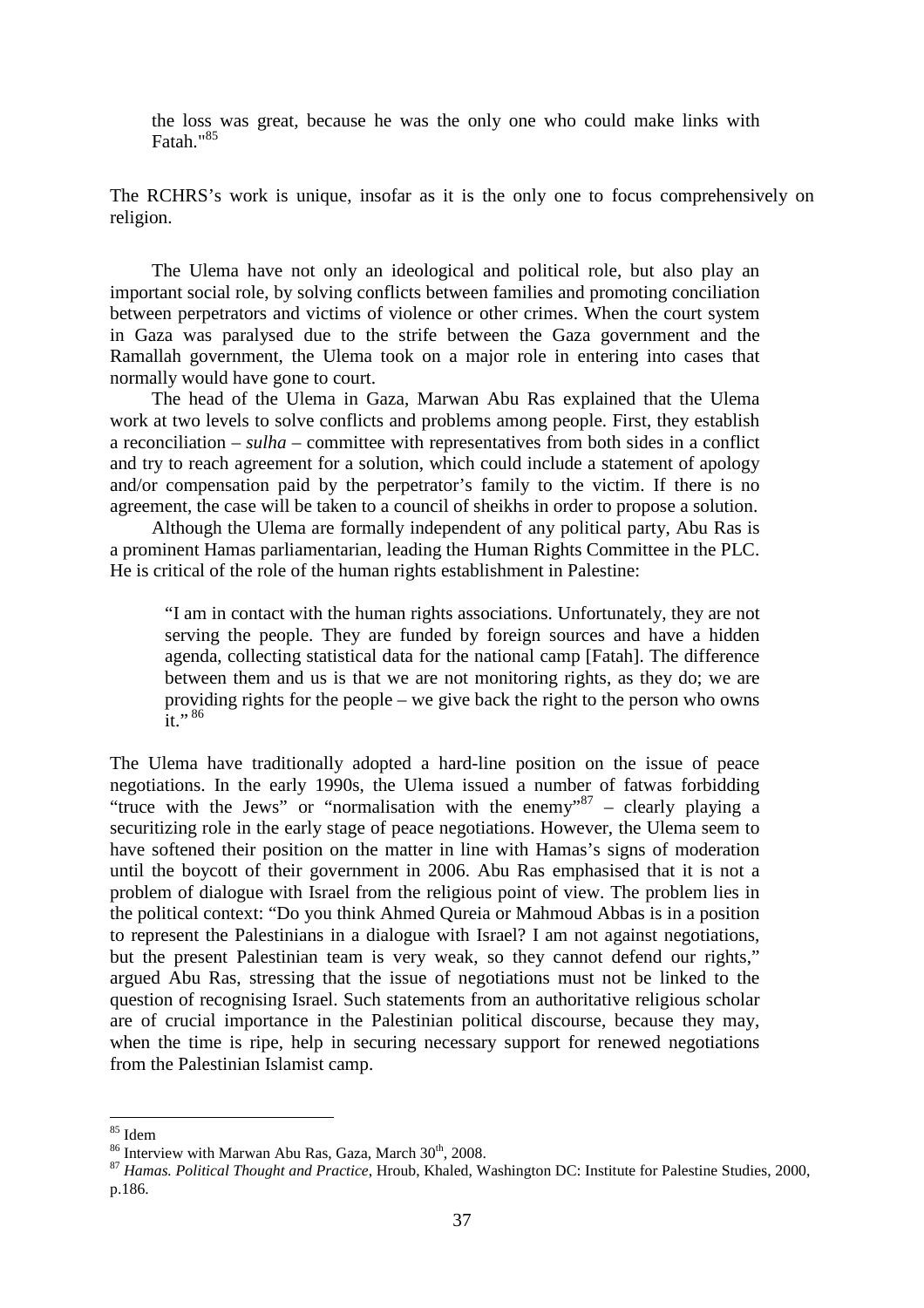> the loss was great, because he was the only one who could make links with Fatah."[85]

The RCHRS's work is unique, insofar as it is the only one to focus comprehensively on religion.

The Ulema have not only an ideological and political role, but also play an important social role, by solving conflicts between families and promoting conciliation between perpetrators and victims of violence or other crimes. When the court system in Gaza was paralysed due to the strife between the Gaza government and the Ramallah government, the Ulema took on a major role in entering into cases that normally would have gone to court.

The head of the Ulema in Gaza, Marwan Abu Ras explained that the Ulema work at two levels to solve conflicts and problems among people. First, they establish a reconciliation – *sulha* – committee with representatives from both sides in a conflict and try to reach agreement for a solution, which could include a statement of apology and/or compensation paid by the perpetrator's family to the victim. If there is no agreement, the case will be taken to a council of sheikhs in order to propose a solution.

Although the Ulema are formally independent of any political party, Abu Ras is a prominent Hamas parliamentarian, leading the Human Rights Committee in the PLC. He is critical of the role of the human rights establishment in Palestine:

> "I am in contact with the human rights associations. Unfortunately, they are not serving the people. They are funded by foreign sources and have a hidden agenda, collecting statistical data for the national camp [Fatah]. The difference between them and us is that we are not monitoring rights, as they do; we are providing rights for the people – we give back the right to the person who owns it." [86]

The Ulema have traditionally adopted a hard-line position on the issue of peace negotiations. In the early 1990s, the Ulema issued a number of fatwas forbidding "truce with the Jews" or "normalisation with the enemy"[87] – clearly playing a securitizing role in the early stage of peace negotiations. However, the Ulema seem to have softened their position on the matter in line with Hamas's signs of moderation until the boycott of their government in 2006. Abu Ras emphasised that it is not a problem of dialogue with Israel from the religious point of view. The problem lies in the political context: "Do you think Ahmed Qureia or Mahmoud Abbas is in a position to represent the Palestinians in a dialogue with Israel? I am not against negotiations, but the present Palestinian team is very weak, so they cannot defend our rights," argued Abu Ras, stressing that the issue of negotiations must not be linked to the question of recognising Israel. Such statements from an authoritative religious scholar are of crucial importance in the Palestinian political discourse, because they may, when the time is ripe, help in securing necessary support for renewed negotiations from the Palestinian Islamist camp.

---

[85] Idem

[86] Interview with Marwan Abu Ras, Gaza, March 30th, 2008.

[87] *Hamas. Political Thought and Practice*, Hroub, Khaled, Washington DC: Institute for Palestine Studies, 2000, p.186.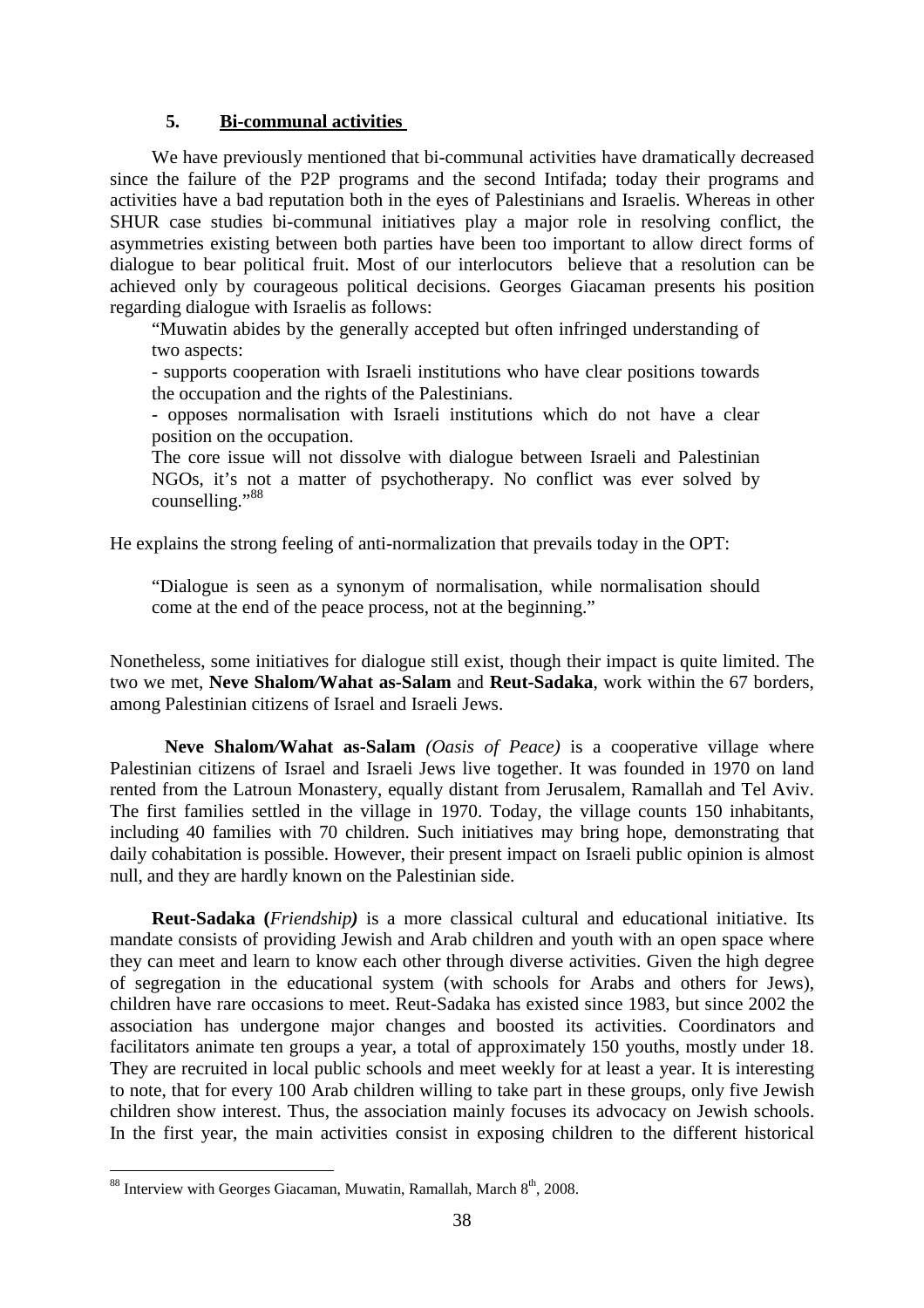## 5. Bi-communal activities

We have previously mentioned that bi-communal activities have dramatically decreased since the failure of the P2P programs and the second Intifada; today their programs and activities have a bad reputation both in the eyes of Palestinians and Israelis. Whereas in other SHUR case studies bi-communal initiatives play a major role in resolving conflict, the asymmetries existing between both parties have been too important to allow direct forms of dialogue to bear political fruit. Most of our interlocutors believe that a resolution can be achieved only by courageous political decisions. Georges Giacaman presents his position regarding dialogue with Israelis as follows:

> "Muwatin abides by the generally accepted but often infringed understanding of two aspects:
>
> - supports cooperation with Israeli institutions who have clear positions towards the occupation and the rights of the Palestinians.
>
> - opposes normalisation with Israeli institutions which do not have a clear position on the occupation.
>
> The core issue will not dissolve with dialogue between Israeli and Palestinian NGOs, it's not a matter of psychotherapy. No conflict was ever solved by counselling."[88]

He explains the strong feeling of anti-normalization that prevails today in the OPT:

> "Dialogue is seen as a synonym of normalisation, while normalisation should come at the end of the peace process, not at the beginning."

Nonetheless, some initiatives for dialogue still exist, though their impact is quite limited. The two we met, **Neve Shalom/Wahat as-Salam** and **Reut-Sadaka**, work within the 67 borders, among Palestinian citizens of Israel and Israeli Jews.

**Neve Shalom/Wahat as-Salam** *(Oasis of Peace)* is a cooperative village where Palestinian citizens of Israel and Israeli Jews live together. It was founded in 1970 on land rented from the Latroun Monastery, equally distant from Jerusalem, Ramallah and Tel Aviv. The first families settled in the village in 1970. Today, the village counts 150 inhabitants, including 40 families with 70 children. Such initiatives may bring hope, demonstrating that daily cohabitation is possible. However, their present impact on Israeli public opinion is almost null, and they are hardly known on the Palestinian side.

**Reut-Sadaka (*Friendship*)** is a more classical cultural and educational initiative. Its mandate consists of providing Jewish and Arab children and youth with an open space where they can meet and learn to know each other through diverse activities. Given the high degree of segregation in the educational system (with schools for Arabs and others for Jews), children have rare occasions to meet. Reut-Sadaka has existed since 1983, but since 2002 the association has undergone major changes and boosted its activities. Coordinators and facilitators animate ten groups a year, a total of approximately 150 youths, mostly under 18. They are recruited in local public schools and meet weekly for at least a year. It is interesting to note, that for every 100 Arab children willing to take part in these groups, only five Jewish children show interest. Thus, the association mainly focuses its advocacy on Jewish schools. In the first year, the main activities consist in exposing children to the different historical

[88] Interview with Georges Giacaman, Muwatin, Ramallah, March 8th, 2008.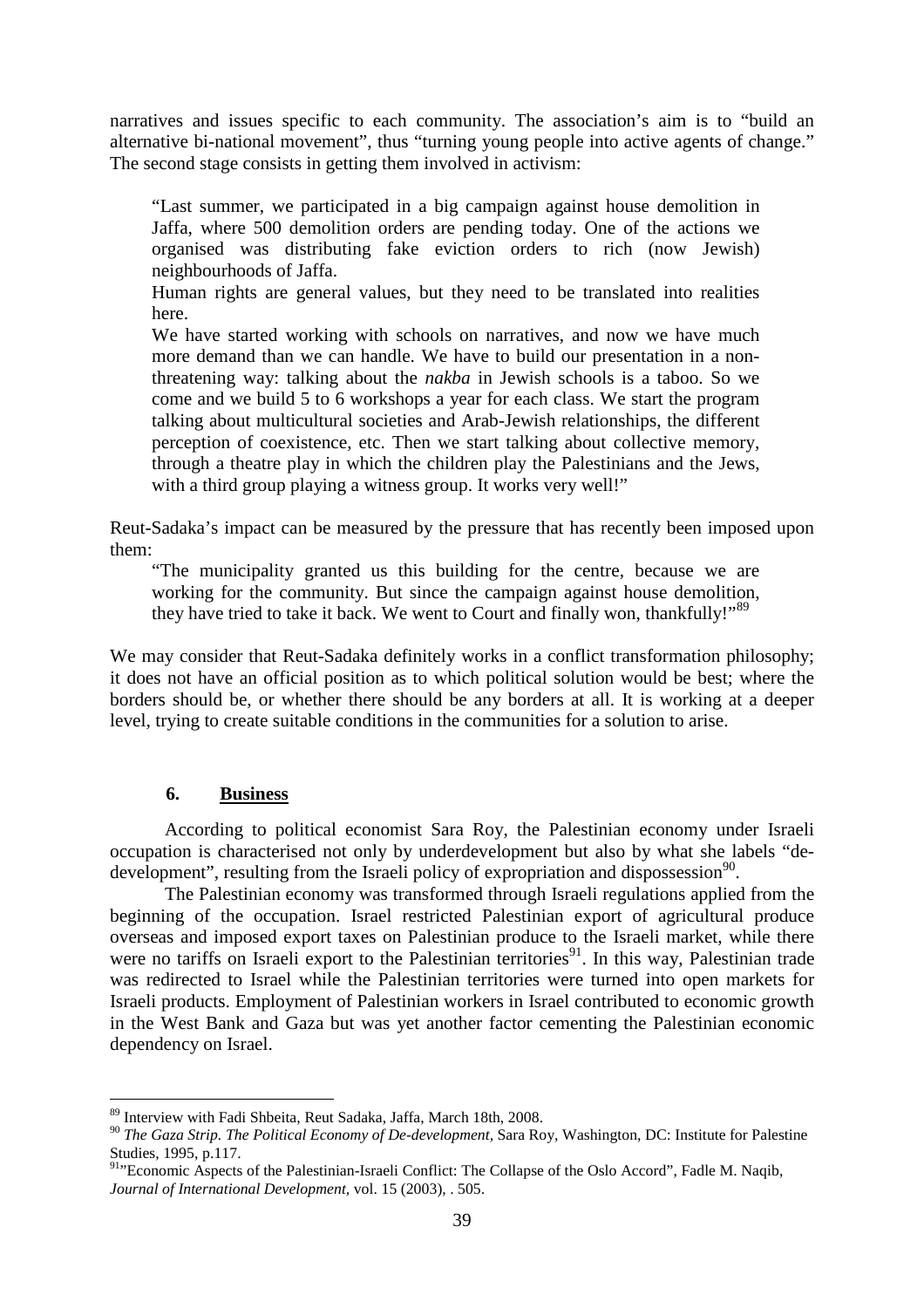narratives and issues specific to each community. The association's aim is to "build an alternative bi-national movement", thus "turning young people into active agents of change." The second stage consists in getting them involved in activism:

> "Last summer, we participated in a big campaign against house demolition in Jaffa, where 500 demolition orders are pending today. One of the actions we organised was distributing fake eviction orders to rich (now Jewish) neighbourhoods of Jaffa.
>
> Human rights are general values, but they need to be translated into realities here.
>
> We have started working with schools on narratives, and now we have much more demand than we can handle. We have to build our presentation in a non-threatening way: talking about the *nakba* in Jewish schools is a taboo. So we come and we build 5 to 6 workshops a year for each class. We start the program talking about multicultural societies and Arab-Jewish relationships, the different perception of coexistence, etc. Then we start talking about collective memory, through a theatre play in which the children play the Palestinians and the Jews, with a third group playing a witness group. It works very well!"

Reut-Sadaka's impact can be measured by the pressure that has recently been imposed upon them:

> "The municipality granted us this building for the centre, because we are working for the community. But since the campaign against house demolition, they have tried to take it back. We went to Court and finally won, thankfully!"[89]

We may consider that Reut-Sadaka definitely works in a conflict transformation philosophy; it does not have an official position as to which political solution would be best; where the borders should be, or whether there should be any borders at all. It is working at a deeper level, trying to create suitable conditions in the communities for a solution to arise.

## 6. **Business**

According to political economist Sara Roy, the Palestinian economy under Israeli occupation is characterised not only by underdevelopment but also by what she labels "de-development", resulting from the Israeli policy of expropriation and dispossession[90].

The Palestinian economy was transformed through Israeli regulations applied from the beginning of the occupation. Israel restricted Palestinian export of agricultural produce overseas and imposed export taxes on Palestinian produce to the Israeli market, while there were no tariffs on Israeli export to the Palestinian territories[91]. In this way, Palestinian trade was redirected to Israel while the Palestinian territories were turned into open markets for Israeli products. Employment of Palestinian workers in Israel contributed to economic growth in the West Bank and Gaza but was yet another factor cementing the Palestinian economic dependency on Israel.

---

[89] Interview with Fadi Shbeita, Reut Sadaka, Jaffa, March 18th, 2008.

[90] *The Gaza Strip. The Political Economy of De-development*, Sara Roy, Washington, DC: Institute for Palestine Studies, 1995, p.117.

[91] "Economic Aspects of the Palestinian-Israeli Conflict: The Collapse of the Oslo Accord", Fadle M. Naqib, *Journal of International Development*, vol. 15 (2003), . 505.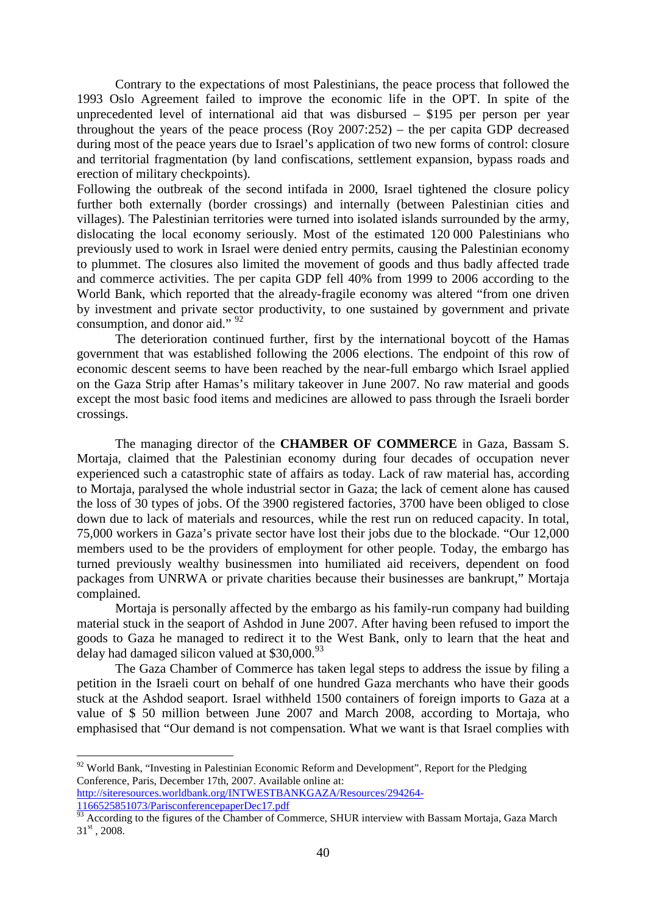Contrary to the expectations of most Palestinians, the peace process that followed the 1993 Oslo Agreement failed to improve the economic life in the OPT. In spite of the unprecedented level of international aid that was disbursed – $195 per person per year throughout the years of the peace process (Roy 2007:252) – the per capita GDP decreased during most of the peace years due to Israel's application of two new forms of control: closure and territorial fragmentation (by land confiscations, settlement expansion, bypass roads and erection of military checkpoints).

Following the outbreak of the second intifada in 2000, Israel tightened the closure policy further both externally (border crossings) and internally (between Palestinian cities and villages). The Palestinian territories were turned into isolated islands surrounded by the army, dislocating the local economy seriously. Most of the estimated 120 000 Palestinians who previously used to work in Israel were denied entry permits, causing the Palestinian economy to plummet. The closures also limited the movement of goods and thus badly affected trade and commerce activities. The per capita GDP fell 40% from 1999 to 2006 according to the World Bank, which reported that the already-fragile economy was altered "from one driven by investment and private sector productivity, to one sustained by government and private consumption, and donor aid." [92]

The deterioration continued further, first by the international boycott of the Hamas government that was established following the 2006 elections. The endpoint of this row of economic descent seems to have been reached by the near-full embargo which Israel applied on the Gaza Strip after Hamas's military takeover in June 2007. No raw material and goods except the most basic food items and medicines are allowed to pass through the Israeli border crossings.

The managing director of the **CHAMBER OF COMMERCE** in Gaza, Bassam S. Mortaja, claimed that the Palestinian economy during four decades of occupation never experienced such a catastrophic state of affairs as today. Lack of raw material has, according to Mortaja, paralysed the whole industrial sector in Gaza; the lack of cement alone has caused the loss of 30 types of jobs. Of the 3900 registered factories, 3700 have been obliged to close down due to lack of materials and resources, while the rest run on reduced capacity. In total, 75,000 workers in Gaza's private sector have lost their jobs due to the blockade. "Our 12,000 members used to be the providers of employment for other people. Today, the embargo has turned previously wealthy businessmen into humiliated aid receivers, dependent on food packages from UNRWA or private charities because their businesses are bankrupt," Mortaja complained.

Mortaja is personally affected by the embargo as his family-run company had building material stuck in the seaport of Ashdod in June 2007. After having been refused to import the goods to Gaza he managed to redirect it to the West Bank, only to learn that the heat and delay had damaged silicon valued at $30,000.[93]

The Gaza Chamber of Commerce has taken legal steps to address the issue by filing a petition in the Israeli court on behalf of one hundred Gaza merchants who have their goods stuck at the Ashdod seaport. Israel withheld 1500 containers of foreign imports to Gaza at a value of $ 50 million between June 2007 and March 2008, according to Mortaja, who emphasised that "Our demand is not compensation. What we want is that Israel complies with

---

[92] World Bank, "Investing in Palestinian Economic Reform and Development", Report for the Pledging Conference, Paris, December 17th, 2007. Available online at: http://siteresources.worldbank.org/INTWESTBANKGAZA/Resources/294264-1166525851073/ParisconferencepaperDec17.pdf

[93] According to the figures of the Chamber of Commerce, SHUR interview with Bassam Mortaja, Gaza March 31st, 2008.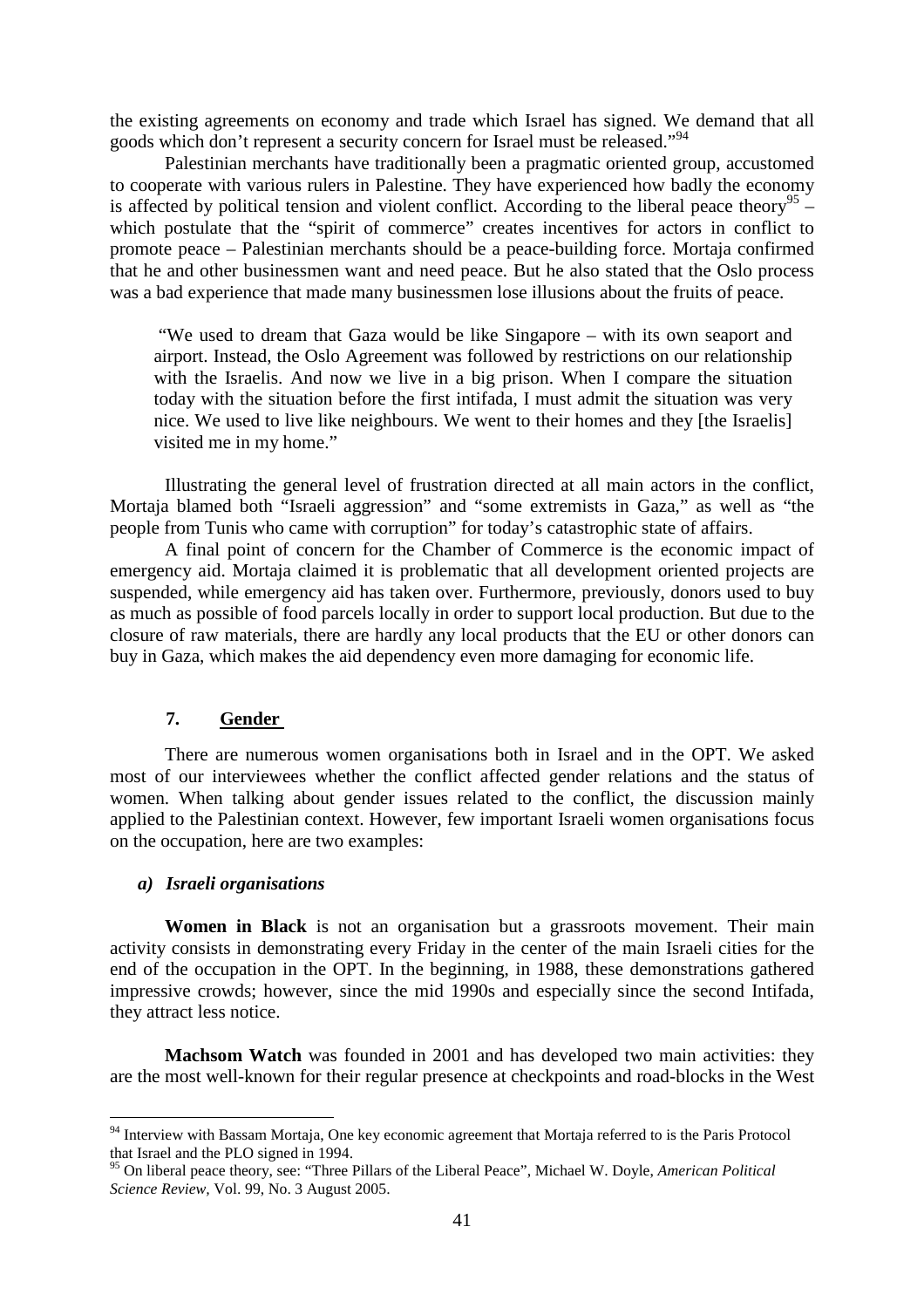the existing agreements on economy and trade which Israel has signed. We demand that all goods which don't represent a security concern for Israel must be released."[94]

Palestinian merchants have traditionally been a pragmatic oriented group, accustomed to cooperate with various rulers in Palestine. They have experienced how badly the economy is affected by political tension and violent conflict. According to the liberal peace theory[95] – which postulate that the "spirit of commerce" creates incentives for actors in conflict to promote peace – Palestinian merchants should be a peace-building force. Mortaja confirmed that he and other businessmen want and need peace. But he also stated that the Oslo process was a bad experience that made many businessmen lose illusions about the fruits of peace.

> "We used to dream that Gaza would be like Singapore – with its own seaport and airport. Instead, the Oslo Agreement was followed by restrictions on our relationship with the Israelis. And now we live in a big prison. When I compare the situation today with the situation before the first intifada, I must admit the situation was very nice. We used to live like neighbours. We went to their homes and they [the Israelis] visited me in my home."

Illustrating the general level of frustration directed at all main actors in the conflict, Mortaja blamed both "Israeli aggression" and "some extremists in Gaza," as well as "the people from Tunis who came with corruption" for today's catastrophic state of affairs.

A final point of concern for the Chamber of Commerce is the economic impact of emergency aid. Mortaja claimed it is problematic that all development oriented projects are suspended, while emergency aid has taken over. Furthermore, previously, donors used to buy as much as possible of food parcels locally in order to support local production. But due to the closure of raw materials, there are hardly any local products that the EU or other donors can buy in Gaza, which makes the aid dependency even more damaging for economic life.

## 7. Gender

There are numerous women organisations both in Israel and in the OPT. We asked most of our interviewees whether the conflict affected gender relations and the status of women. When talking about gender issues related to the conflict, the discussion mainly applied to the Palestinian context. However, few important Israeli women organisations focus on the occupation, here are two examples:

### *a) Israeli organisations*

**Women in Black** is not an organisation but a grassroots movement. Their main activity consists in demonstrating every Friday in the center of the main Israeli cities for the end of the occupation in the OPT. In the beginning, in 1988, these demonstrations gathered impressive crowds; however, since the mid 1990s and especially since the second Intifada, they attract less notice.

**Machsom Watch** was founded in 2001 and has developed two main activities: they are the most well-known for their regular presence at checkpoints and road-blocks in the West

---

[94] Interview with Bassam Mortaja, One key economic agreement that Mortaja referred to is the Paris Protocol that Israel and the PLO signed in 1994.

[95] On liberal peace theory, see: "Three Pillars of the Liberal Peace", Michael W. Doyle, *American Political Science Review*, Vol. 99, No. 3 August 2005.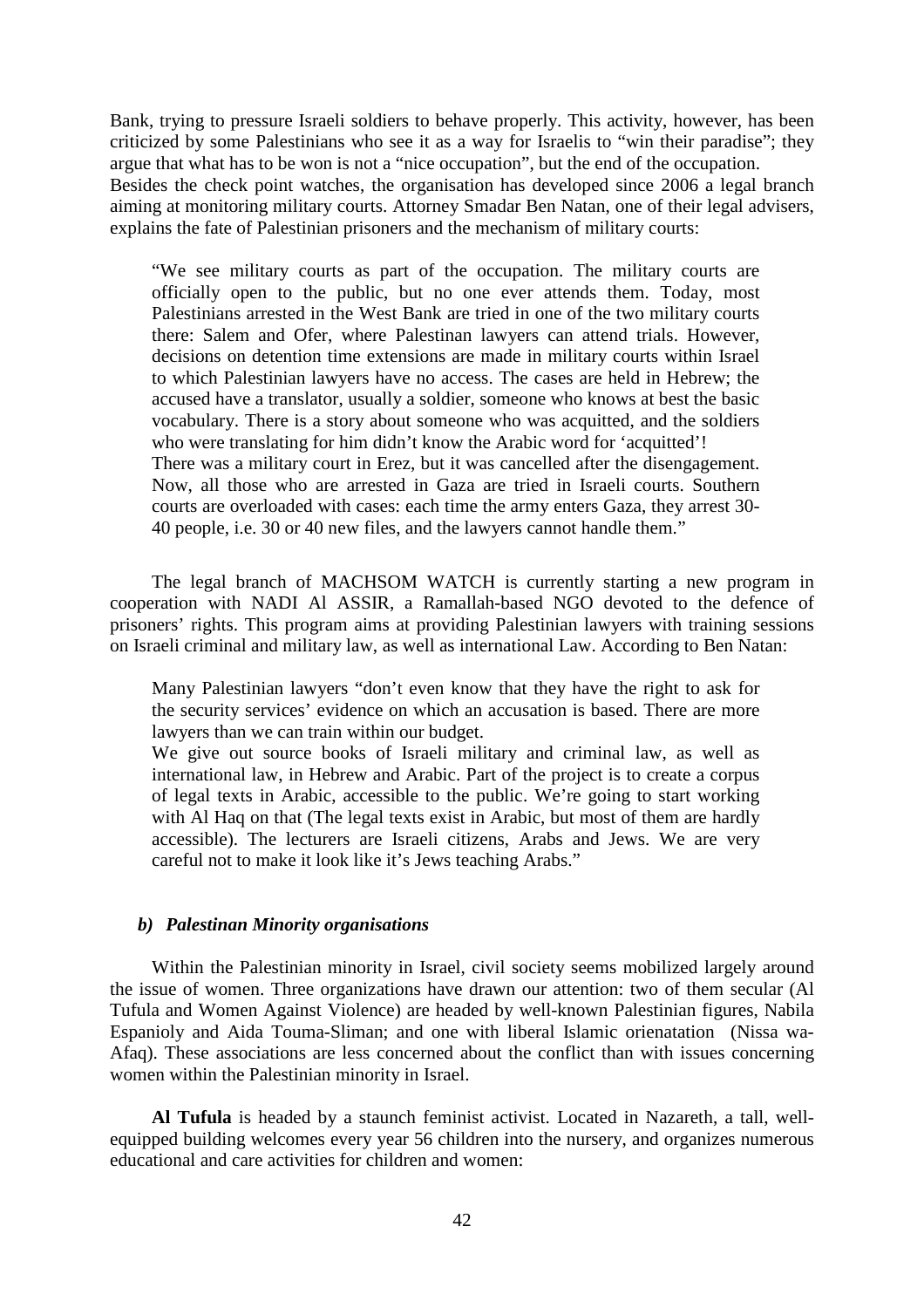Bank, trying to pressure Israeli soldiers to behave properly. This activity, however, has been criticized by some Palestinians who see it as a way for Israelis to "win their paradise"; they argue that what has to be won is not a "nice occupation", but the end of the occupation.
Besides the check point watches, the organisation has developed since 2006 a legal branch aiming at monitoring military courts. Attorney Smadar Ben Natan, one of their legal advisers, explains the fate of Palestinian prisoners and the mechanism of military courts:

> "We see military courts as part of the occupation. The military courts are officially open to the public, but no one ever attends them. Today, most Palestinians arrested in the West Bank are tried in one of the two military courts there: Salem and Ofer, where Palestinan lawyers can attend trials. However, decisions on detention time extensions are made in military courts within Israel to which Palestinian lawyers have no access. The cases are held in Hebrew; the accused have a translator, usually a soldier, someone who knows at best the basic vocabulary. There is a story about someone who was acquitted, and the soldiers who were translating for him didn't know the Arabic word for 'acquitted'!
> There was a military court in Erez, but it was cancelled after the disengagement. Now, all those who are arrested in Gaza are tried in Israeli courts. Southern courts are overloaded with cases: each time the army enters Gaza, they arrest 30-40 people, i.e. 30 or 40 new files, and the lawyers cannot handle them."

The legal branch of MACHSOM WATCH is currently starting a new program in cooperation with NADI Al ASSIR, a Ramallah-based NGO devoted to the defence of prisoners' rights. This program aims at providing Palestinian lawyers with training sessions on Israeli criminal and military law, as well as international Law. According to Ben Natan:

> Many Palestinian lawyers "don't even know that they have the right to ask for the security services' evidence on which an accusation is based. There are more lawyers than we can train within our budget.
> We give out source books of Israeli military and criminal law, as well as international law, in Hebrew and Arabic. Part of the project is to create a corpus of legal texts in Arabic, accessible to the public. We're going to start working with Al Haq on that (The legal texts exist in Arabic, but most of them are hardly accessible). The lecturers are Israeli citizens, Arabs and Jews. We are very careful not to make it look like it's Jews teaching Arabs."

#### *b) Palestinan Minority organisations*

Within the Palestinian minority in Israel, civil society seems mobilized largely around the issue of women. Three organizations have drawn our attention: two of them secular (Al Tufula and Women Against Violence) are headed by well-known Palestinian figures, Nabila Espanioly and Aida Touma-Sliman; and one with liberal Islamic orienatation (Nissa wa-Afaq). These associations are less concerned about the conflict than with issues concerning women within the Palestinian minority in Israel.

**Al Tufula** is headed by a staunch feminist activist. Located in Nazareth, a tall, well-equipped building welcomes every year 56 children into the nursery, and organizes numerous educational and care activities for children and women: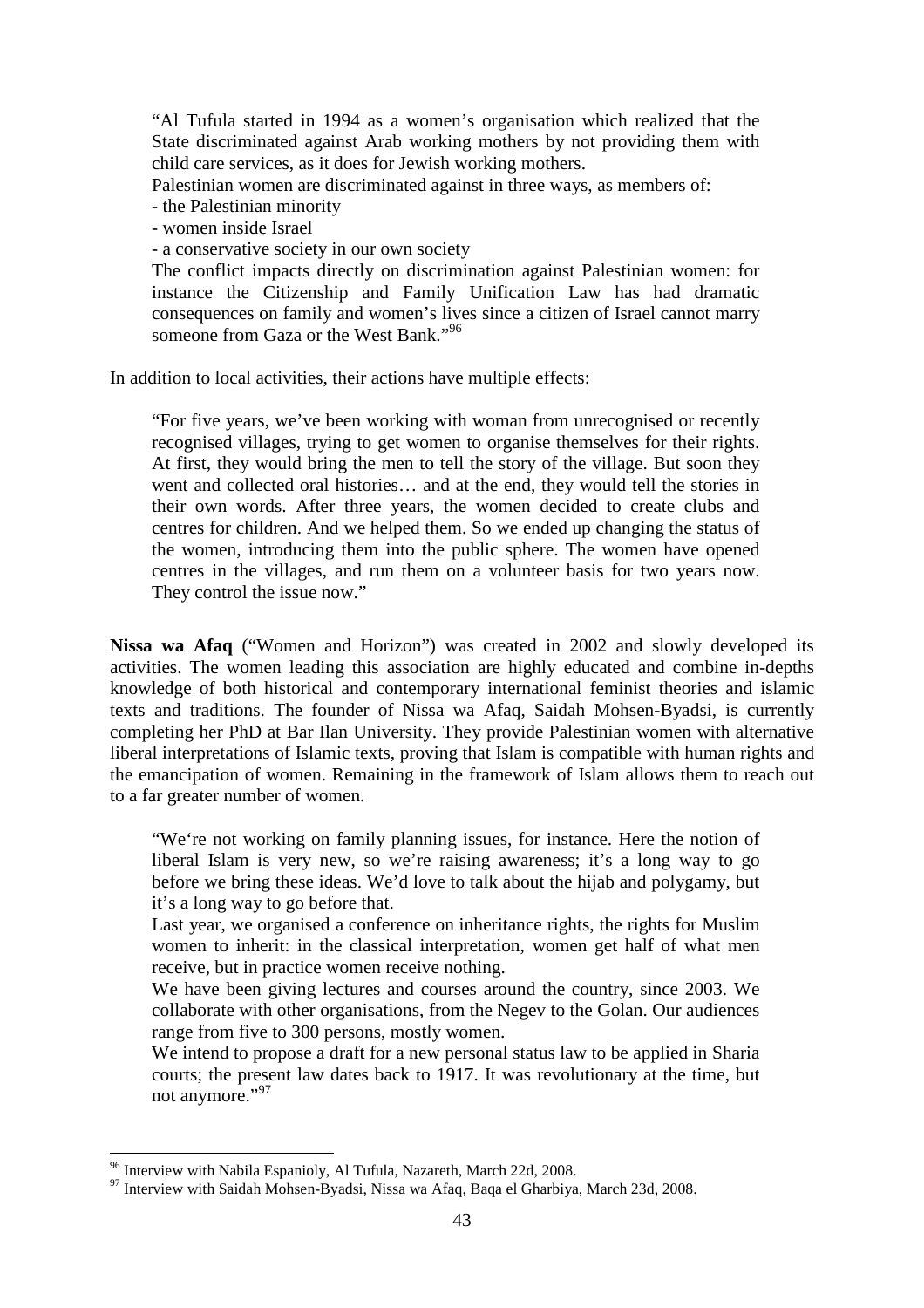> "Al Tufula started in 1994 as a women's organisation which realized that the State discriminated against Arab working mothers by not providing them with child care services, as it does for Jewish working mothers.
> Palestinian women are discriminated against in three ways, as members of:
> - the Palestinian minority
> - women inside Israel
> - a conservative society in our own society
>
> The conflict impacts directly on discrimination against Palestinian women: for instance the Citizenship and Family Unification Law has had dramatic consequences on family and women's lives since a citizen of Israel cannot marry someone from Gaza or the West Bank."[96]

In addition to local activities, their actions have multiple effects:

> "For five years, we've been working with woman from unrecognised or recently recognised villages, trying to get women to organise themselves for their rights. At first, they would bring the men to tell the story of the village. But soon they went and collected oral histories… and at the end, they would tell the stories in their own words. After three years, the women decided to create clubs and centres for children. And we helped them. So we ended up changing the status of the women, introducing them into the public sphere. The women have opened centres in the villages, and run them on a volunteer basis for two years now. They control the issue now."

**Nissa wa Afaq** ("Women and Horizon") was created in 2002 and slowly developed its activities. The women leading this association are highly educated and combine in-depths knowledge of both historical and contemporary international feminist theories and islamic texts and traditions. The founder of Nissa wa Afaq, Saidah Mohsen-Byadsi, is currently completing her PhD at Bar Ilan University. They provide Palestinian women with alternative liberal interpretations of Islamic texts, proving that Islam is compatible with human rights and the emancipation of women. Remaining in the framework of Islam allows them to reach out to a far greater number of women.

> "We're not working on family planning issues, for instance. Here the notion of liberal Islam is very new, so we're raising awareness; it's a long way to go before we bring these ideas. We'd love to talk about the hijab and polygamy, but it's a long way to go before that.
> Last year, we organised a conference on inheritance rights, the rights for Muslim women to inherit: in the classical interpretation, women get half of what men receive, but in practice women receive nothing.
> We have been giving lectures and courses around the country, since 2003. We collaborate with other organisations, from the Negev to the Golan. Our audiences range from five to 300 persons, mostly women.
> We intend to propose a draft for a new personal status law to be applied in Sharia courts; the present law dates back to 1917. It was revolutionary at the time, but not anymore."[97]

---

[96] Interview with Nabila Espanioly, Al Tufula, Nazareth, March 22d, 2008.

[97] Interview with Saidah Mohsen-Byadsi, Nissa wa Afaq, Baqa el Gharbiya, March 23d, 2008.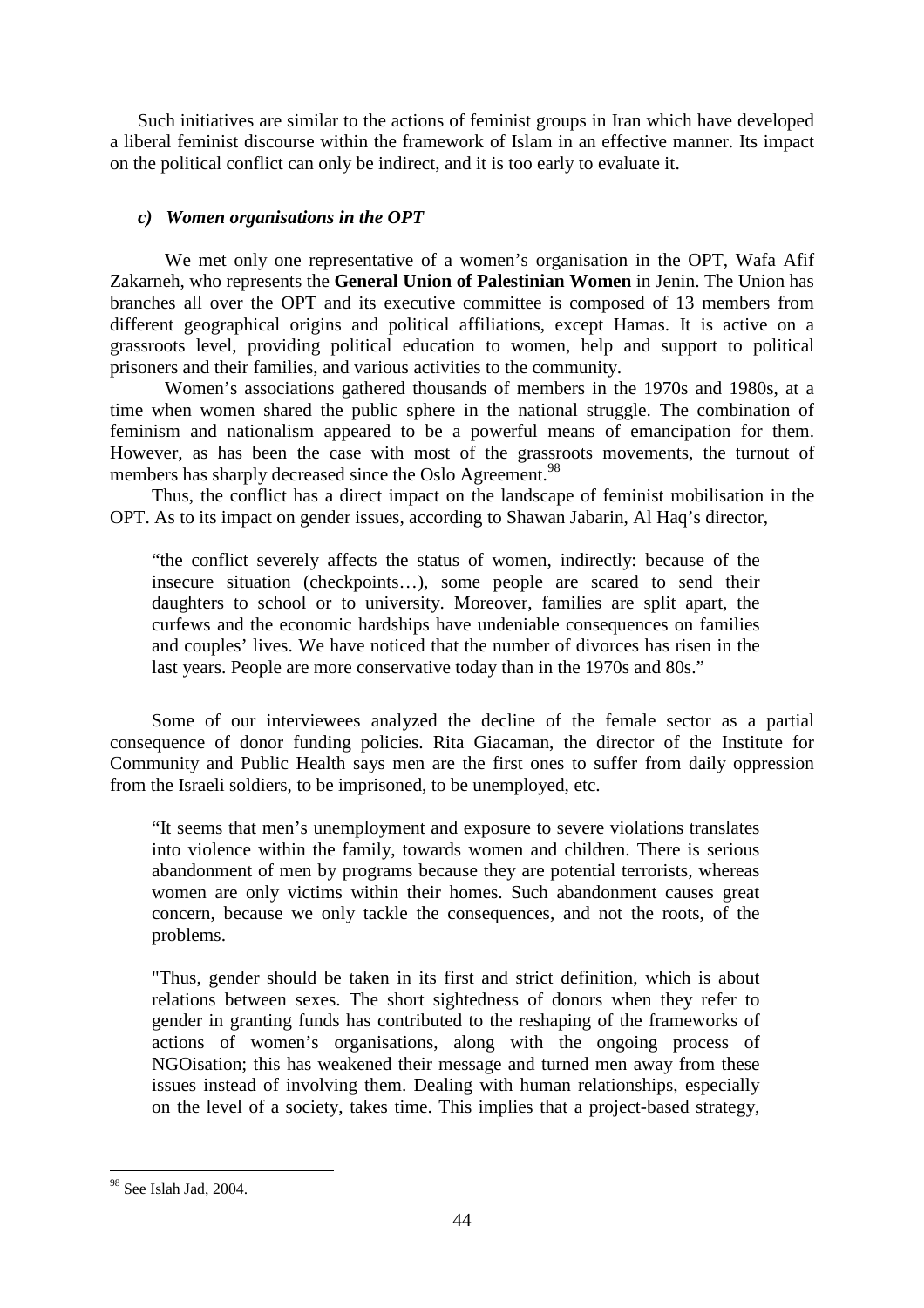Such initiatives are similar to the actions of feminist groups in Iran which have developed a liberal feminist discourse within the framework of Islam in an effective manner. Its impact on the political conflict can only be indirect, and it is too early to evaluate it.

### *c) Women organisations in the OPT*

We met only one representative of a women's organisation in the OPT, Wafa Afif Zakarneh, who represents the **General Union of Palestinian Women** in Jenin. The Union has branches all over the OPT and its executive committee is composed of 13 members from different geographical origins and political affiliations, except Hamas. It is active on a grassroots level, providing political education to women, help and support to political prisoners and their families, and various activities to the community.

Women's associations gathered thousands of members in the 1970s and 1980s, at a time when women shared the public sphere in the national struggle. The combination of feminism and nationalism appeared to be a powerful means of emancipation for them. However, as has been the case with most of the grassroots movements, the turnout of members has sharply decreased since the Oslo Agreement.[98]

Thus, the conflict has a direct impact on the landscape of feminist mobilisation in the OPT. As to its impact on gender issues, according to Shawan Jabarin, Al Haq's director,

> "the conflict severely affects the status of women, indirectly: because of the insecure situation (checkpoints…), some people are scared to send their daughters to school or to university. Moreover, families are split apart, the curfews and the economic hardships have undeniable consequences on families and couples' lives. We have noticed that the number of divorces has risen in the last years. People are more conservative today than in the 1970s and 80s."

Some of our interviewees analyzed the decline of the female sector as a partial consequence of donor funding policies. Rita Giacaman, the director of the Institute for Community and Public Health says men are the first ones to suffer from daily oppression from the Israeli soldiers, to be imprisoned, to be unemployed, etc.

> "It seems that men's unemployment and exposure to severe violations translates into violence within the family, towards women and children. There is serious abandonment of men by programs because they are potential terrorists, whereas women are only victims within their homes. Such abandonment causes great concern, because we only tackle the consequences, and not the roots, of the problems.
>
> "Thus, gender should be taken in its first and strict definition, which is about relations between sexes. The short sightedness of donors when they refer to gender in granting funds has contributed to the reshaping of the frameworks of actions of women's organisations, along with the ongoing process of NGOisation; this has weakened their message and turned men away from these issues instead of involving them. Dealing with human relationships, especially on the level of a society, takes time. This implies that a project-based strategy,

---

[98] See Islah Jad, 2004.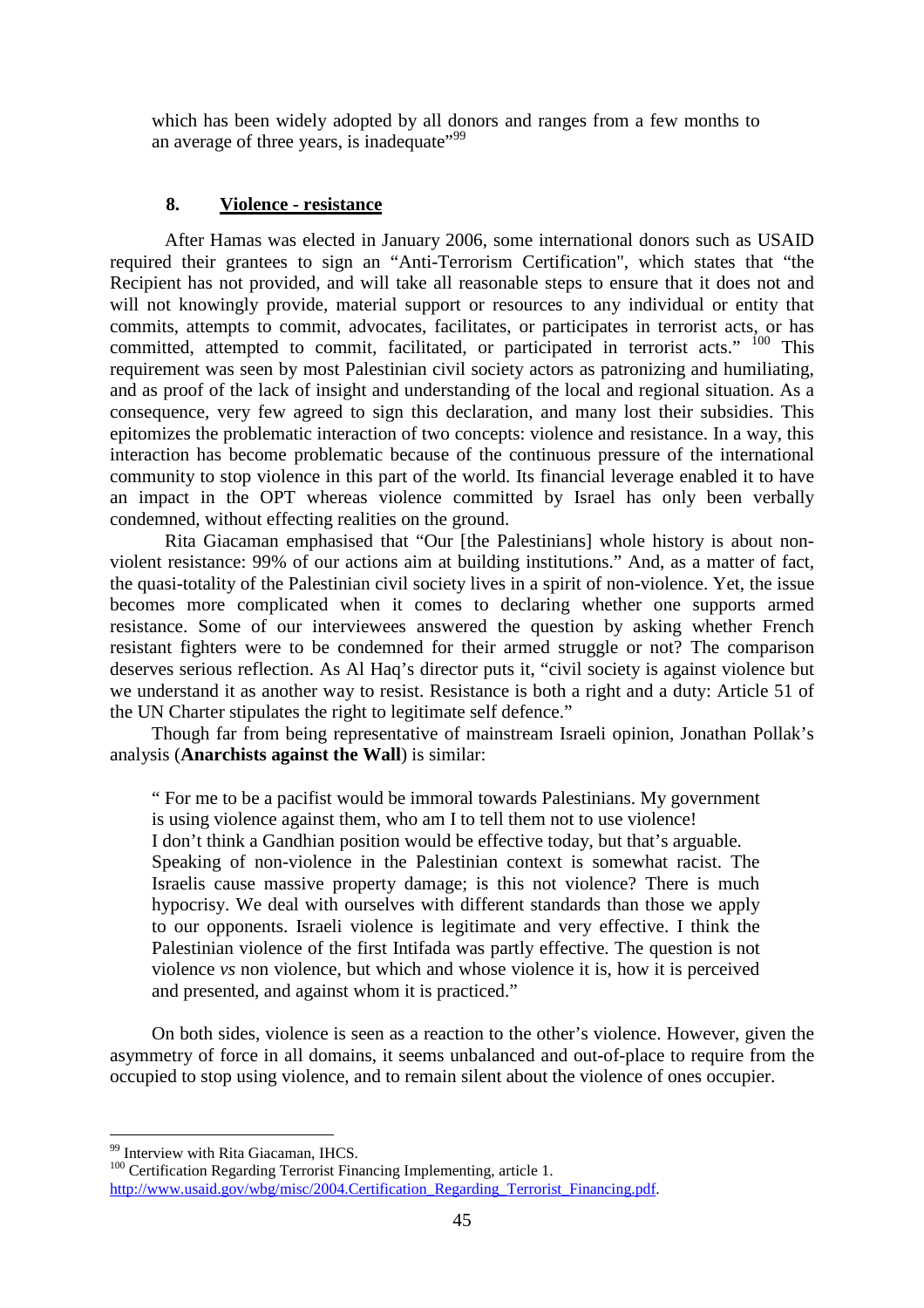which has been widely adopted by all donors and ranges from a few months to an average of three years, is inadequate"[99]

## 8. Violence - resistance

After Hamas was elected in January 2006, some international donors such as USAID required their grantees to sign an "Anti-Terrorism Certification", which states that "the Recipient has not provided, and will take all reasonable steps to ensure that it does not and will not knowingly provide, material support or resources to any individual or entity that commits, attempts to commit, advocates, facilitates, or participates in terrorist acts, or has committed, attempted to commit, facilitated, or participated in terrorist acts."[100] This requirement was seen by most Palestinian civil society actors as patronizing and humiliating, and as proof of the lack of insight and understanding of the local and regional situation. As a consequence, very few agreed to sign this declaration, and many lost their subsidies. This epitomizes the problematic interaction of two concepts: violence and resistance. In a way, this interaction has become problematic because of the continuous pressure of the international community to stop violence in this part of the world. Its financial leverage enabled it to have an impact in the OPT whereas violence committed by Israel has only been verbally condemned, without effecting realities on the ground.

Rita Giacaman emphasised that "Our [the Palestinians] whole history is about non-violent resistance: 99% of our actions aim at building institutions." And, as a matter of fact, the quasi-totality of the Palestinian civil society lives in a spirit of non-violence. Yet, the issue becomes more complicated when it comes to declaring whether one supports armed resistance. Some of our interviewees answered the question by asking whether French resistant fighters were to be condemned for their armed struggle or not? The comparison deserves serious reflection. As Al Haq's director puts it, "civil society is against violence but we understand it as another way to resist. Resistance is both a right and a duty: Article 51 of the UN Charter stipulates the right to legitimate self defence."

Though far from being representative of mainstream Israeli opinion, Jonathan Pollak's analysis (**Anarchists against the Wall**) is similar:

> " For me to be a pacifist would be immoral towards Palestinians. My government is using violence against them, who am I to tell them not to use violence!
> I don't think a Gandhian position would be effective today, but that's arguable. Speaking of non-violence in the Palestinian context is somewhat racist. The Israelis cause massive property damage; is this not violence? There is much hypocrisy. We deal with ourselves with different standards than those we apply to our opponents. Israeli violence is legitimate and very effective. I think the Palestinian violence of the first Intifada was partly effective. The question is not violence *vs* non violence, but which and whose violence it is, how it is perceived and presented, and against whom it is practiced."

On both sides, violence is seen as a reaction to the other's violence. However, given the asymmetry of force in all domains, it seems unbalanced and out-of-place to require from the occupied to stop using violence, and to remain silent about the violence of ones occupier.

---

[99] Interview with Rita Giacaman, IHCS.

[100] Certification Regarding Terrorist Financing Implementing, article 1. http://www.usaid.gov/wbg/misc/2004.Certification_Regarding_Terrorist_Financing.pdf.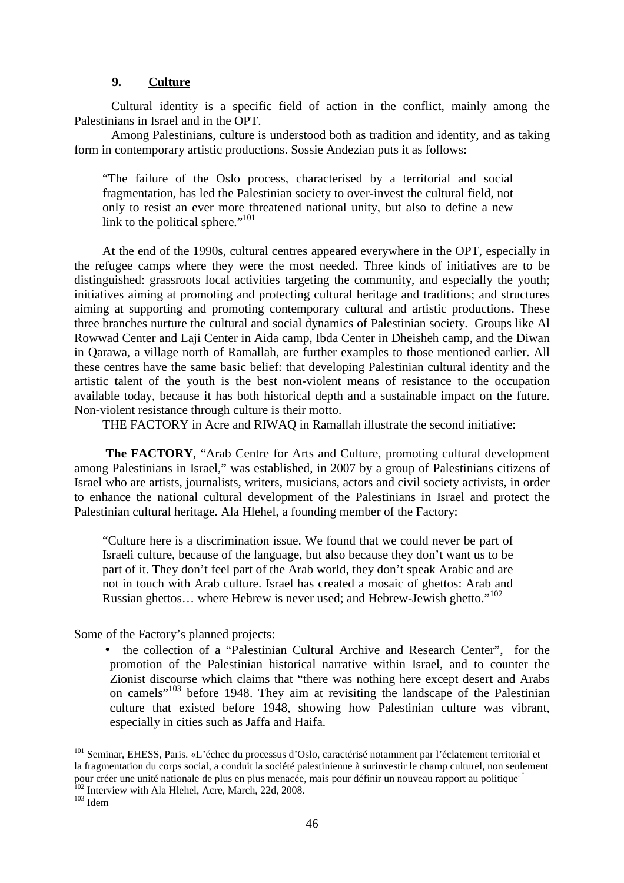## 9. Culture

Cultural identity is a specific field of action in the conflict, mainly among the Palestinians in Israel and in the OPT.

Among Palestinians, culture is understood both as tradition and identity, and as taking form in contemporary artistic productions. Sossie Andezian puts it as follows:

> "The failure of the Oslo process, characterised by a territorial and social fragmentation, has led the Palestinian society to over-invest the cultural field, not only to resist an ever more threatened national unity, but also to define a new link to the political sphere."[101]

At the end of the 1990s, cultural centres appeared everywhere in the OPT, especially in the refugee camps where they were the most needed. Three kinds of initiatives are to be distinguished: grassroots local activities targeting the community, and especially the youth; initiatives aiming at promoting and protecting cultural heritage and traditions; and structures aiming at supporting and promoting contemporary cultural and artistic productions. These three branches nurture the cultural and social dynamics of Palestinian society. Groups like Al Rowwad Center and Laji Center in Aida camp, Ibda Center in Dheisheh camp, and the Diwan in Qarawa, a village north of Ramallah, are further examples to those mentioned earlier. All these centres have the same basic belief: that developing Palestinian cultural identity and the artistic talent of the youth is the best non-violent means of resistance to the occupation available today, because it has both historical depth and a sustainable impact on the future. Non-violent resistance through culture is their motto.

THE FACTORY in Acre and RIWAQ in Ramallah illustrate the second initiative:

**The FACTORY**, "Arab Centre for Arts and Culture, promoting cultural development among Palestinians in Israel," was established, in 2007 by a group of Palestinians citizens of Israel who are artists, journalists, writers, musicians, actors and civil society activists, in order to enhance the national cultural development of the Palestinians in Israel and protect the Palestinian cultural heritage. Ala Hlehel, a founding member of the Factory:

> "Culture here is a discrimination issue. We found that we could never be part of Israeli culture, because of the language, but also because they don't want us to be part of it. They don't feel part of the Arab world, they don't speak Arabic and are not in touch with Arab culture. Israel has created a mosaic of ghettos: Arab and Russian ghettos… where Hebrew is never used; and Hebrew-Jewish ghetto."[102]

Some of the Factory's planned projects:

- the collection of a "Palestinian Cultural Archive and Research Center", for the promotion of the Palestinian historical narrative within Israel, and to counter the Zionist discourse which claims that "there was nothing here except desert and Arabs on camels"[103] before 1948. They aim at revisiting the landscape of the Palestinian culture that existed before 1948, showing how Palestinian culture was vibrant, especially in cities such as Jaffa and Haifa.

---

[101] Seminar, EHESS, Paris. «L'échec du processus d'Oslo, caractérisé notamment par l'éclatement territorial et la fragmentation du corps social, a conduit la société palestinienne à surinvestir le champ culturel, non seulement pour créer une unité nationale de plus en plus menacée, mais pour définir un nouveau rapport au politique.»

[102] Interview with Ala Hlehel, Acre, March, 22d, 2008.

[103] Idem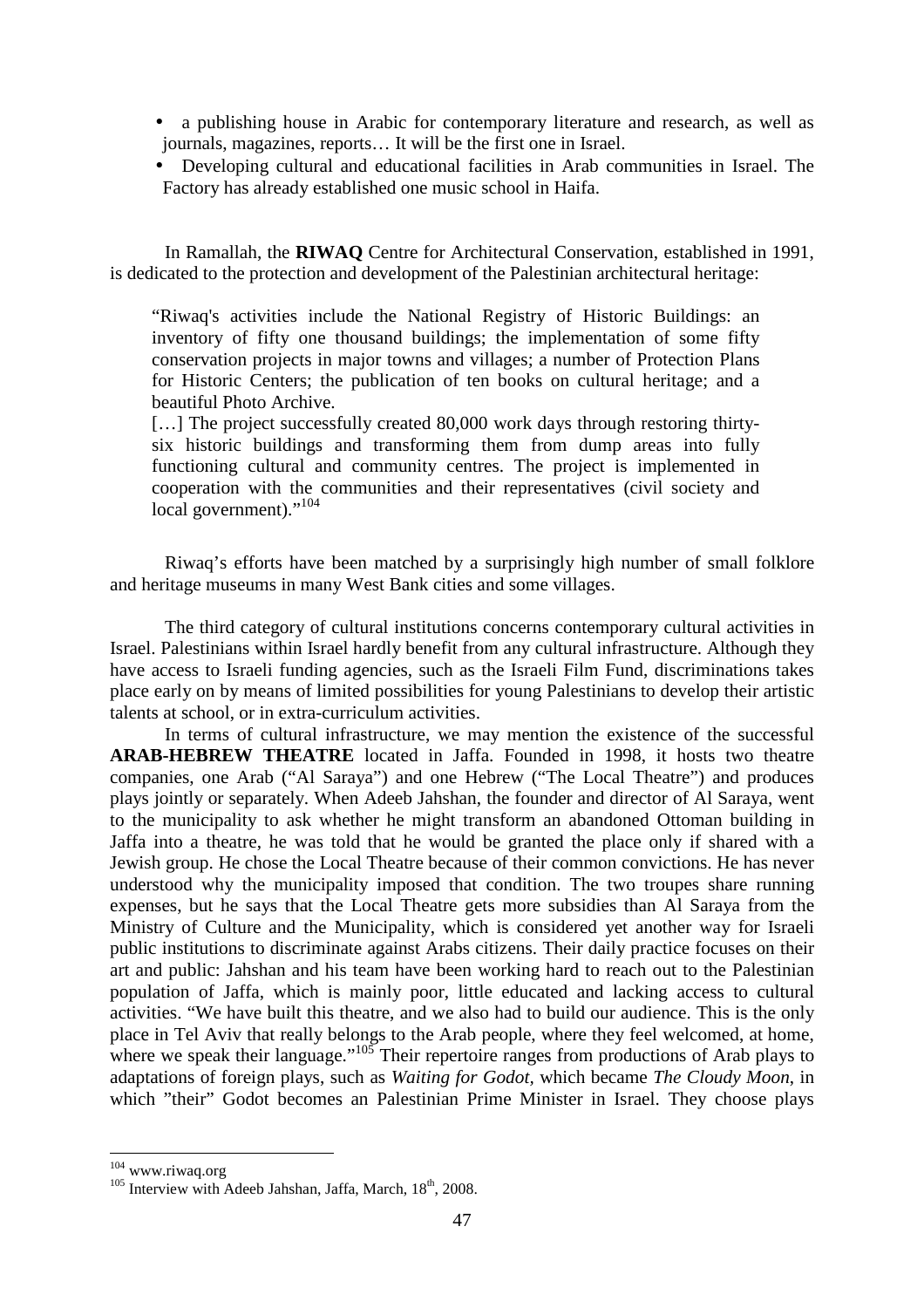- a publishing house in Arabic for contemporary literature and research, as well as journals, magazines, reports… It will be the first one in Israel.
- Developing cultural and educational facilities in Arab communities in Israel. The Factory has already established one music school in Haifa.

In Ramallah, the **RIWAQ** Centre for Architectural Conservation, established in 1991, is dedicated to the protection and development of the Palestinian architectural heritage:

> "Riwaq's activities include the National Registry of Historic Buildings: an inventory of fifty one thousand buildings; the implementation of some fifty conservation projects in major towns and villages; a number of Protection Plans for Historic Centers; the publication of ten books on cultural heritage; and a beautiful Photo Archive.
>
> […] The project successfully created 80,000 work days through restoring thirty-six historic buildings and transforming them from dump areas into fully functioning cultural and community centres. The project is implemented in cooperation with the communities and their representatives (civil society and local government)."[104]

Riwaq's efforts have been matched by a surprisingly high number of small folklore and heritage museums in many West Bank cities and some villages.

The third category of cultural institutions concerns contemporary cultural activities in Israel. Palestinians within Israel hardly benefit from any cultural infrastructure. Although they have access to Israeli funding agencies, such as the Israeli Film Fund, discriminations takes place early on by means of limited possibilities for young Palestinians to develop their artistic talents at school, or in extra-curriculum activities.

In terms of cultural infrastructure, we may mention the existence of the successful **ARAB-HEBREW THEATRE** located in Jaffa. Founded in 1998, it hosts two theatre companies, one Arab ("Al Saraya") and one Hebrew ("The Local Theatre") and produces plays jointly or separately. When Adeeb Jahshan, the founder and director of Al Saraya, went to the municipality to ask whether he might transform an abandoned Ottoman building in Jaffa into a theatre, he was told that he would be granted the place only if shared with a Jewish group. He chose the Local Theatre because of their common convictions. He has never understood why the municipality imposed that condition. The two troupes share running expenses, but he says that the Local Theatre gets more subsidies than Al Saraya from the Ministry of Culture and the Municipality, which is considered yet another way for Israeli public institutions to discriminate against Arabs citizens. Their daily practice focuses on their art and public: Jahshan and his team have been working hard to reach out to the Palestinian population of Jaffa, which is mainly poor, little educated and lacking access to cultural activities. "We have built this theatre, and we also had to build our audience. This is the only place in Tel Aviv that really belongs to the Arab people, where they feel welcomed, at home, where we speak their language."[105] Their repertoire ranges from productions of Arab plays to adaptations of foreign plays, such as *Waiting for Godot*, which became *The Cloudy Moon*, in which "their" Godot becomes an Palestinian Prime Minister in Israel. They choose plays

---

[104] www.riwaq.org

[105] Interview with Adeeb Jahshan, Jaffa, March, 18th, 2008.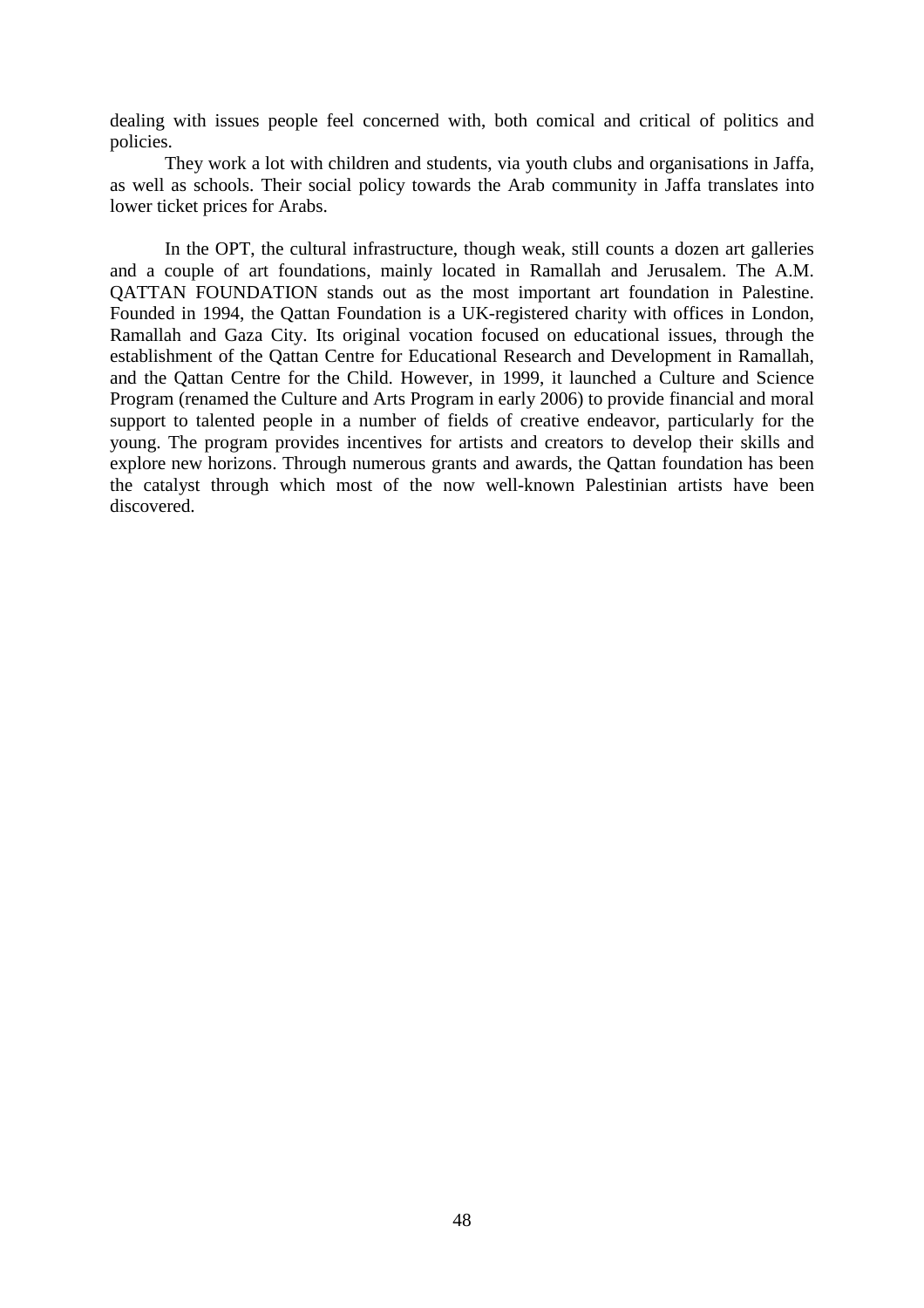dealing with issues people feel concerned with, both comical and critical of politics and policies.

They work a lot with children and students, via youth clubs and organisations in Jaffa, as well as schools. Their social policy towards the Arab community in Jaffa translates into lower ticket prices for Arabs.

In the OPT, the cultural infrastructure, though weak, still counts a dozen art galleries and a couple of art foundations, mainly located in Ramallah and Jerusalem. The A.M. QATTAN FOUNDATION stands out as the most important art foundation in Palestine. Founded in 1994, the Qattan Foundation is a UK-registered charity with offices in London, Ramallah and Gaza City. Its original vocation focused on educational issues, through the establishment of the Qattan Centre for Educational Research and Development in Ramallah, and the Qattan Centre for the Child. However, in 1999, it launched a Culture and Science Program (renamed the Culture and Arts Program in early 2006) to provide financial and moral support to talented people in a number of fields of creative endeavor, particularly for the young. The program provides incentives for artists and creators to develop their skills and explore new horizons. Through numerous grants and awards, the Qattan foundation has been the catalyst through which most of the now well-known Palestinian artists have been discovered.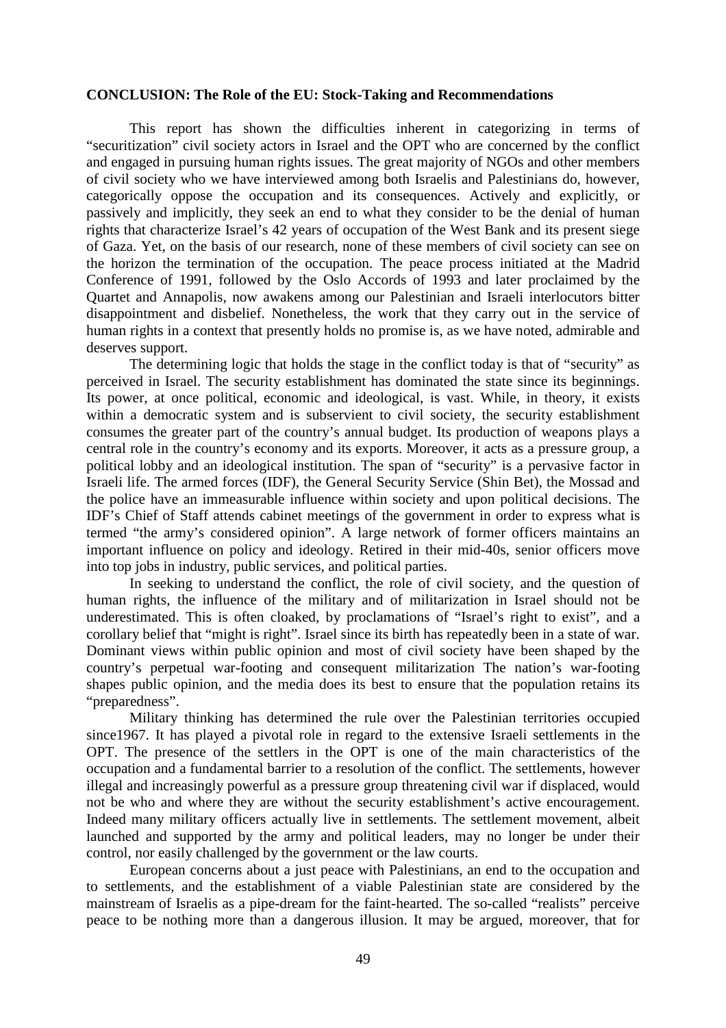**CONCLUSION: The Role of the EU: Stock-Taking and Recommendations**

This report has shown the difficulties inherent in categorizing in terms of "securitization" civil society actors in Israel and the OPT who are concerned by the conflict and engaged in pursuing human rights issues. The great majority of NGOs and other members of civil society who we have interviewed among both Israelis and Palestinians do, however, categorically oppose the occupation and its consequences. Actively and explicitly, or passively and implicitly, they seek an end to what they consider to be the denial of human rights that characterize Israel's 42 years of occupation of the West Bank and its present siege of Gaza. Yet, on the basis of our research, none of these members of civil society can see on the horizon the termination of the occupation. The peace process initiated at the Madrid Conference of 1991, followed by the Oslo Accords of 1993 and later proclaimed by the Quartet and Annapolis, now awakens among our Palestinian and Israeli interlocutors bitter disappointment and disbelief. Nonetheless, the work that they carry out in the service of human rights in a context that presently holds no promise is, as we have noted, admirable and deserves support.

The determining logic that holds the stage in the conflict today is that of "security" as perceived in Israel. The security establishment has dominated the state since its beginnings. Its power, at once political, economic and ideological, is vast. While, in theory, it exists within a democratic system and is subservient to civil society, the security establishment consumes the greater part of the country's annual budget. Its production of weapons plays a central role in the country's economy and its exports. Moreover, it acts as a pressure group, a political lobby and an ideological institution. The span of "security" is a pervasive factor in Israeli life. The armed forces (IDF), the General Security Service (Shin Bet), the Mossad and the police have an immeasurable influence within society and upon political decisions. The IDF's Chief of Staff attends cabinet meetings of the government in order to express what is termed "the army's considered opinion". A large network of former officers maintains an important influence on policy and ideology. Retired in their mid-40s, senior officers move into top jobs in industry, public services, and political parties.

In seeking to understand the conflict, the role of civil society, and the question of human rights, the influence of the military and of militarization in Israel should not be underestimated. This is often cloaked, by proclamations of "Israel's right to exist", and a corollary belief that "might is right". Israel since its birth has repeatedly been in a state of war. Dominant views within public opinion and most of civil society have been shaped by the country's perpetual war-footing and consequent militarization The nation's war-footing shapes public opinion, and the media does its best to ensure that the population retains its "preparedness".

Military thinking has determined the rule over the Palestinian territories occupied since1967. It has played a pivotal role in regard to the extensive Israeli settlements in the OPT. The presence of the settlers in the OPT is one of the main characteristics of the occupation and a fundamental barrier to a resolution of the conflict. The settlements, however illegal and increasingly powerful as a pressure group threatening civil war if displaced, would not be who and where they are without the security establishment's active encouragement. Indeed many military officers actually live in settlements. The settlement movement, albeit launched and supported by the army and political leaders, may no longer be under their control, nor easily challenged by the government or the law courts.

European concerns about a just peace with Palestinians, an end to the occupation and to settlements, and the establishment of a viable Palestinian state are considered by the mainstream of Israelis as a pipe-dream for the faint-hearted. The so-called "realists" perceive peace to be nothing more than a dangerous illusion. It may be argued, moreover, that for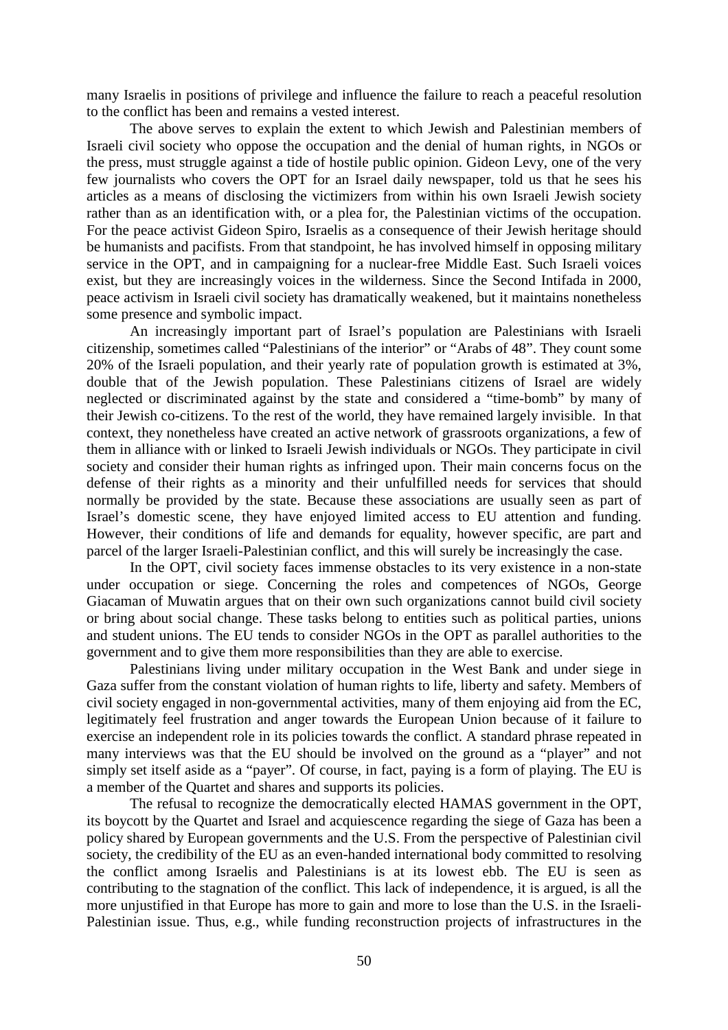many Israelis in positions of privilege and influence the failure to reach a peaceful resolution to the conflict has been and remains a vested interest.

The above serves to explain the extent to which Jewish and Palestinian members of Israeli civil society who oppose the occupation and the denial of human rights, in NGOs or the press, must struggle against a tide of hostile public opinion. Gideon Levy, one of the very few journalists who covers the OPT for an Israel daily newspaper, told us that he sees his articles as a means of disclosing the victimizers from within his own Israeli Jewish society rather than as an identification with, or a plea for, the Palestinian victims of the occupation. For the peace activist Gideon Spiro, Israelis as a consequence of their Jewish heritage should be humanists and pacifists. From that standpoint, he has involved himself in opposing military service in the OPT, and in campaigning for a nuclear-free Middle East. Such Israeli voices exist, but they are increasingly voices in the wilderness. Since the Second Intifada in 2000, peace activism in Israeli civil society has dramatically weakened, but it maintains nonetheless some presence and symbolic impact.

An increasingly important part of Israel's population are Palestinians with Israeli citizenship, sometimes called "Palestinians of the interior" or "Arabs of 48". They count some 20% of the Israeli population, and their yearly rate of population growth is estimated at 3%, double that of the Jewish population. These Palestinians citizens of Israel are widely neglected or discriminated against by the state and considered a "time-bomb" by many of their Jewish co-citizens. To the rest of the world, they have remained largely invisible. In that context, they nonetheless have created an active network of grassroots organizations, a few of them in alliance with or linked to Israeli Jewish individuals or NGOs. They participate in civil society and consider their human rights as infringed upon. Their main concerns focus on the defense of their rights as a minority and their unfulfilled needs for services that should normally be provided by the state. Because these associations are usually seen as part of Israel's domestic scene, they have enjoyed limited access to EU attention and funding. However, their conditions of life and demands for equality, however specific, are part and parcel of the larger Israeli-Palestinian conflict, and this will surely be increasingly the case.

In the OPT, civil society faces immense obstacles to its very existence in a non-state under occupation or siege. Concerning the roles and competences of NGOs, George Giacaman of Muwatin argues that on their own such organizations cannot build civil society or bring about social change. These tasks belong to entities such as political parties, unions and student unions. The EU tends to consider NGOs in the OPT as parallel authorities to the government and to give them more responsibilities than they are able to exercise.

Palestinians living under military occupation in the West Bank and under siege in Gaza suffer from the constant violation of human rights to life, liberty and safety. Members of civil society engaged in non-governmental activities, many of them enjoying aid from the EC, legitimately feel frustration and anger towards the European Union because of it failure to exercise an independent role in its policies towards the conflict. A standard phrase repeated in many interviews was that the EU should be involved on the ground as a "player" and not simply set itself aside as a "payer". Of course, in fact, paying is a form of playing. The EU is a member of the Quartet and shares and supports its policies.

The refusal to recognize the democratically elected HAMAS government in the OPT, its boycott by the Quartet and Israel and acquiescence regarding the siege of Gaza has been a policy shared by European governments and the U.S. From the perspective of Palestinian civil society, the credibility of the EU as an even-handed international body committed to resolving the conflict among Israelis and Palestinians is at its lowest ebb. The EU is seen as contributing to the stagnation of the conflict. This lack of independence, it is argued, is all the more unjustified in that Europe has more to gain and more to lose than the U.S. in the Israeli-Palestinian issue. Thus, e.g., while funding reconstruction projects of infrastructures in the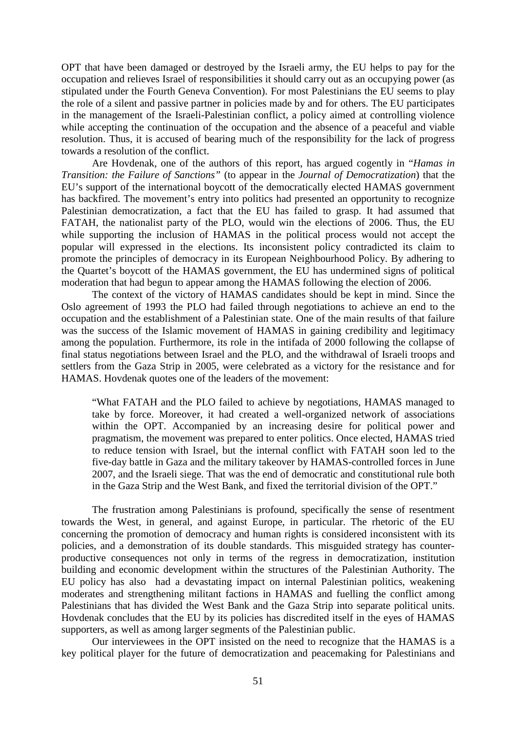OPT that have been damaged or destroyed by the Israeli army, the EU helps to pay for the occupation and relieves Israel of responsibilities it should carry out as an occupying power (as stipulated under the Fourth Geneva Convention). For most Palestinians the EU seems to play the role of a silent and passive partner in policies made by and for others. The EU participates in the management of the Israeli-Palestinian conflict, a policy aimed at controlling violence while accepting the continuation of the occupation and the absence of a peaceful and viable resolution. Thus, it is accused of bearing much of the responsibility for the lack of progress towards a resolution of the conflict.

Are Hovdenak, one of the authors of this report, has argued cogently in "*Hamas in Transition: the Failure of Sanctions"* (to appear in the *Journal of Democratization*) that the EU's support of the international boycott of the democratically elected HAMAS government has backfired. The movement's entry into politics had presented an opportunity to recognize Palestinian democratization, a fact that the EU has failed to grasp. It had assumed that FATAH, the nationalist party of the PLO, would win the elections of 2006. Thus, the EU while supporting the inclusion of HAMAS in the political process would not accept the popular will expressed in the elections. Its inconsistent policy contradicted its claim to promote the principles of democracy in its European Neighbourhood Policy. By adhering to the Quartet's boycott of the HAMAS government, the EU has undermined signs of political moderation that had begun to appear among the HAMAS following the election of 2006.

The context of the victory of HAMAS candidates should be kept in mind. Since the Oslo agreement of 1993 the PLO had failed through negotiations to achieve an end to the occupation and the establishment of a Palestinian state. One of the main results of that failure was the success of the Islamic movement of HAMAS in gaining credibility and legitimacy among the population. Furthermore, its role in the intifada of 2000 following the collapse of final status negotiations between Israel and the PLO, and the withdrawal of Israeli troops and settlers from the Gaza Strip in 2005, were celebrated as a victory for the resistance and for HAMAS. Hovdenak quotes one of the leaders of the movement:

> "What FATAH and the PLO failed to achieve by negotiations, HAMAS managed to take by force. Moreover, it had created a well-organized network of associations within the OPT. Accompanied by an increasing desire for political power and pragmatism, the movement was prepared to enter politics. Once elected, HAMAS tried to reduce tension with Israel, but the internal conflict with FATAH soon led to the five-day battle in Gaza and the military takeover by HAMAS-controlled forces in June 2007, and the Israeli siege. That was the end of democratic and constitutional rule both in the Gaza Strip and the West Bank, and fixed the territorial division of the OPT."

The frustration among Palestinians is profound, specifically the sense of resentment towards the West, in general, and against Europe, in particular. The rhetoric of the EU concerning the promotion of democracy and human rights is considered inconsistent with its policies, and a demonstration of its double standards. This misguided strategy has counter-productive consequences not only in terms of the regress in democratization, institution building and economic development within the structures of the Palestinian Authority. The EU policy has also had a devastating impact on internal Palestinian politics, weakening moderates and strengthening militant factions in HAMAS and fuelling the conflict among Palestinians that has divided the West Bank and the Gaza Strip into separate political units. Hovdenak concludes that the EU by its policies has discredited itself in the eyes of HAMAS supporters, as well as among larger segments of the Palestinian public.

Our interviewees in the OPT insisted on the need to recognize that the HAMAS is a key political player for the future of democratization and peacemaking for Palestinians and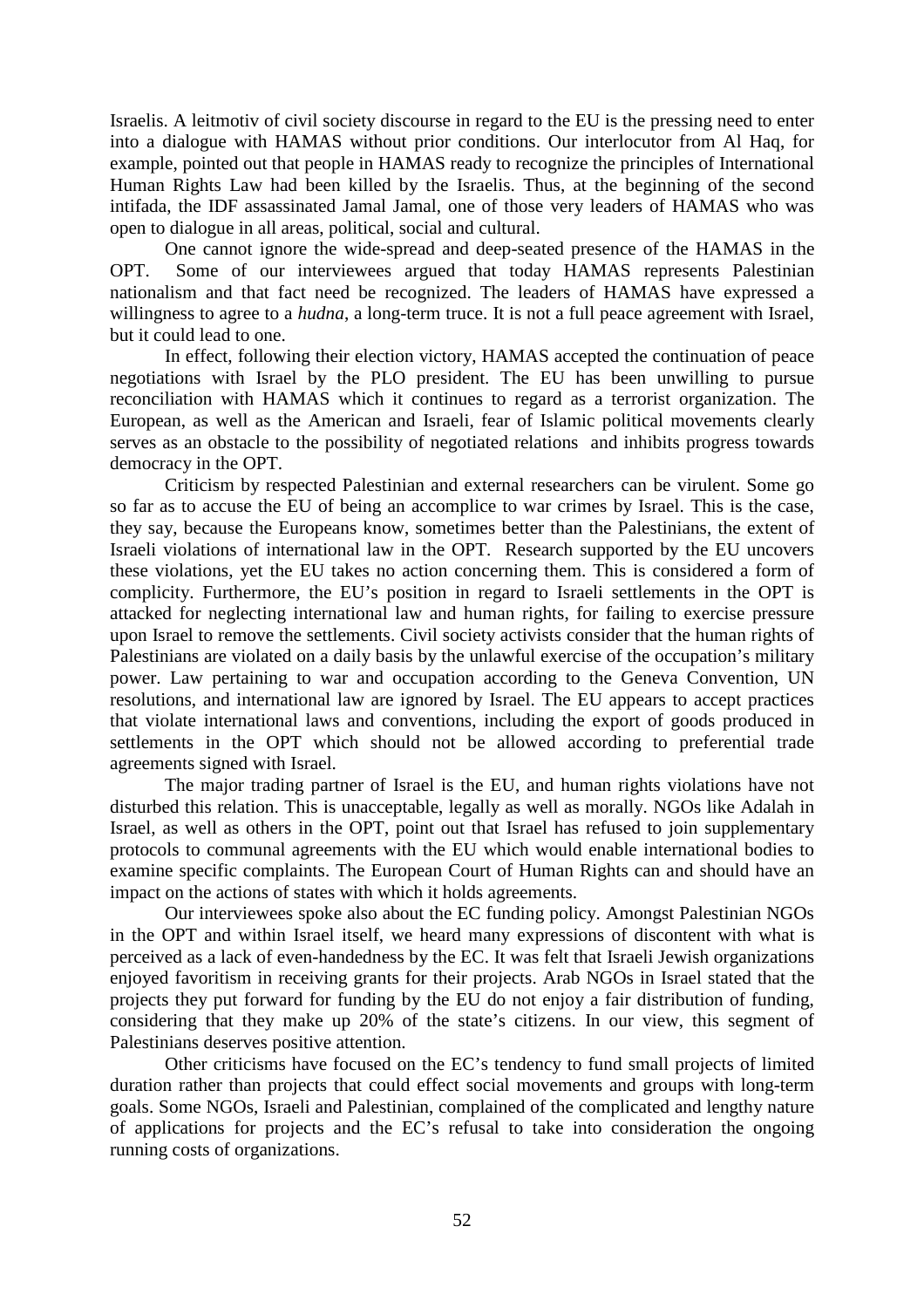Israelis. A leitmotiv of civil society discourse in regard to the EU is the pressing need to enter into a dialogue with HAMAS without prior conditions. Our interlocutor from Al Haq, for example, pointed out that people in HAMAS ready to recognize the principles of International Human Rights Law had been killed by the Israelis. Thus, at the beginning of the second intifada, the IDF assassinated Jamal Jamal, one of those very leaders of HAMAS who was open to dialogue in all areas, political, social and cultural.

One cannot ignore the wide-spread and deep-seated presence of the HAMAS in the OPT. Some of our interviewees argued that today HAMAS represents Palestinian nationalism and that fact need be recognized. The leaders of HAMAS have expressed a willingness to agree to a *hudna*, a long-term truce. It is not a full peace agreement with Israel, but it could lead to one.

In effect, following their election victory, HAMAS accepted the continuation of peace negotiations with Israel by the PLO president. The EU has been unwilling to pursue reconciliation with HAMAS which it continues to regard as a terrorist organization. The European, as well as the American and Israeli, fear of Islamic political movements clearly serves as an obstacle to the possibility of negotiated relations and inhibits progress towards democracy in the OPT.

Criticism by respected Palestinian and external researchers can be virulent. Some go so far as to accuse the EU of being an accomplice to war crimes by Israel. This is the case, they say, because the Europeans know, sometimes better than the Palestinians, the extent of Israeli violations of international law in the OPT. Research supported by the EU uncovers these violations, yet the EU takes no action concerning them. This is considered a form of complicity. Furthermore, the EU's position in regard to Israeli settlements in the OPT is attacked for neglecting international law and human rights, for failing to exercise pressure upon Israel to remove the settlements. Civil society activists consider that the human rights of Palestinians are violated on a daily basis by the unlawful exercise of the occupation's military power. Law pertaining to war and occupation according to the Geneva Convention, UN resolutions, and international law are ignored by Israel. The EU appears to accept practices that violate international laws and conventions, including the export of goods produced in settlements in the OPT which should not be allowed according to preferential trade agreements signed with Israel.

The major trading partner of Israel is the EU, and human rights violations have not disturbed this relation. This is unacceptable, legally as well as morally. NGOs like Adalah in Israel, as well as others in the OPT, point out that Israel has refused to join supplementary protocols to communal agreements with the EU which would enable international bodies to examine specific complaints. The European Court of Human Rights can and should have an impact on the actions of states with which it holds agreements.

Our interviewees spoke also about the EC funding policy. Amongst Palestinian NGOs in the OPT and within Israel itself, we heard many expressions of discontent with what is perceived as a lack of even-handedness by the EC. It was felt that Israeli Jewish organizations enjoyed favoritism in receiving grants for their projects. Arab NGOs in Israel stated that the projects they put forward for funding by the EU do not enjoy a fair distribution of funding, considering that they make up 20% of the state's citizens. In our view, this segment of Palestinians deserves positive attention.

Other criticisms have focused on the EC's tendency to fund small projects of limited duration rather than projects that could effect social movements and groups with long-term goals. Some NGOs, Israeli and Palestinian, complained of the complicated and lengthy nature of applications for projects and the EC's refusal to take into consideration the ongoing running costs of organizations.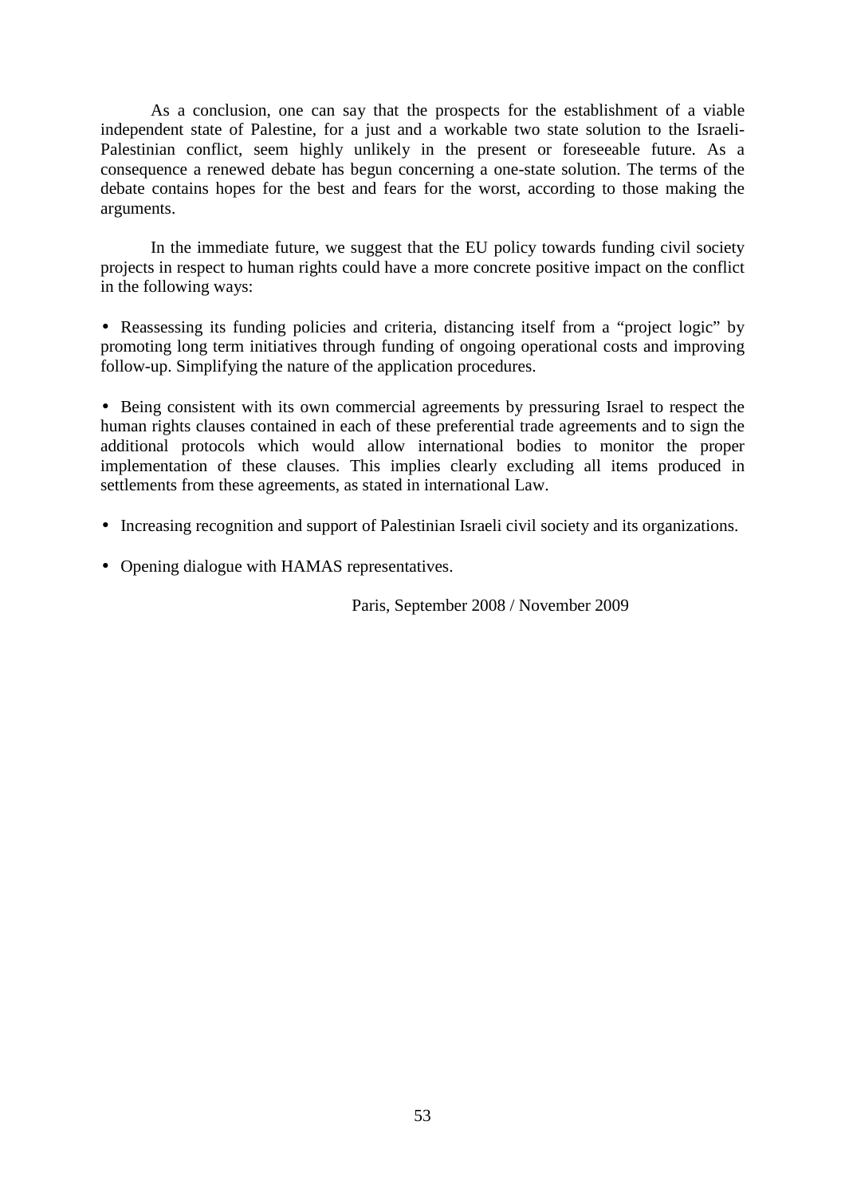As a conclusion, one can say that the prospects for the establishment of a viable independent state of Palestine, for a just and a workable two state solution to the Israeli-Palestinian conflict, seem highly unlikely in the present or foreseeable future. As a consequence a renewed debate has begun concerning a one-state solution. The terms of the debate contains hopes for the best and fears for the worst, according to those making the arguments.

In the immediate future, we suggest that the EU policy towards funding civil society projects in respect to human rights could have a more concrete positive impact on the conflict in the following ways:

- Reassessing its funding policies and criteria, distancing itself from a "project logic" by promoting long term initiatives through funding of ongoing operational costs and improving follow-up. Simplifying the nature of the application procedures.

- Being consistent with its own commercial agreements by pressuring Israel to respect the human rights clauses contained in each of these preferential trade agreements and to sign the additional protocols which would allow international bodies to monitor the proper implementation of these clauses. This implies clearly excluding all items produced in settlements from these agreements, as stated in international Law.

- Increasing recognition and support of Palestinian Israeli civil society and its organizations.

- Opening dialogue with HAMAS representatives.

Paris, September 2008 / November 2009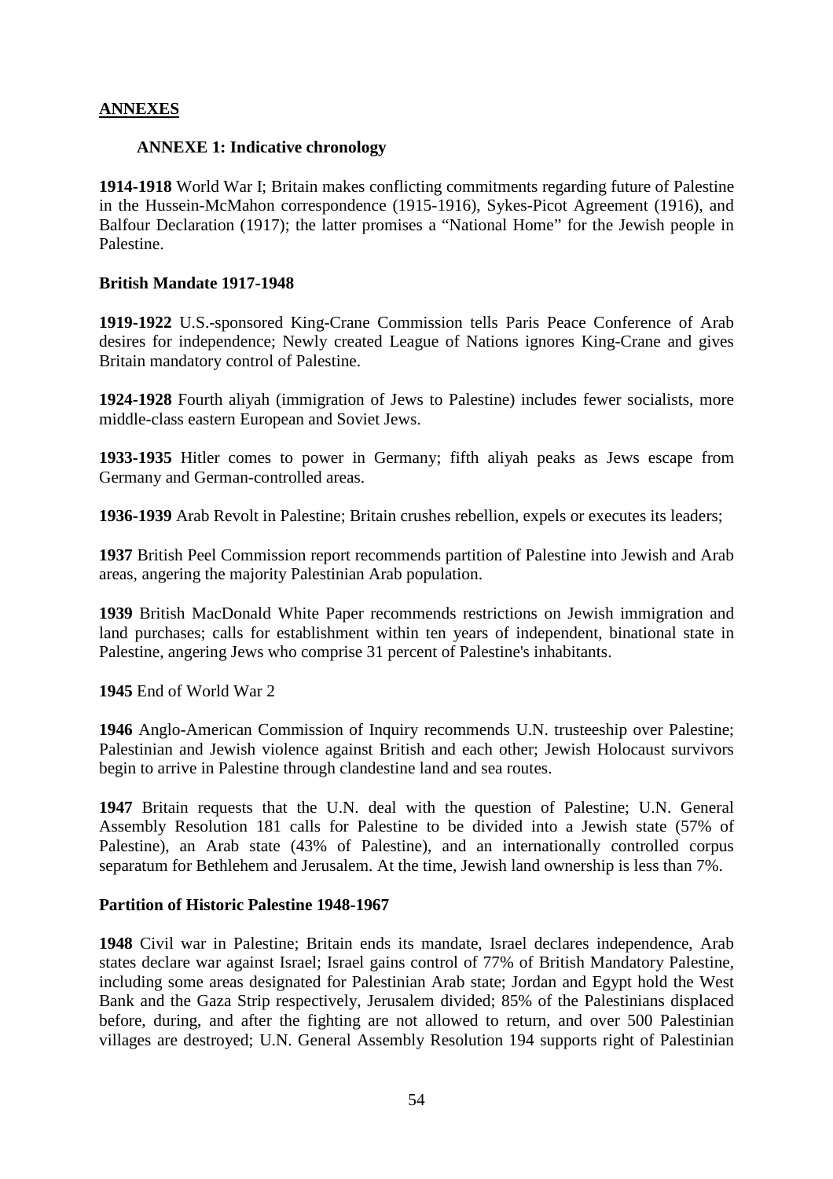## ANNEXES

### ANNEXE 1: Indicative chronology

**1914-1918** World War I; Britain makes conflicting commitments regarding future of Palestine in the Hussein-McMahon correspondence (1915-1916), Sykes-Picot Agreement (1916), and Balfour Declaration (1917); the latter promises a "National Home" for the Jewish people in Palestine.

**British Mandate 1917-1948**

**1919-1922** U.S.-sponsored King-Crane Commission tells Paris Peace Conference of Arab desires for independence; Newly created League of Nations ignores King-Crane and gives Britain mandatory control of Palestine.

**1924-1928** Fourth aliyah (immigration of Jews to Palestine) includes fewer socialists, more middle-class eastern European and Soviet Jews.

**1933-1935** Hitler comes to power in Germany; fifth aliyah peaks as Jews escape from Germany and German-controlled areas.

**1936-1939** Arab Revolt in Palestine; Britain crushes rebellion, expels or executes its leaders;

**1937** British Peel Commission report recommends partition of Palestine into Jewish and Arab areas, angering the majority Palestinian Arab population.

**1939** British MacDonald White Paper recommends restrictions on Jewish immigration and land purchases; calls for establishment within ten years of independent, binational state in Palestine, angering Jews who comprise 31 percent of Palestine's inhabitants.

**1945** End of World War 2

**1946** Anglo-American Commission of Inquiry recommends U.N. trusteeship over Palestine; Palestinian and Jewish violence against British and each other; Jewish Holocaust survivors begin to arrive in Palestine through clandestine land and sea routes.

**1947** Britain requests that the U.N. deal with the question of Palestine; U.N. General Assembly Resolution 181 calls for Palestine to be divided into a Jewish state (57% of Palestine), an Arab state (43% of Palestine), and an internationally controlled corpus separatum for Bethlehem and Jerusalem. At the time, Jewish land ownership is less than 7%.

**Partition of Historic Palestine 1948-1967**

**1948** Civil war in Palestine; Britain ends its mandate, Israel declares independence, Arab states declare war against Israel; Israel gains control of 77% of British Mandatory Palestine, including some areas designated for Palestinian Arab state; Jordan and Egypt hold the West Bank and the Gaza Strip respectively, Jerusalem divided; 85% of the Palestinians displaced before, during, and after the fighting are not allowed to return, and over 500 Palestinian villages are destroyed; U.N. General Assembly Resolution 194 supports right of Palestinian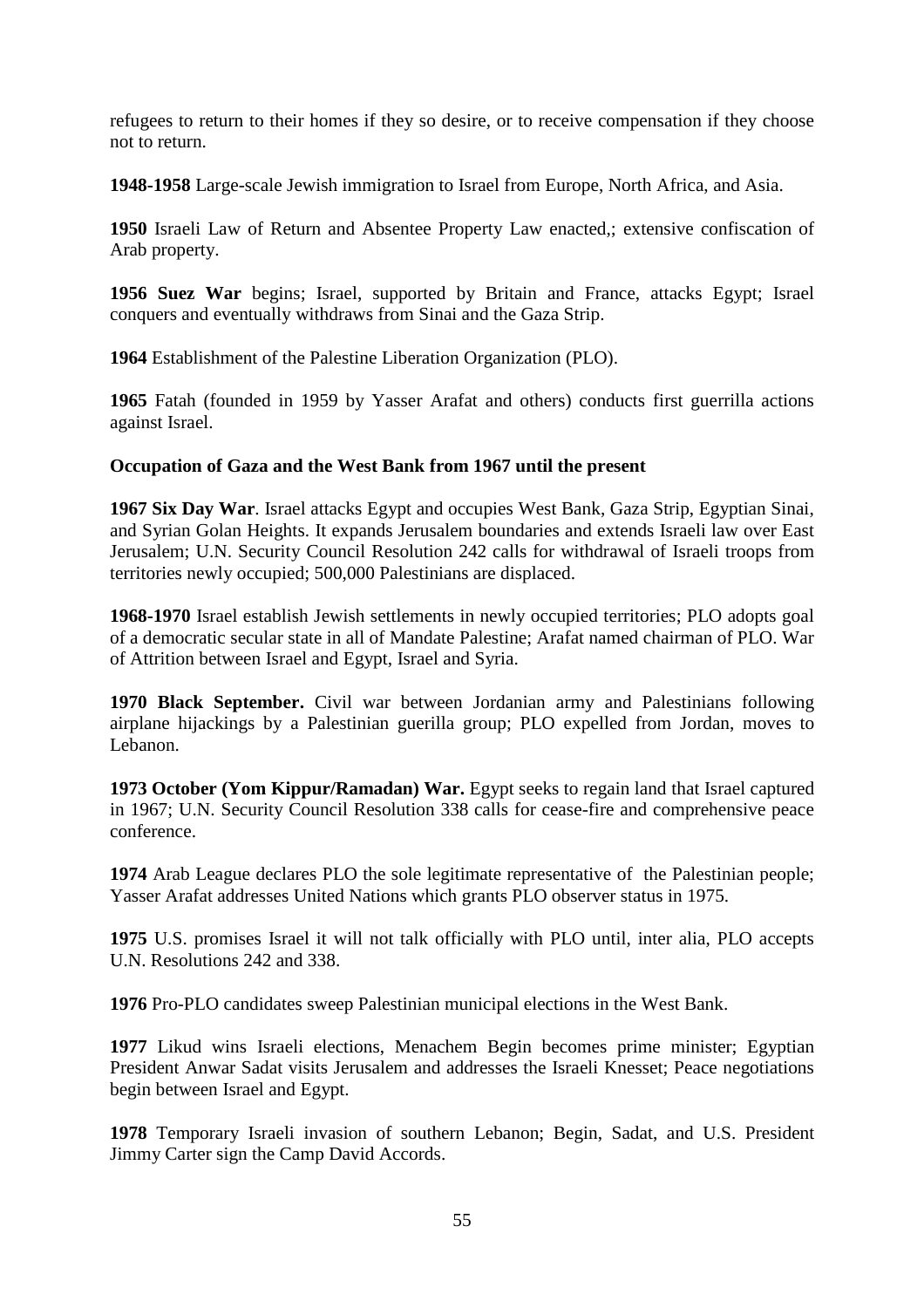refugees to return to their homes if they so desire, or to receive compensation if they choose not to return.

**1948-1958** Large-scale Jewish immigration to Israel from Europe, North Africa, and Asia.

**1950** Israeli Law of Return and Absentee Property Law enacted,; extensive confiscation of Arab property.

**1956 Suez War** begins; Israel, supported by Britain and France, attacks Egypt; Israel conquers and eventually withdraws from Sinai and the Gaza Strip.

**1964** Establishment of the Palestine Liberation Organization (PLO).

**1965** Fatah (founded in 1959 by Yasser Arafat and others) conducts first guerrilla actions against Israel.

**Occupation of Gaza and the West Bank from 1967 until the present**

**1967 Six Day War**. Israel attacks Egypt and occupies West Bank, Gaza Strip, Egyptian Sinai, and Syrian Golan Heights. It expands Jerusalem boundaries and extends Israeli law over East Jerusalem; U.N. Security Council Resolution 242 calls for withdrawal of Israeli troops from territories newly occupied; 500,000 Palestinians are displaced.

**1968-1970** Israel establish Jewish settlements in newly occupied territories; PLO adopts goal of a democratic secular state in all of Mandate Palestine; Arafat named chairman of PLO. War of Attrition between Israel and Egypt, Israel and Syria.

**1970 Black September.** Civil war between Jordanian army and Palestinians following airplane hijackings by a Palestinian guerilla group; PLO expelled from Jordan, moves to Lebanon.

**1973 October (Yom Kippur/Ramadan) War.** Egypt seeks to regain land that Israel captured in 1967; U.N. Security Council Resolution 338 calls for cease-fire and comprehensive peace conference.

**1974** Arab League declares PLO the sole legitimate representative of the Palestinian people; Yasser Arafat addresses United Nations which grants PLO observer status in 1975.

**1975** U.S. promises Israel it will not talk officially with PLO until, inter alia, PLO accepts U.N. Resolutions 242 and 338.

**1976** Pro-PLO candidates sweep Palestinian municipal elections in the West Bank.

**1977** Likud wins Israeli elections, Menachem Begin becomes prime minister; Egyptian President Anwar Sadat visits Jerusalem and addresses the Israeli Knesset; Peace negotiations begin between Israel and Egypt.

**1978** Temporary Israeli invasion of southern Lebanon; Begin, Sadat, and U.S. President Jimmy Carter sign the Camp David Accords.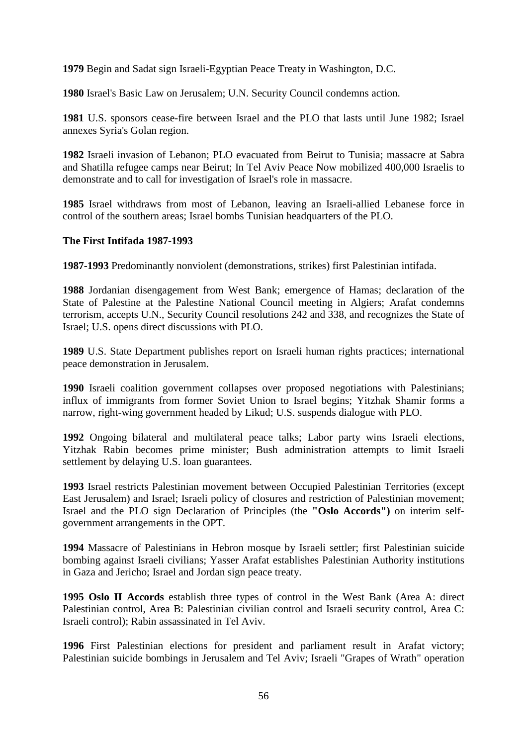**1979** Begin and Sadat sign Israeli-Egyptian Peace Treaty in Washington, D.C.

**1980** Israel's Basic Law on Jerusalem; U.N. Security Council condemns action.

**1981** U.S. sponsors cease-fire between Israel and the PLO that lasts until June 1982; Israel annexes Syria's Golan region.

**1982** Israeli invasion of Lebanon; PLO evacuated from Beirut to Tunisia; massacre at Sabra and Shatilla refugee camps near Beirut; In Tel Aviv Peace Now mobilized 400,000 Israelis to demonstrate and to call for investigation of Israel's role in massacre.

**1985** Israel withdraws from most of Lebanon, leaving an Israeli-allied Lebanese force in control of the southern areas; Israel bombs Tunisian headquarters of the PLO.

**The First Intifada 1987-1993**

**1987-1993** Predominantly nonviolent (demonstrations, strikes) first Palestinian intifada.

**1988** Jordanian disengagement from West Bank; emergence of Hamas; declaration of the State of Palestine at the Palestine National Council meeting in Algiers; Arafat condemns terrorism, accepts U.N., Security Council resolutions 242 and 338, and recognizes the State of Israel; U.S. opens direct discussions with PLO.

**1989** U.S. State Department publishes report on Israeli human rights practices; international peace demonstration in Jerusalem.

**1990** Israeli coalition government collapses over proposed negotiations with Palestinians; influx of immigrants from former Soviet Union to Israel begins; Yitzhak Shamir forms a narrow, right-wing government headed by Likud; U.S. suspends dialogue with PLO.

**1992** Ongoing bilateral and multilateral peace talks; Labor party wins Israeli elections, Yitzhak Rabin becomes prime minister; Bush administration attempts to limit Israeli settlement by delaying U.S. loan guarantees.

**1993** Israel restricts Palestinian movement between Occupied Palestinian Territories (except East Jerusalem) and Israel; Israeli policy of closures and restriction of Palestinian movement; Israel and the PLO sign Declaration of Principles (the **"Oslo Accords")** on interim self-government arrangements in the OPT.

**1994** Massacre of Palestinians in Hebron mosque by Israeli settler; first Palestinian suicide bombing against Israeli civilians; Yasser Arafat establishes Palestinian Authority institutions in Gaza and Jericho; Israel and Jordan sign peace treaty.

**1995 Oslo II Accords** establish three types of control in the West Bank (Area A: direct Palestinian control, Area B: Palestinian civilian control and Israeli security control, Area C: Israeli control); Rabin assassinated in Tel Aviv.

**1996** First Palestinian elections for president and parliament result in Arafat victory; Palestinian suicide bombings in Jerusalem and Tel Aviv; Israeli "Grapes of Wrath" operation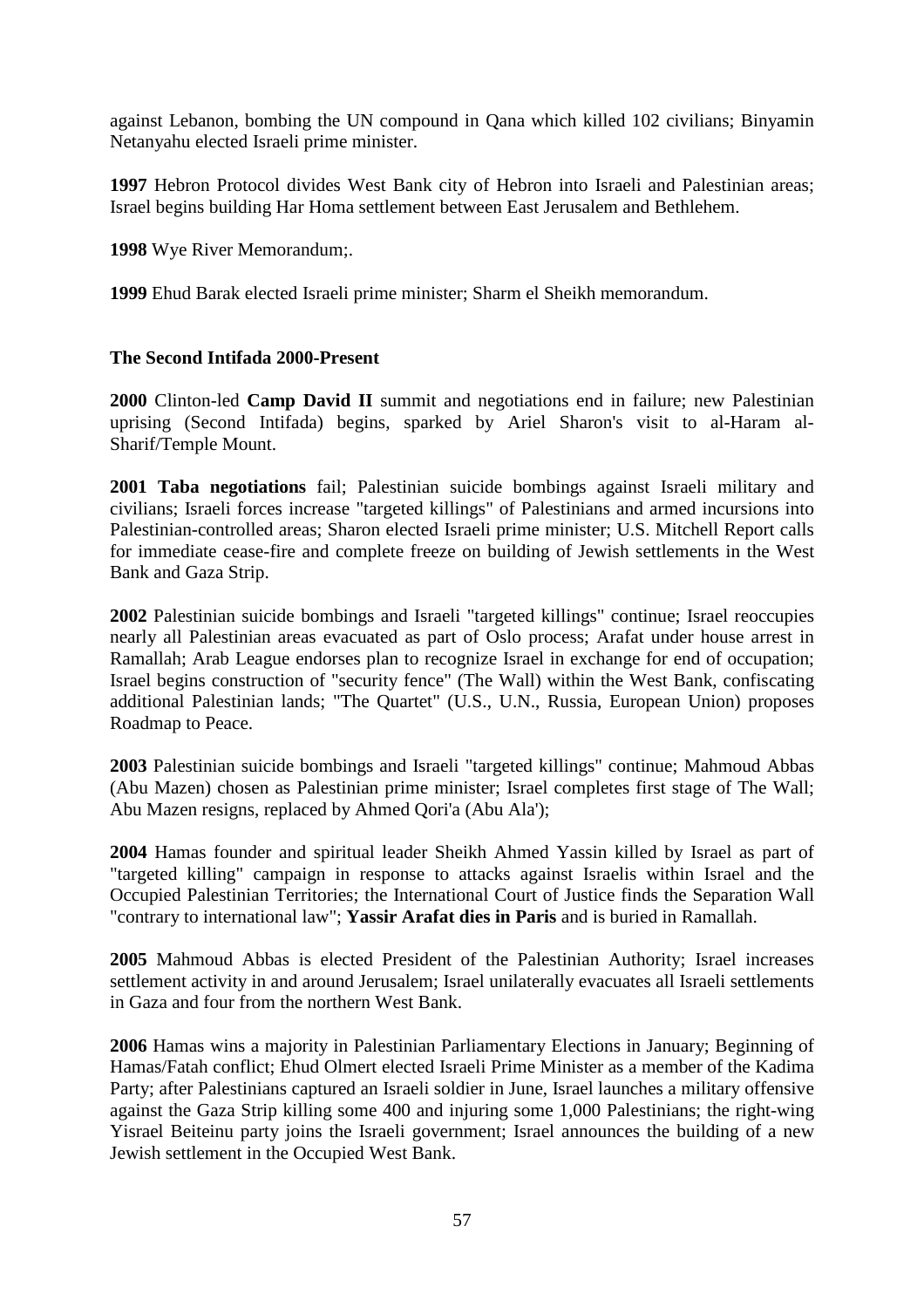against Lebanon, bombing the UN compound in Qana which killed 102 civilians; Binyamin Netanyahu elected Israeli prime minister.

**1997** Hebron Protocol divides West Bank city of Hebron into Israeli and Palestinian areas; Israel begins building Har Homa settlement between East Jerusalem and Bethlehem.

**1998** Wye River Memorandum;.

**1999** Ehud Barak elected Israeli prime minister; Sharm el Sheikh memorandum.

**The Second Intifada 2000-Present**

**2000** Clinton-led **Camp David II** summit and negotiations end in failure; new Palestinian uprising (Second Intifada) begins, sparked by Ariel Sharon's visit to al-Haram al-Sharif/Temple Mount.

**2001 Taba negotiations** fail; Palestinian suicide bombings against Israeli military and civilians; Israeli forces increase "targeted killings" of Palestinians and armed incursions into Palestinian-controlled areas; Sharon elected Israeli prime minister; U.S. Mitchell Report calls for immediate cease-fire and complete freeze on building of Jewish settlements in the West Bank and Gaza Strip.

**2002** Palestinian suicide bombings and Israeli "targeted killings" continue; Israel reoccupies nearly all Palestinian areas evacuated as part of Oslo process; Arafat under house arrest in Ramallah; Arab League endorses plan to recognize Israel in exchange for end of occupation; Israel begins construction of "security fence" (The Wall) within the West Bank, confiscating additional Palestinian lands; "The Quartet" (U.S., U.N., Russia, European Union) proposes Roadmap to Peace.

**2003** Palestinian suicide bombings and Israeli "targeted killings" continue; Mahmoud Abbas (Abu Mazen) chosen as Palestinian prime minister; Israel completes first stage of The Wall; Abu Mazen resigns, replaced by Ahmed Qori'a (Abu Ala');

**2004** Hamas founder and spiritual leader Sheikh Ahmed Yassin killed by Israel as part of "targeted killing" campaign in response to attacks against Israelis within Israel and the Occupied Palestinian Territories; the International Court of Justice finds the Separation Wall "contrary to international law"; **Yassir Arafat dies in Paris** and is buried in Ramallah.

**2005** Mahmoud Abbas is elected President of the Palestinian Authority; Israel increases settlement activity in and around Jerusalem; Israel unilaterally evacuates all Israeli settlements in Gaza and four from the northern West Bank.

**2006** Hamas wins a majority in Palestinian Parliamentary Elections in January; Beginning of Hamas/Fatah conflict; Ehud Olmert elected Israeli Prime Minister as a member of the Kadima Party; after Palestinians captured an Israeli soldier in June, Israel launches a military offensive against the Gaza Strip killing some 400 and injuring some 1,000 Palestinians; the right-wing Yisrael Beiteinu party joins the Israeli government; Israel announces the building of a new Jewish settlement in the Occupied West Bank.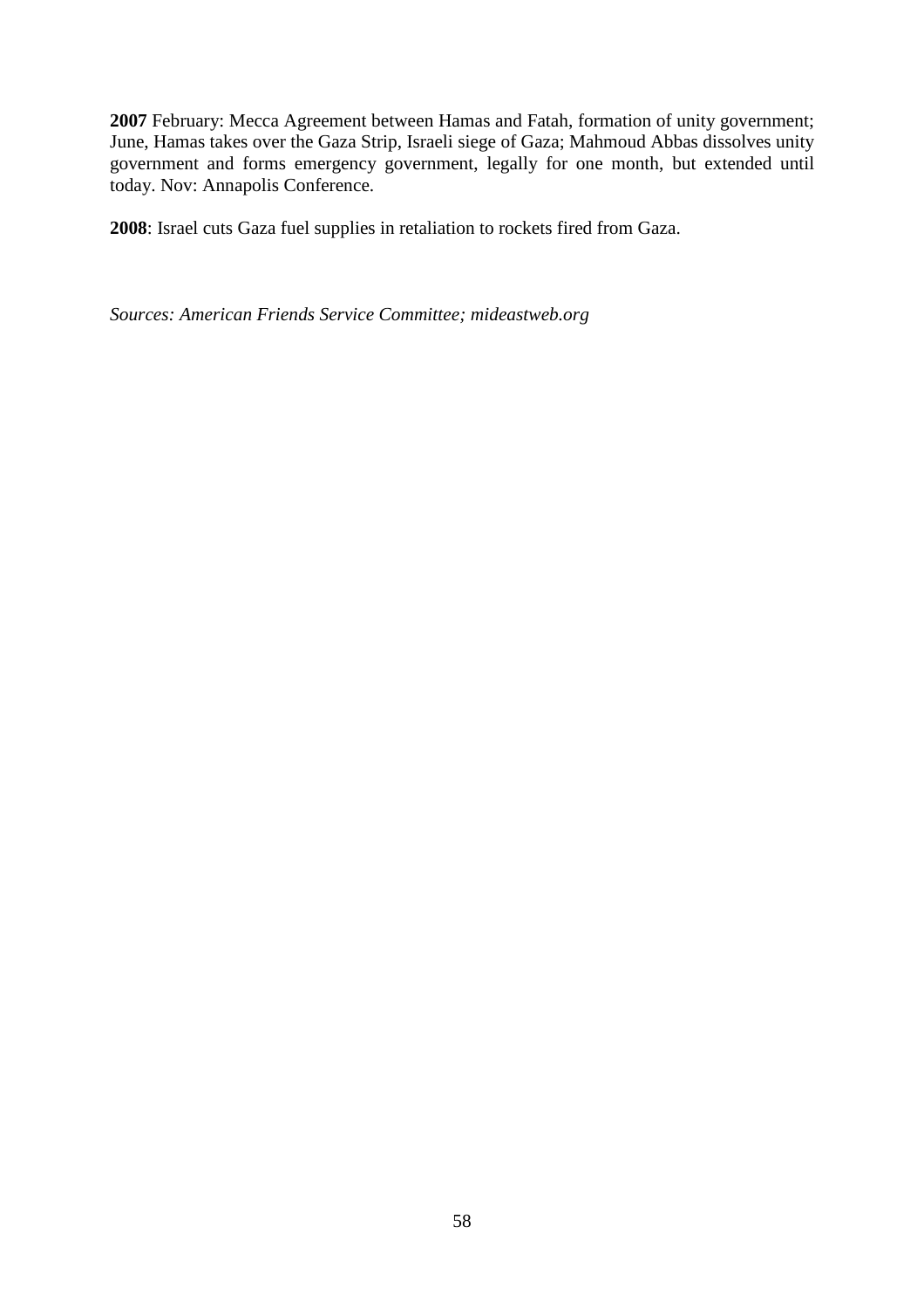**2007** February: Mecca Agreement between Hamas and Fatah, formation of unity government; June, Hamas takes over the Gaza Strip, Israeli siege of Gaza; Mahmoud Abbas dissolves unity government and forms emergency government, legally for one month, but extended until today. Nov: Annapolis Conference.

**2008**: Israel cuts Gaza fuel supplies in retaliation to rockets fired from Gaza.

*Sources: American Friends Service Committee; mideastweb.org*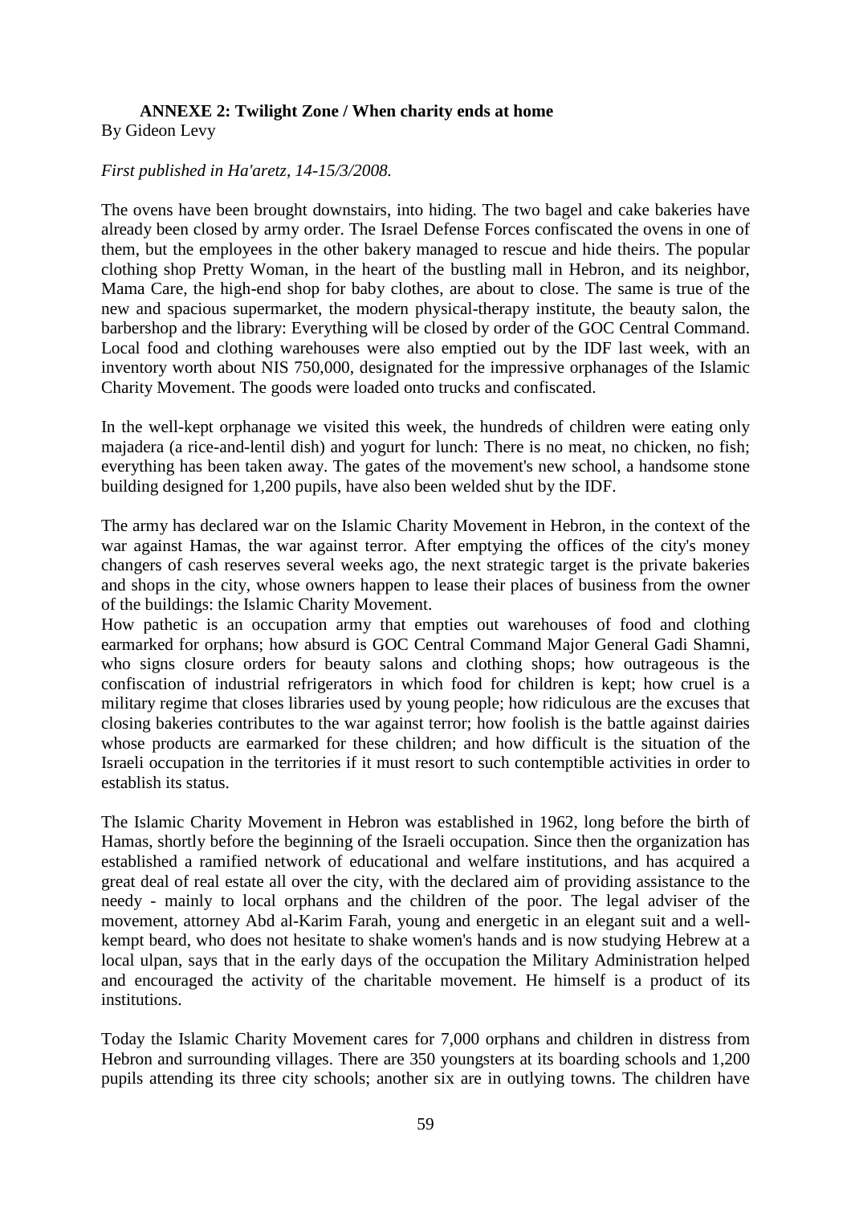## ANNEXE 2: Twilight Zone / When charity ends at home

By Gideon Levy

*First published in Ha'aretz, 14-15/3/2008.*

The ovens have been brought downstairs, into hiding. The two bagel and cake bakeries have already been closed by army order. The Israel Defense Forces confiscated the ovens in one of them, but the employees in the other bakery managed to rescue and hide theirs. The popular clothing shop Pretty Woman, in the heart of the bustling mall in Hebron, and its neighbor, Mama Care, the high-end shop for baby clothes, are about to close. The same is true of the new and spacious supermarket, the modern physical-therapy institute, the beauty salon, the barbershop and the library: Everything will be closed by order of the GOC Central Command. Local food and clothing warehouses were also emptied out by the IDF last week, with an inventory worth about NIS 750,000, designated for the impressive orphanages of the Islamic Charity Movement. The goods were loaded onto trucks and confiscated.

In the well-kept orphanage we visited this week, the hundreds of children were eating only majadera (a rice-and-lentil dish) and yogurt for lunch: There is no meat, no chicken, no fish; everything has been taken away. The gates of the movement's new school, a handsome stone building designed for 1,200 pupils, have also been welded shut by the IDF.

The army has declared war on the Islamic Charity Movement in Hebron, in the context of the war against Hamas, the war against terror. After emptying the offices of the city's money changers of cash reserves several weeks ago, the next strategic target is the private bakeries and shops in the city, whose owners happen to lease their places of business from the owner of the buildings: the Islamic Charity Movement.

How pathetic is an occupation army that empties out warehouses of food and clothing earmarked for orphans; how absurd is GOC Central Command Major General Gadi Shamni, who signs closure orders for beauty salons and clothing shops; how outrageous is the confiscation of industrial refrigerators in which food for children is kept; how cruel is a military regime that closes libraries used by young people; how ridiculous are the excuses that closing bakeries contributes to the war against terror; how foolish is the battle against dairies whose products are earmarked for these children; and how difficult is the situation of the Israeli occupation in the territories if it must resort to such contemptible activities in order to establish its status.

The Islamic Charity Movement in Hebron was established in 1962, long before the birth of Hamas, shortly before the beginning of the Israeli occupation. Since then the organization has established a ramified network of educational and welfare institutions, and has acquired a great deal of real estate all over the city, with the declared aim of providing assistance to the needy - mainly to local orphans and the children of the poor. The legal adviser of the movement, attorney Abd al-Karim Farah, young and energetic in an elegant suit and a well-kempt beard, who does not hesitate to shake women's hands and is now studying Hebrew at a local ulpan, says that in the early days of the occupation the Military Administration helped and encouraged the activity of the charitable movement. He himself is a product of its institutions.

Today the Islamic Charity Movement cares for 7,000 orphans and children in distress from Hebron and surrounding villages. There are 350 youngsters at its boarding schools and 1,200 pupils attending its three city schools; another six are in outlying towns. The children have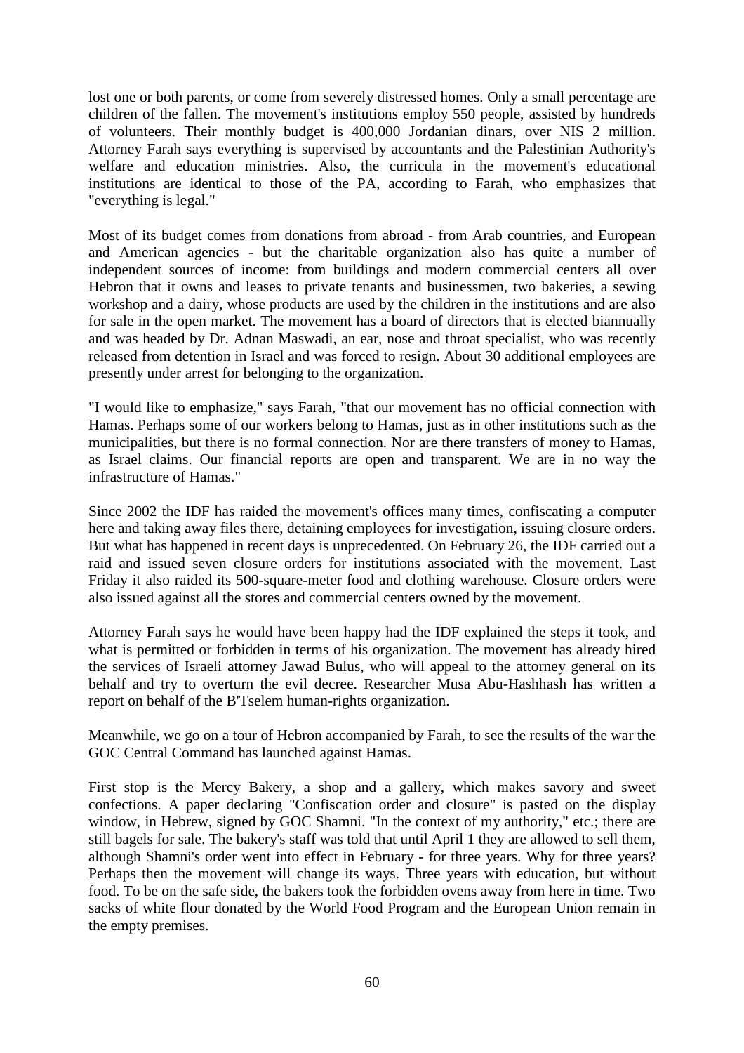lost one or both parents, or come from severely distressed homes. Only a small percentage are children of the fallen. The movement's institutions employ 550 people, assisted by hundreds of volunteers. Their monthly budget is 400,000 Jordanian dinars, over NIS 2 million. Attorney Farah says everything is supervised by accountants and the Palestinian Authority's welfare and education ministries. Also, the curricula in the movement's educational institutions are identical to those of the PA, according to Farah, who emphasizes that "everything is legal."

Most of its budget comes from donations from abroad - from Arab countries, and European and American agencies - but the charitable organization also has quite a number of independent sources of income: from buildings and modern commercial centers all over Hebron that it owns and leases to private tenants and businessmen, two bakeries, a sewing workshop and a dairy, whose products are used by the children in the institutions and are also for sale in the open market. The movement has a board of directors that is elected biannually and was headed by Dr. Adnan Maswadi, an ear, nose and throat specialist, who was recently released from detention in Israel and was forced to resign. About 30 additional employees are presently under arrest for belonging to the organization.

"I would like to emphasize," says Farah, "that our movement has no official connection with Hamas. Perhaps some of our workers belong to Hamas, just as in other institutions such as the municipalities, but there is no formal connection. Nor are there transfers of money to Hamas, as Israel claims. Our financial reports are open and transparent. We are in no way the infrastructure of Hamas."

Since 2002 the IDF has raided the movement's offices many times, confiscating a computer here and taking away files there, detaining employees for investigation, issuing closure orders. But what has happened in recent days is unprecedented. On February 26, the IDF carried out a raid and issued seven closure orders for institutions associated with the movement. Last Friday it also raided its 500-square-meter food and clothing warehouse. Closure orders were also issued against all the stores and commercial centers owned by the movement.

Attorney Farah says he would have been happy had the IDF explained the steps it took, and what is permitted or forbidden in terms of his organization. The movement has already hired the services of Israeli attorney Jawad Bulus, who will appeal to the attorney general on its behalf and try to overturn the evil decree. Researcher Musa Abu-Hashhash has written a report on behalf of the B'Tselem human-rights organization.

Meanwhile, we go on a tour of Hebron accompanied by Farah, to see the results of the war the GOC Central Command has launched against Hamas.

First stop is the Mercy Bakery, a shop and a gallery, which makes savory and sweet confections. A paper declaring "Confiscation order and closure" is pasted on the display window, in Hebrew, signed by GOC Shamni. "In the context of my authority," etc.; there are still bagels for sale. The bakery's staff was told that until April 1 they are allowed to sell them, although Shamni's order went into effect in February - for three years. Why for three years? Perhaps then the movement will change its ways. Three years with education, but without food. To be on the safe side, the bakers took the forbidden ovens away from here in time. Two sacks of white flour donated by the World Food Program and the European Union remain in the empty premises.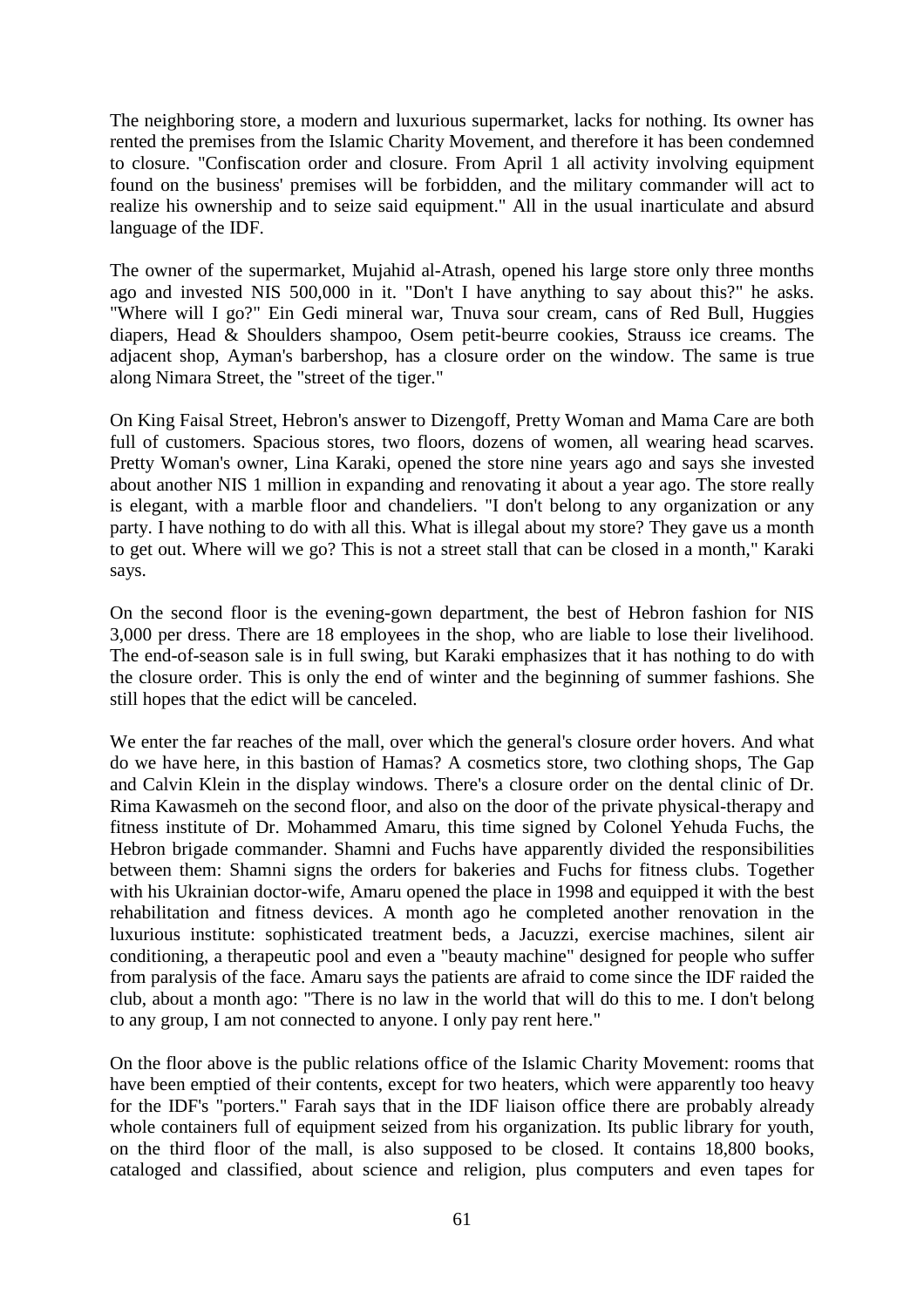The neighboring store, a modern and luxurious supermarket, lacks for nothing. Its owner has rented the premises from the Islamic Charity Movement, and therefore it has been condemned to closure. "Confiscation order and closure. From April 1 all activity involving equipment found on the business' premises will be forbidden, and the military commander will act to realize his ownership and to seize said equipment." All in the usual inarticulate and absurd language of the IDF.

The owner of the supermarket, Mujahid al-Atrash, opened his large store only three months ago and invested NIS 500,000 in it. "Don't I have anything to say about this?" he asks. "Where will I go?" Ein Gedi mineral war, Tnuva sour cream, cans of Red Bull, Huggies diapers, Head & Shoulders shampoo, Osem petit-beurre cookies, Strauss ice creams. The adjacent shop, Ayman's barbershop, has a closure order on the window. The same is true along Nimara Street, the "street of the tiger."

On King Faisal Street, Hebron's answer to Dizengoff, Pretty Woman and Mama Care are both full of customers. Spacious stores, two floors, dozens of women, all wearing head scarves. Pretty Woman's owner, Lina Karaki, opened the store nine years ago and says she invested about another NIS 1 million in expanding and renovating it about a year ago. The store really is elegant, with a marble floor and chandeliers. "I don't belong to any organization or any party. I have nothing to do with all this. What is illegal about my store? They gave us a month to get out. Where will we go? This is not a street stall that can be closed in a month," Karaki says.

On the second floor is the evening-gown department, the best of Hebron fashion for NIS 3,000 per dress. There are 18 employees in the shop, who are liable to lose their livelihood. The end-of-season sale is in full swing, but Karaki emphasizes that it has nothing to do with the closure order. This is only the end of winter and the beginning of summer fashions. She still hopes that the edict will be canceled.

We enter the far reaches of the mall, over which the general's closure order hovers. And what do we have here, in this bastion of Hamas? A cosmetics store, two clothing shops, The Gap and Calvin Klein in the display windows. There's a closure order on the dental clinic of Dr. Rima Kawasmeh on the second floor, and also on the door of the private physical-therapy and fitness institute of Dr. Mohammed Amaru, this time signed by Colonel Yehuda Fuchs, the Hebron brigade commander. Shamni and Fuchs have apparently divided the responsibilities between them: Shamni signs the orders for bakeries and Fuchs for fitness clubs. Together with his Ukrainian doctor-wife, Amaru opened the place in 1998 and equipped it with the best rehabilitation and fitness devices. A month ago he completed another renovation in the luxurious institute: sophisticated treatment beds, a Jacuzzi, exercise machines, silent air conditioning, a therapeutic pool and even a "beauty machine" designed for people who suffer from paralysis of the face. Amaru says the patients are afraid to come since the IDF raided the club, about a month ago: "There is no law in the world that will do this to me. I don't belong to any group, I am not connected to anyone. I only pay rent here."

On the floor above is the public relations office of the Islamic Charity Movement: rooms that have been emptied of their contents, except for two heaters, which were apparently too heavy for the IDF's "porters." Farah says that in the IDF liaison office there are probably already whole containers full of equipment seized from his organization. Its public library for youth, on the third floor of the mall, is also supposed to be closed. It contains 18,800 books, cataloged and classified, about science and religion, plus computers and even tapes for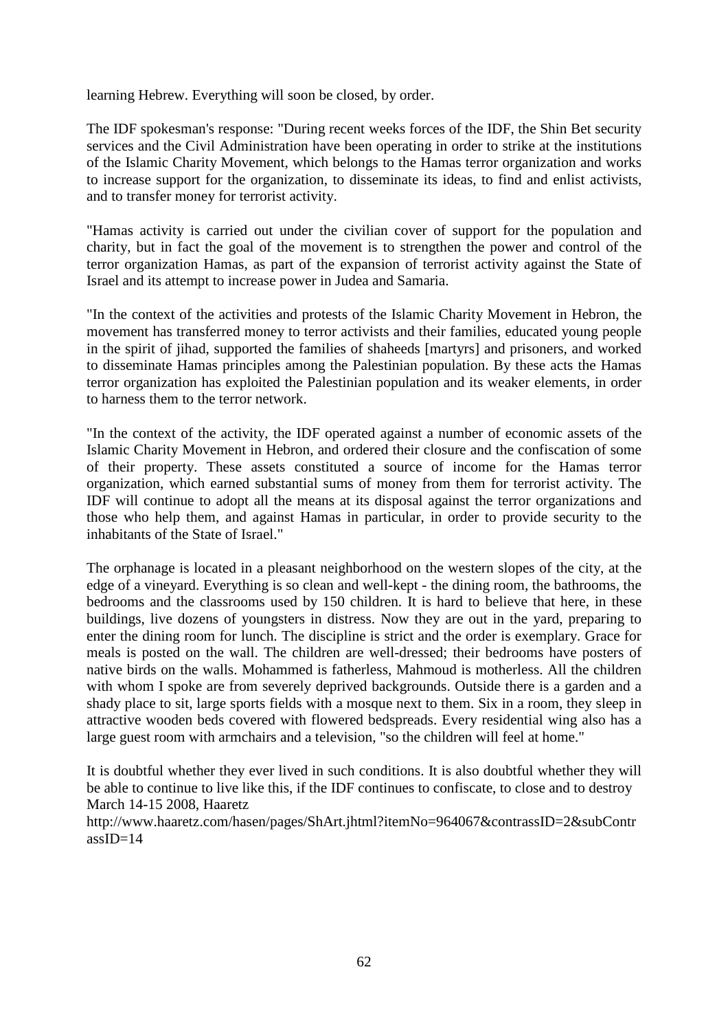learning Hebrew. Everything will soon be closed, by order.

The IDF spokesman's response: "During recent weeks forces of the IDF, the Shin Bet security services and the Civil Administration have been operating in order to strike at the institutions of the Islamic Charity Movement, which belongs to the Hamas terror organization and works to increase support for the organization, to disseminate its ideas, to find and enlist activists, and to transfer money for terrorist activity.

"Hamas activity is carried out under the civilian cover of support for the population and charity, but in fact the goal of the movement is to strengthen the power and control of the terror organization Hamas, as part of the expansion of terrorist activity against the State of Israel and its attempt to increase power in Judea and Samaria.

"In the context of the activities and protests of the Islamic Charity Movement in Hebron, the movement has transferred money to terror activists and their families, educated young people in the spirit of jihad, supported the families of shaheeds [martyrs] and prisoners, and worked to disseminate Hamas principles among the Palestinian population. By these acts the Hamas terror organization has exploited the Palestinian population and its weaker elements, in order to harness them to the terror network.

"In the context of the activity, the IDF operated against a number of economic assets of the Islamic Charity Movement in Hebron, and ordered their closure and the confiscation of some of their property. These assets constituted a source of income for the Hamas terror organization, which earned substantial sums of money from them for terrorist activity. The IDF will continue to adopt all the means at its disposal against the terror organizations and those who help them, and against Hamas in particular, in order to provide security to the inhabitants of the State of Israel."

The orphanage is located in a pleasant neighborhood on the western slopes of the city, at the edge of a vineyard. Everything is so clean and well-kept - the dining room, the bathrooms, the bedrooms and the classrooms used by 150 children. It is hard to believe that here, in these buildings, live dozens of youngsters in distress. Now they are out in the yard, preparing to enter the dining room for lunch. The discipline is strict and the order is exemplary. Grace for meals is posted on the wall. The children are well-dressed; their bedrooms have posters of native birds on the walls. Mohammed is fatherless, Mahmoud is motherless. All the children with whom I spoke are from severely deprived backgrounds. Outside there is a garden and a shady place to sit, large sports fields with a mosque next to them. Six in a room, they sleep in attractive wooden beds covered with flowered bedspreads. Every residential wing also has a large guest room with armchairs and a television, "so the children will feel at home."

It is doubtful whether they ever lived in such conditions. It is also doubtful whether they will be able to continue to live like this, if the IDF continues to confiscate, to close and to destroy
March 14-15 2008, Haaretz
http://www.haaretz.com/hasen/pages/ShArt.jhtml?itemNo=964067&contrassID=2&subContrassID=14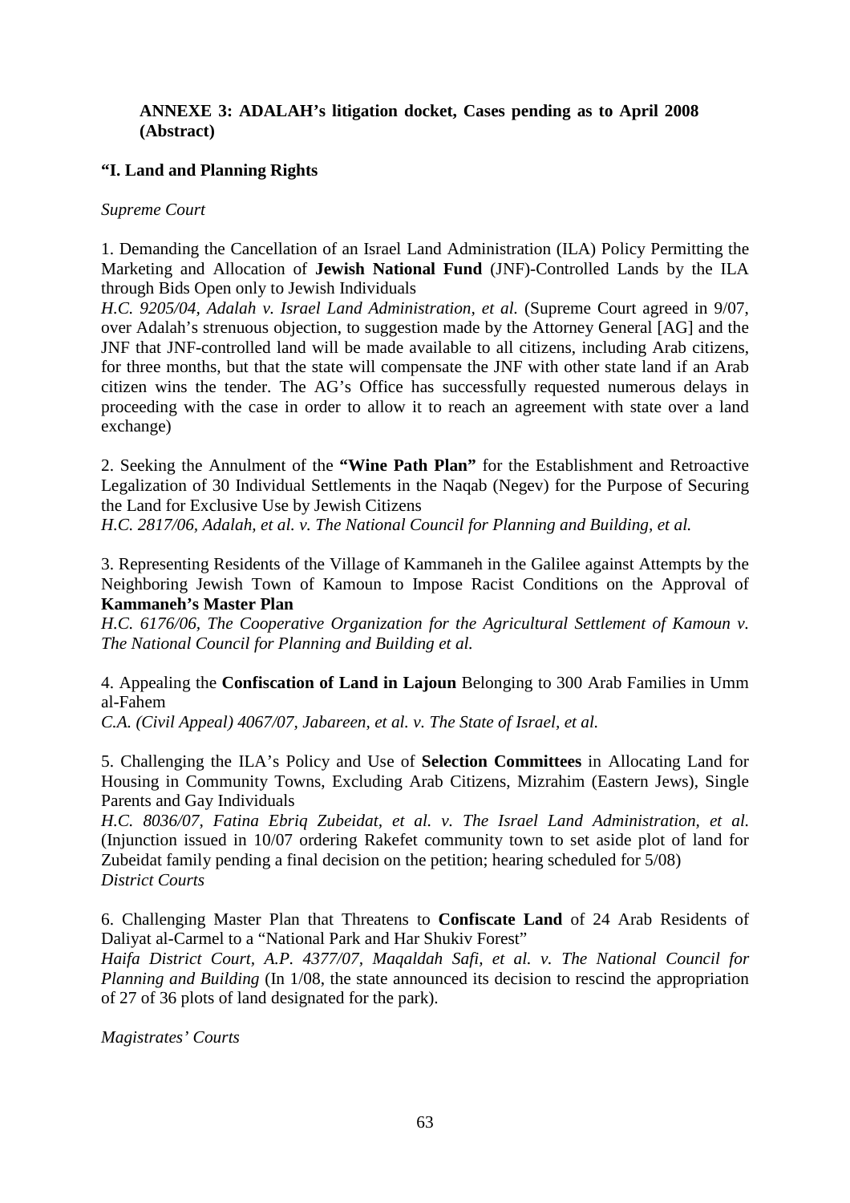**ANNEXE 3: ADALAH's litigation docket, Cases pending as to April 2008 (Abstract)**

**"I. Land and Planning Rights**

*Supreme Court*

1. Demanding the Cancellation of an Israel Land Administration (ILA) Policy Permitting the Marketing and Allocation of **Jewish National Fund** (JNF)-Controlled Lands by the ILA through Bids Open only to Jewish Individuals
*H.C. 9205/04, Adalah v. Israel Land Administration, et al.* (Supreme Court agreed in 9/07, over Adalah's strenuous objection, to suggestion made by the Attorney General [AG] and the JNF that JNF-controlled land will be made available to all citizens, including Arab citizens, for three months, but that the state will compensate the JNF with other state land if an Arab citizen wins the tender. The AG's Office has successfully requested numerous delays in proceeding with the case in order to allow it to reach an agreement with state over a land exchange)

2. Seeking the Annulment of the **"Wine Path Plan"** for the Establishment and Retroactive Legalization of 30 Individual Settlements in the Naqab (Negev) for the Purpose of Securing the Land for Exclusive Use by Jewish Citizens
*H.C. 2817/06, Adalah, et al. v. The National Council for Planning and Building, et al.*

3. Representing Residents of the Village of Kammaneh in the Galilee against Attempts by the Neighboring Jewish Town of Kamoun to Impose Racist Conditions on the Approval of **Kammaneh's Master Plan**
*H.C. 6176/06, The Cooperative Organization for the Agricultural Settlement of Kamoun v. The National Council for Planning and Building et al.*

4. Appealing the **Confiscation of Land in Lajoun** Belonging to 300 Arab Families in Umm al-Fahem
*C.A. (Civil Appeal) 4067/07, Jabareen, et al. v. The State of Israel, et al.*

5. Challenging the ILA's Policy and Use of **Selection Committees** in Allocating Land for Housing in Community Towns, Excluding Arab Citizens, Mizrahim (Eastern Jews), Single Parents and Gay Individuals
*H.C. 8036/07, Fatina Ebriq Zubeidat, et al. v. The Israel Land Administration, et al.* (Injunction issued in 10/07 ordering Rakefet community town to set aside plot of land for Zubeidat family pending a final decision on the petition; hearing scheduled for 5/08)

*District Courts*

6. Challenging Master Plan that Threatens to **Confiscate Land** of 24 Arab Residents of Daliyat al-Carmel to a "National Park and Har Shukiv Forest"
*Haifa District Court, A.P. 4377/07, Maqaldah Safi, et al. v. The National Council for Planning and Building* (In 1/08, the state announced its decision to rescind the appropriation of 27 of 36 plots of land designated for the park).

*Magistrates' Courts*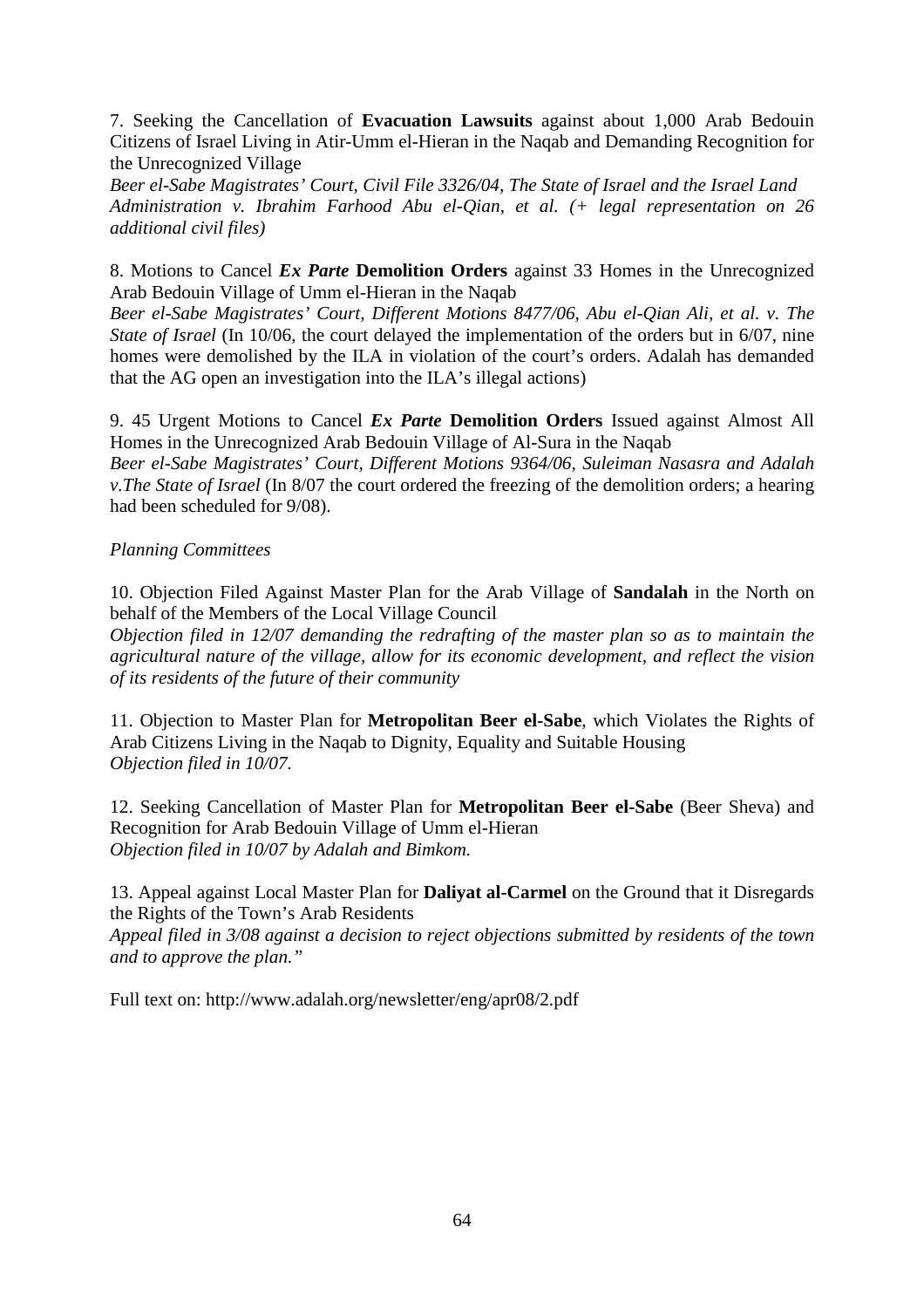7. Seeking the Cancellation of **Evacuation Lawsuits** against about 1,000 Arab Bedouin Citizens of Israel Living in Atir-Umm el-Hieran in the Naqab and Demanding Recognition for the Unrecognized Village
*Beer el-Sabe Magistrates' Court, Civil File 3326/04, The State of Israel and the Israel Land Administration v. Ibrahim Farhood Abu el-Qian, et al. (+ legal representation on 26 additional civil files)*

8. Motions to Cancel ***Ex Parte*** **Demolition Orders** against 33 Homes in the Unrecognized Arab Bedouin Village of Umm el-Hieran in the Naqab
*Beer el-Sabe Magistrates' Court, Different Motions 8477/06, Abu el-Qian Ali, et al. v. The State of Israel* (In 10/06, the court delayed the implementation of the orders but in 6/07, nine homes were demolished by the ILA in violation of the court's orders. Adalah has demanded that the AG open an investigation into the ILA's illegal actions)

9. 45 Urgent Motions to Cancel ***Ex Parte*** **Demolition Orders** Issued against Almost All Homes in the Unrecognized Arab Bedouin Village of Al-Sura in the Naqab
*Beer el-Sabe Magistrates' Court, Different Motions 9364/06, Suleiman Nasasra and Adalah v.The State of Israel* (In 8/07 the court ordered the freezing of the demolition orders; a hearing had been scheduled for 9/08).

*Planning Committees*

10. Objection Filed Against Master Plan for the Arab Village of **Sandalah** in the North on behalf of the Members of the Local Village Council
*Objection filed in 12/07 demanding the redrafting of the master plan so as to maintain the agricultural nature of the village, allow for its economic development, and reflect the vision of its residents of the future of their community*

11. Objection to Master Plan for **Metropolitan Beer el-Sabe**, which Violates the Rights of Arab Citizens Living in the Naqab to Dignity, Equality and Suitable Housing
*Objection filed in 10/07.*

12. Seeking Cancellation of Master Plan for **Metropolitan Beer el-Sabe** (Beer Sheva) and Recognition for Arab Bedouin Village of Umm el-Hieran
*Objection filed in 10/07 by Adalah and Bimkom.*

13. Appeal against Local Master Plan for **Daliyat al-Carmel** on the Ground that it Disregards the Rights of the Town's Arab Residents
*Appeal filed in 3/08 against a decision to reject objections submitted by residents of the town and to approve the plan."*

Full text on: http://www.adalah.org/newsletter/eng/apr08/2.pdf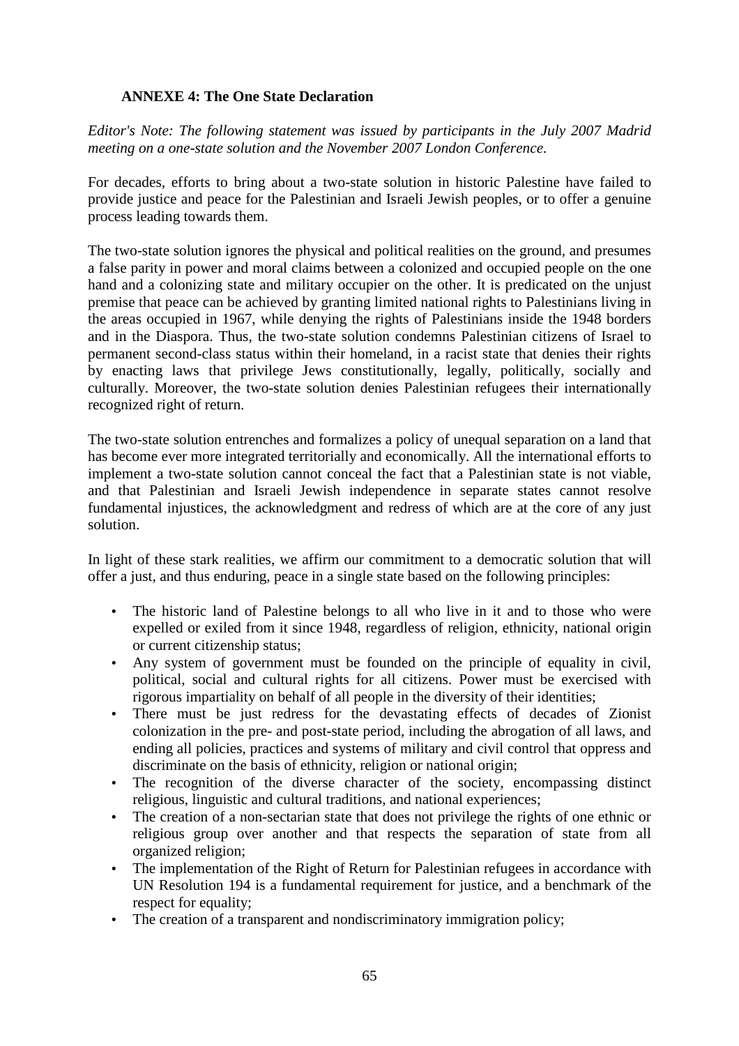## ANNEXE 4: The One State Declaration

*Editor's Note: The following statement was issued by participants in the July 2007 Madrid meeting on a one-state solution and the November 2007 London Conference.*

For decades, efforts to bring about a two-state solution in historic Palestine have failed to provide justice and peace for the Palestinian and Israeli Jewish peoples, or to offer a genuine process leading towards them.

The two-state solution ignores the physical and political realities on the ground, and presumes a false parity in power and moral claims between a colonized and occupied people on the one hand and a colonizing state and military occupier on the other. It is predicated on the unjust premise that peace can be achieved by granting limited national rights to Palestinians living in the areas occupied in 1967, while denying the rights of Palestinians inside the 1948 borders and in the Diaspora. Thus, the two-state solution condemns Palestinian citizens of Israel to permanent second-class status within their homeland, in a racist state that denies their rights by enacting laws that privilege Jews constitutionally, legally, politically, socially and culturally. Moreover, the two-state solution denies Palestinian refugees their internationally recognized right of return.

The two-state solution entrenches and formalizes a policy of unequal separation on a land that has become ever more integrated territorially and economically. All the international efforts to implement a two-state solution cannot conceal the fact that a Palestinian state is not viable, and that Palestinian and Israeli Jewish independence in separate states cannot resolve fundamental injustices, the acknowledgment and redress of which are at the core of any just solution.

In light of these stark realities, we affirm our commitment to a democratic solution that will offer a just, and thus enduring, peace in a single state based on the following principles:

- The historic land of Palestine belongs to all who live in it and to those who were expelled or exiled from it since 1948, regardless of religion, ethnicity, national origin or current citizenship status;
- Any system of government must be founded on the principle of equality in civil, political, social and cultural rights for all citizens. Power must be exercised with rigorous impartiality on behalf of all people in the diversity of their identities;
- There must be just redress for the devastating effects of decades of Zionist colonization in the pre- and post-state period, including the abrogation of all laws, and ending all policies, practices and systems of military and civil control that oppress and discriminate on the basis of ethnicity, religion or national origin;
- The recognition of the diverse character of the society, encompassing distinct religious, linguistic and cultural traditions, and national experiences;
- The creation of a non-sectarian state that does not privilege the rights of one ethnic or religious group over another and that respects the separation of state from all organized religion;
- The implementation of the Right of Return for Palestinian refugees in accordance with UN Resolution 194 is a fundamental requirement for justice, and a benchmark of the respect for equality;
- The creation of a transparent and nondiscriminatory immigration policy;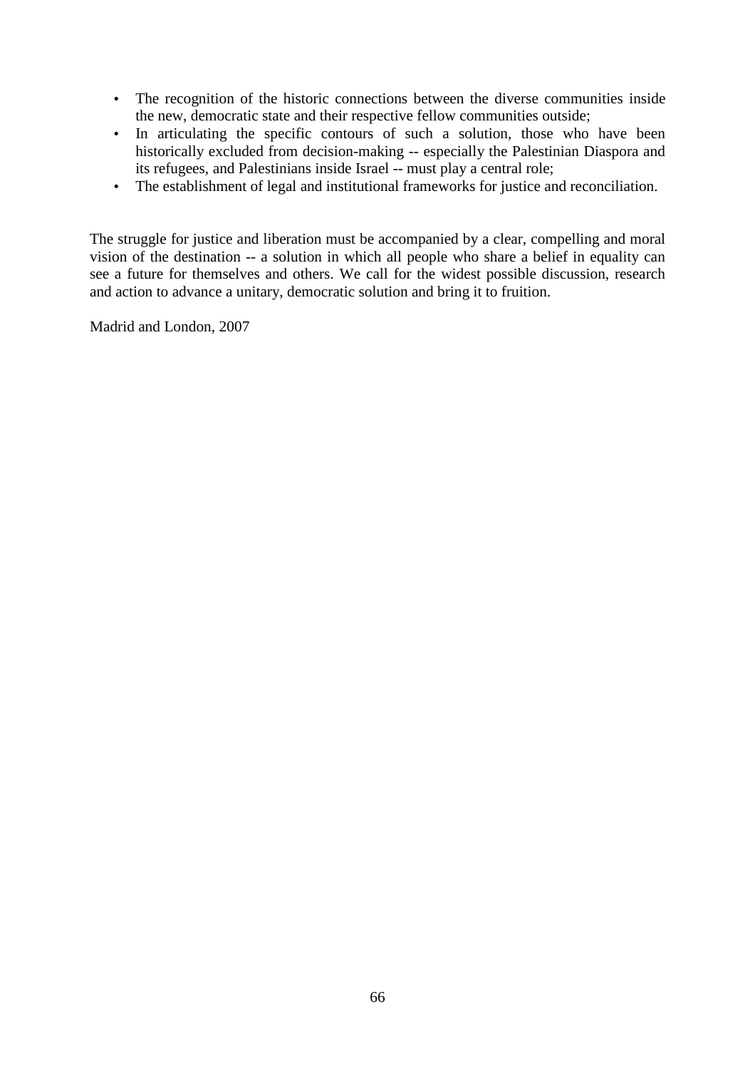- The recognition of the historic connections between the diverse communities inside the new, democratic state and their respective fellow communities outside;
- In articulating the specific contours of such a solution, those who have been historically excluded from decision-making -- especially the Palestinian Diaspora and its refugees, and Palestinians inside Israel -- must play a central role;
- The establishment of legal and institutional frameworks for justice and reconciliation.

The struggle for justice and liberation must be accompanied by a clear, compelling and moral vision of the destination -- a solution in which all people who share a belief in equality can see a future for themselves and others. We call for the widest possible discussion, research and action to advance a unitary, democratic solution and bring it to fruition.

Madrid and London, 2007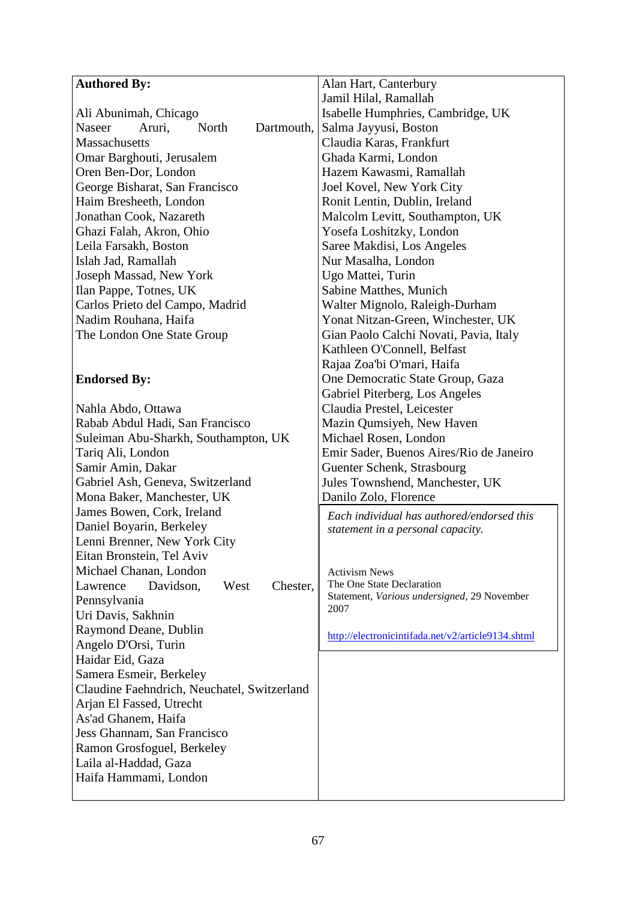**Authored By:**

Ali Abunimah, Chicago
Naseer Aruri, North Dartmouth, Massachusetts
Omar Barghouti, Jerusalem
Oren Ben-Dor, London
George Bisharat, San Francisco
Haim Bresheeth, London
Jonathan Cook, Nazareth
Ghazi Falah, Akron, Ohio
Leila Farsakh, Boston
Islah Jad, Ramallah
Joseph Massad, New York
Ilan Pappe, Totnes, UK
Carlos Prieto del Campo, Madrid
Nadim Rouhana, Haifa
The London One State Group

**Endorsed By:**

Nahla Abdo, Ottawa
Rabab Abdul Hadi, San Francisco
Suleiman Abu-Sharkh, Southampton, UK
Tariq Ali, London
Samir Amin, Dakar
Gabriel Ash, Geneva, Switzerland
Mona Baker, Manchester, UK
James Bowen, Cork, Ireland
Daniel Boyarin, Berkeley
Lenni Brenner, New York City
Eitan Bronstein, Tel Aviv
Michael Chanan, London
Lawrence Davidson, West Chester, Pennsylvania
Uri Davis, Sakhnin
Raymond Deane, Dublin
Angelo D'Orsi, Turin
Haidar Eid, Gaza
Samera Esmeir, Berkeley
Claudine Faehndrich, Neuchatel, Switzerland
Arjan El Fassed, Utrecht
As'ad Ghanem, Haifa
Jess Ghannam, San Francisco
Ramon Grosfoguel, Berkeley
Laila al-Haddad, Gaza
Haifa Hammami, London
Alan Hart, Canterbury
Jamil Hilal, Ramallah
Isabelle Humphries, Cambridge, UK
Salma Jayyusi, Boston
Claudia Karas, Frankfurt
Ghada Karmi, London
Hazem Kawasmi, Ramallah
Joel Kovel, New York City
Ronit Lentin, Dublin, Ireland
Malcolm Levitt, Southampton, UK
Yosefa Loshitzky, London
Saree Makdisi, Los Angeles
Nur Masalha, London
Ugo Mattei, Turin
Sabine Matthes, Munich
Walter Mignolo, Raleigh-Durham
Yonat Nitzan-Green, Winchester, UK
Gian Paolo Calchi Novati, Pavia, Italy
Kathleen O'Connell, Belfast
Rajaa Zoa'bi O'mari, Haifa
One Democratic State Group, Gaza
Gabriel Piterberg, Los Angeles
Claudia Prestel, Leicester
Mazin Qumsiyeh, New Haven
Michael Rosen, London
Emir Sader, Buenos Aires/Rio de Janeiro
Guenter Schenk, Strasbourg
Jules Townshend, Manchester, UK
Danilo Zolo, Florence

*Each individual has authored/endorsed this statement in a personal capacity.*

Activism News
The One State Declaration
Statement, *Various undersigned,* 29 November 2007

http://electronicintifada.net/v2/article9134.shtml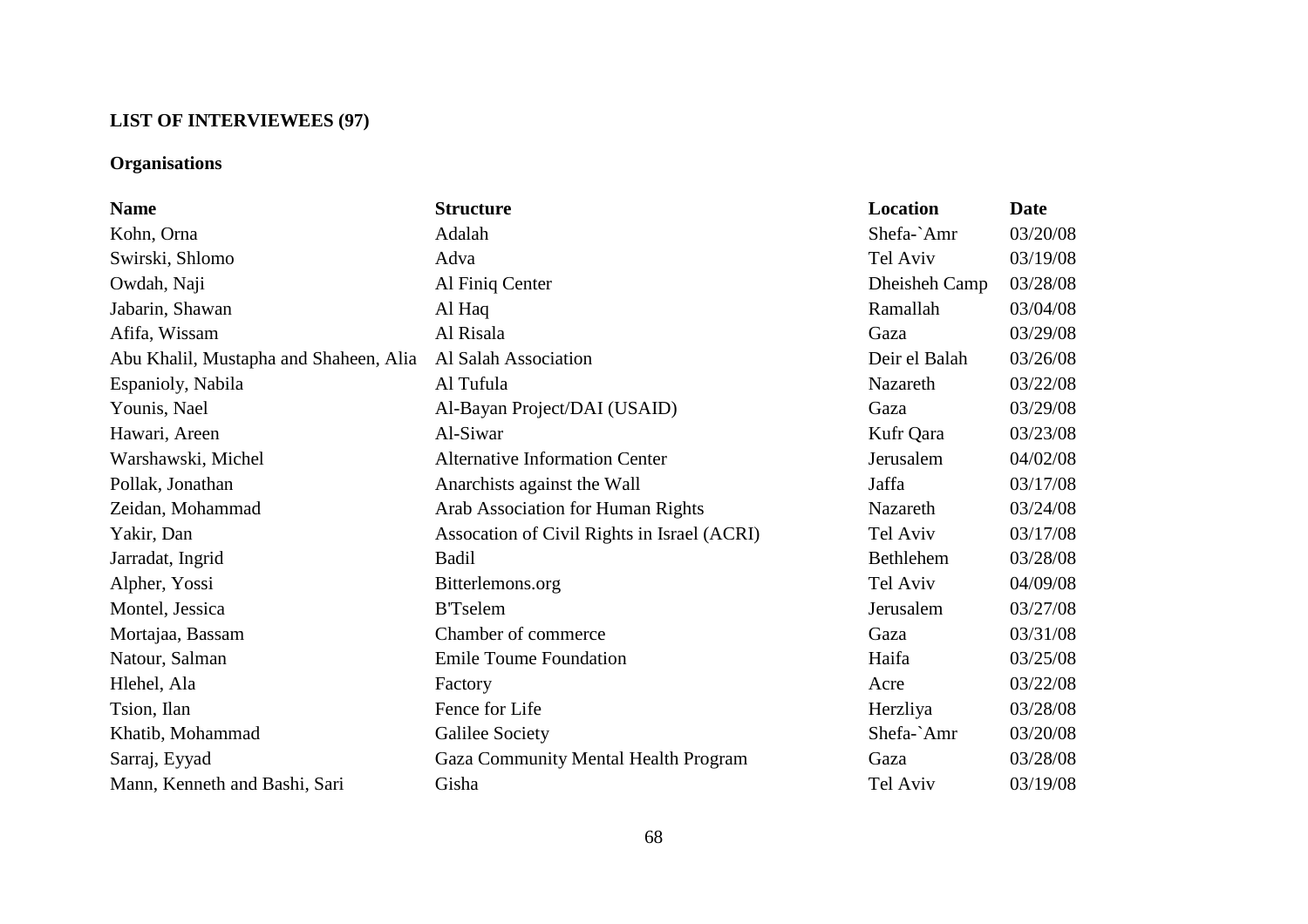**LIST OF INTERVIEWEES (97)**

**Organisations**

| Name | Structure | Location | Date |
|---|---|---|---|
| Kohn, Orna | Adalah | Shefa-`Amr | 03/20/08 |
| Swirski, Shlomo | Adva | Tel Aviv | 03/19/08 |
| Owdah, Naji | Al Finiq Center | Dheisheh Camp | 03/28/08 |
| Jabarin, Shawan | Al Haq | Ramallah | 03/04/08 |
| Afifa, Wissam | Al Risala | Gaza | 03/29/08 |
| Abu Khalil, Mustapha and Shaheen, Alia | Al Salah Association | Deir el Balah | 03/26/08 |
| Espanioly, Nabila | Al Tufula | Nazareth | 03/22/08 |
| Younis, Nael | Al-Bayan Project/DAI (USAID) | Gaza | 03/29/08 |
| Hawari, Areen | Al-Siwar | Kufr Qara | 03/23/08 |
| Warshawski, Michel | Alternative Information Center | Jerusalem | 04/02/08 |
| Pollak, Jonathan | Anarchists against the Wall | Jaffa | 03/17/08 |
| Zeidan, Mohammad | Arab Association for Human Rights | Nazareth | 03/24/08 |
| Yakir, Dan | Assocation of Civil Rights in Israel (ACRI) | Tel Aviv | 03/17/08 |
| Jarradat, Ingrid | Badil | Bethlehem | 03/28/08 |
| Alpher, Yossi | Bitterlemons.org | Tel Aviv | 04/09/08 |
| Montel, Jessica | B'Tselem | Jerusalem | 03/27/08 |
| Mortajaa, Bassam | Chamber of commerce | Gaza | 03/31/08 |
| Natour, Salman | Emile Toume Foundation | Haifa | 03/25/08 |
| Hlehel, Ala | Factory | Acre | 03/22/08 |
| Tsion, Ilan | Fence for Life | Herzliya | 03/28/08 |
| Khatib, Mohammad | Galilee Society | Shefa-`Amr | 03/20/08 |
| Sarraj, Eyyad | Gaza Community Mental Health Program | Gaza | 03/28/08 |
| Mann, Kenneth and Bashi, Sari | Gisha | Tel Aviv | 03/19/08 |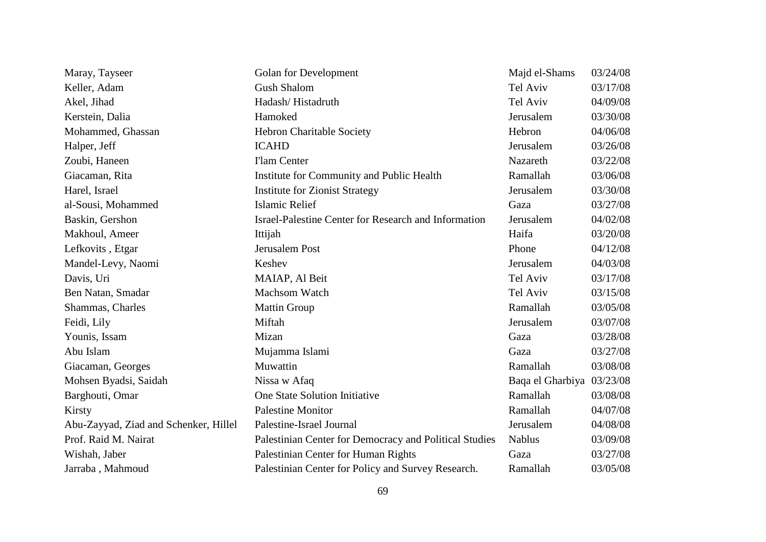| | | | |
|---|---|---|---|
| Maray, Tayseer | Golan for Development | Majd el-Shams | 03/24/08 |
| Keller, Adam | Gush Shalom | Tel Aviv | 03/17/08 |
| Akel, Jihad | Hadash/ Histadruth | Tel Aviv | 04/09/08 |
| Kerstein, Dalia | Hamoked | Jerusalem | 03/30/08 |
| Mohammed, Ghassan | Hebron Charitable Society | Hebron | 04/06/08 |
| Halper, Jeff | ICAHD | Jerusalem | 03/26/08 |
| Zoubi, Haneen | I'lam Center | Nazareth | 03/22/08 |
| Giacaman, Rita | Institute for Community and Public Health | Ramallah | 03/06/08 |
| Harel, Israel | Institute for Zionist Strategy | Jerusalem | 03/30/08 |
| al-Sousi, Mohammed | Islamic Relief | Gaza | 03/27/08 |
| Baskin, Gershon | Israel-Palestine Center for Research and Information | Jerusalem | 04/02/08 |
| Makhoul, Ameer | Ittijah | Haifa | 03/20/08 |
| Lefkovits , Etgar | Jerusalem Post | Phone | 04/12/08 |
| Mandel-Levy, Naomi | Keshev | Jerusalem | 04/03/08 |
| Davis, Uri | MAIAP, Al Beit | Tel Aviv | 03/17/08 |
| Ben Natan, Smadar | Machsom Watch | Tel Aviv | 03/15/08 |
| Shammas, Charles | Mattin Group | Ramallah | 03/05/08 |
| Feidi, Lily | Miftah | Jerusalem | 03/07/08 |
| Younis, Issam | Mizan | Gaza | 03/28/08 |
| Abu Islam | Mujamma Islami | Gaza | 03/27/08 |
| Giacaman, Georges | Muwattin | Ramallah | 03/08/08 |
| Mohsen Byadsi, Saidah | Nissa w Afaq | Baqa el Gharbiya | 03/23/08 |
| Barghouti, Omar | One State Solution Initiative | Ramallah | 03/08/08 |
| Kirsty | Palestine Monitor | Ramallah | 04/07/08 |
| Abu-Zayyad, Ziad and Schenker, Hillel | Palestine-Israel Journal | Jerusalem | 04/08/08 |
| Prof. Raid M. Nairat | Palestinian Center for Democracy and Political Studies | Nablus | 03/09/08 |
| Wishah, Jaber | Palestinian Center for Human Rights | Gaza | 03/27/08 |
| Jarraba , Mahmoud | Palestinian Center for Policy and Survey Research. | Ramallah | 03/05/08 |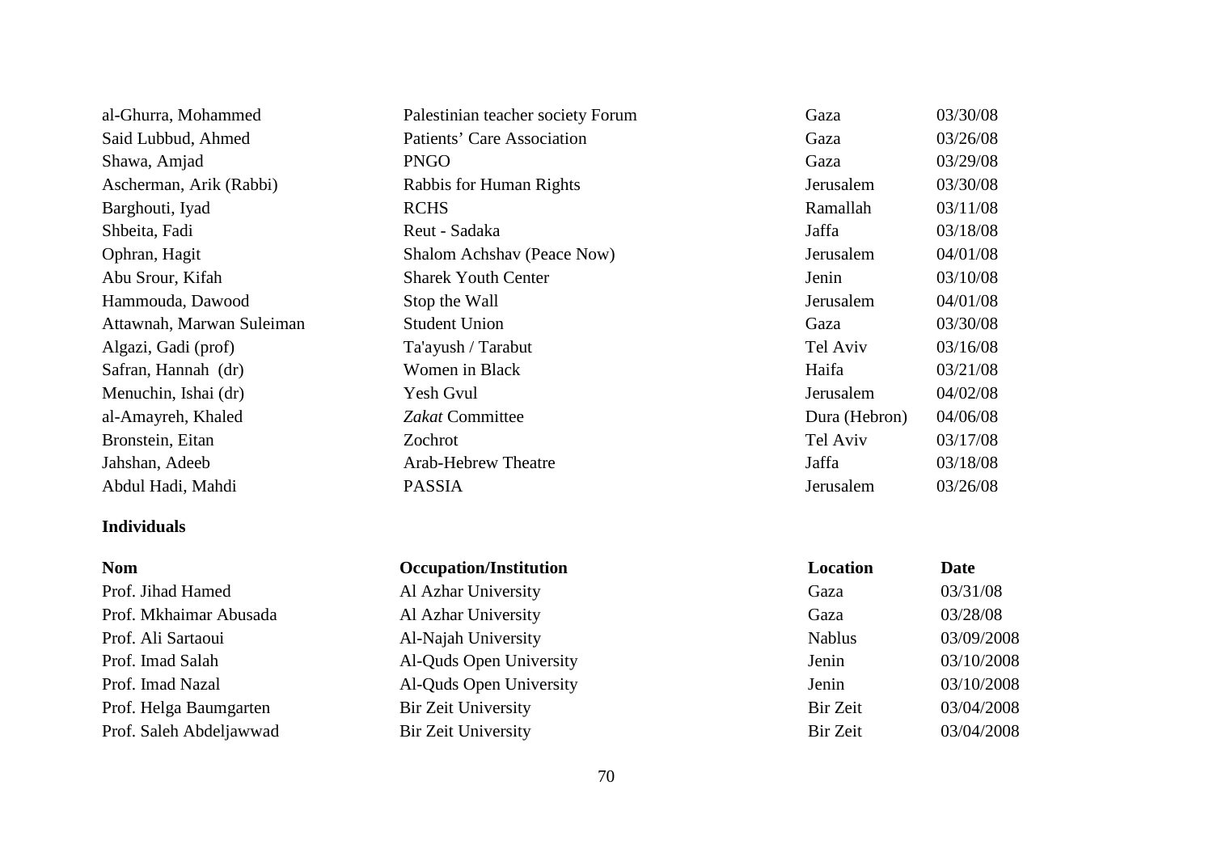| | | | |
|---|---|---|---|
| al-Ghurra, Mohammed | Palestinian teacher society Forum | Gaza | 03/30/08 |
| Said Lubbud, Ahmed | Patients' Care Association | Gaza | 03/26/08 |
| Shawa, Amjad | PNGO | Gaza | 03/29/08 |
| Ascherman, Arik (Rabbi) | Rabbis for Human Rights | Jerusalem | 03/30/08 |
| Barghouti, Iyad | RCHS | Ramallah | 03/11/08 |
| Shbeita, Fadi | Reut - Sadaka | Jaffa | 03/18/08 |
| Ophran, Hagit | Shalom Achshav (Peace Now) | Jerusalem | 04/01/08 |
| Abu Srour, Kifah | Sharek Youth Center | Jenin | 03/10/08 |
| Hammouda, Dawood | Stop the Wall | Jerusalem | 04/01/08 |
| Attawnah, Marwan Suleiman | Student Union | Gaza | 03/30/08 |
| Algazi, Gadi (prof) | Ta'ayush / Tarabut | Tel Aviv | 03/16/08 |
| Safran, Hannah (dr) | Women in Black | Haifa | 03/21/08 |
| Menuchin, Ishai (dr) | Yesh Gvul | Jerusalem | 04/02/08 |
| al-Amayreh, Khaled | *Zakat* Committee | Dura (Hebron) | 04/06/08 |
| Bronstein, Eitan | Zochrot | Tel Aviv | 03/17/08 |
| Jahshan, Adeeb | Arab-Hebrew Theatre | Jaffa | 03/18/08 |
| Abdul Hadi, Mahdi | PASSIA | Jerusalem | 03/26/08 |

**Individuals**

| **Nom** | **Occupation/Institution** | **Location** | **Date** |
|---|---|---|---|
| Prof. Jihad Hamed | Al Azhar University | Gaza | 03/31/08 |
| Prof. Mkhaimar Abusada | Al Azhar University | Gaza | 03/28/08 |
| Prof. Ali Sartaoui | Al-Najah University | Nablus | 03/09/2008 |
| Prof. Imad Salah | Al-Quds Open University | Jenin | 03/10/2008 |
| Prof. Imad Nazal | Al-Quds Open University | Jenin | 03/10/2008 |
| Prof. Helga Baumgarten | Bir Zeit University | Bir Zeit | 03/04/2008 |
| Prof. Saleh Abdeljawwad | Bir Zeit University | Bir Zeit | 03/04/2008 |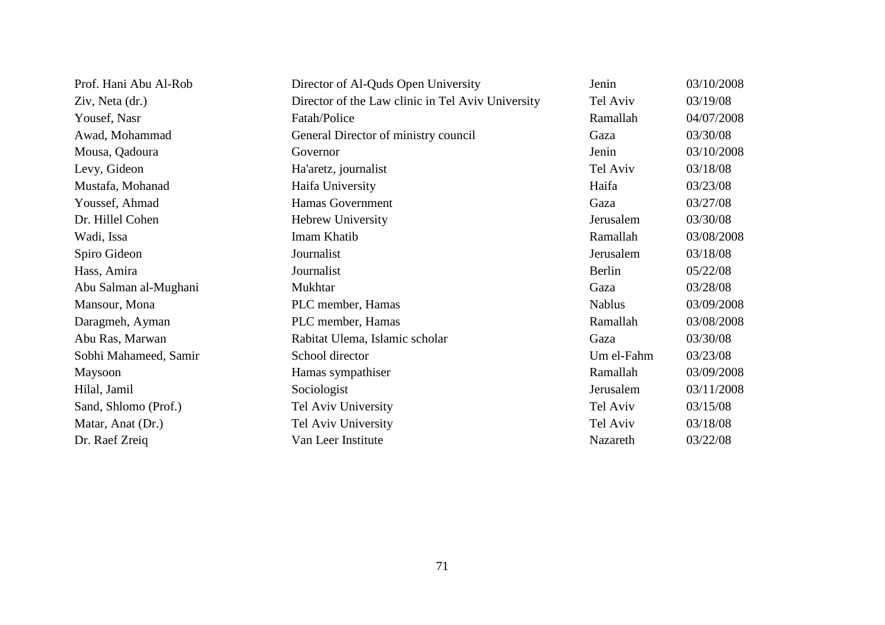| | | | |
|---|---|---|---|
| Prof. Hani Abu Al-Rob | Director of Al-Quds Open University | Jenin | 03/10/2008 |
| Ziv, Neta (dr.) | Director of the Law clinic in Tel Aviv University | Tel Aviv | 03/19/08 |
| Yousef, Nasr | Fatah/Police | Ramallah | 04/07/2008 |
| Awad, Mohammad | General Director of ministry council | Gaza | 03/30/08 |
| Mousa, Qadoura | Governor | Jenin | 03/10/2008 |
| Levy, Gideon | Ha'aretz, journalist | Tel Aviv | 03/18/08 |
| Mustafa, Mohanad | Haifa University | Haifa | 03/23/08 |
| Youssef, Ahmad | Hamas Government | Gaza | 03/27/08 |
| Dr. Hillel Cohen | Hebrew University | Jerusalem | 03/30/08 |
| Wadi, Issa | Imam Khatib | Ramallah | 03/08/2008 |
| Spiro Gideon | Journalist | Jerusalem | 03/18/08 |
| Hass, Amira | Journalist | Berlin | 05/22/08 |
| Abu Salman al-Mughani | Mukhtar | Gaza | 03/28/08 |
| Mansour, Mona | PLC member, Hamas | Nablus | 03/09/2008 |
| Daragmeh, Ayman | PLC member, Hamas | Ramallah | 03/08/2008 |
| Abu Ras, Marwan | Rabitat Ulema, Islamic scholar | Gaza | 03/30/08 |
| Sobhi Mahameed, Samir | School director | Um el-Fahm | 03/23/08 |
| Maysoon | Hamas sympathiser | Ramallah | 03/09/2008 |
| Hilal, Jamil | Sociologist | Jerusalem | 03/11/2008 |
| Sand, Shlomo (Prof.) | Tel Aviv University | Tel Aviv | 03/15/08 |
| Matar, Anat (Dr.) | Tel Aviv University | Tel Aviv | 03/18/08 |
| Dr. Raef Zreiq | Van Leer Institute | Nazareth | 03/22/08 |